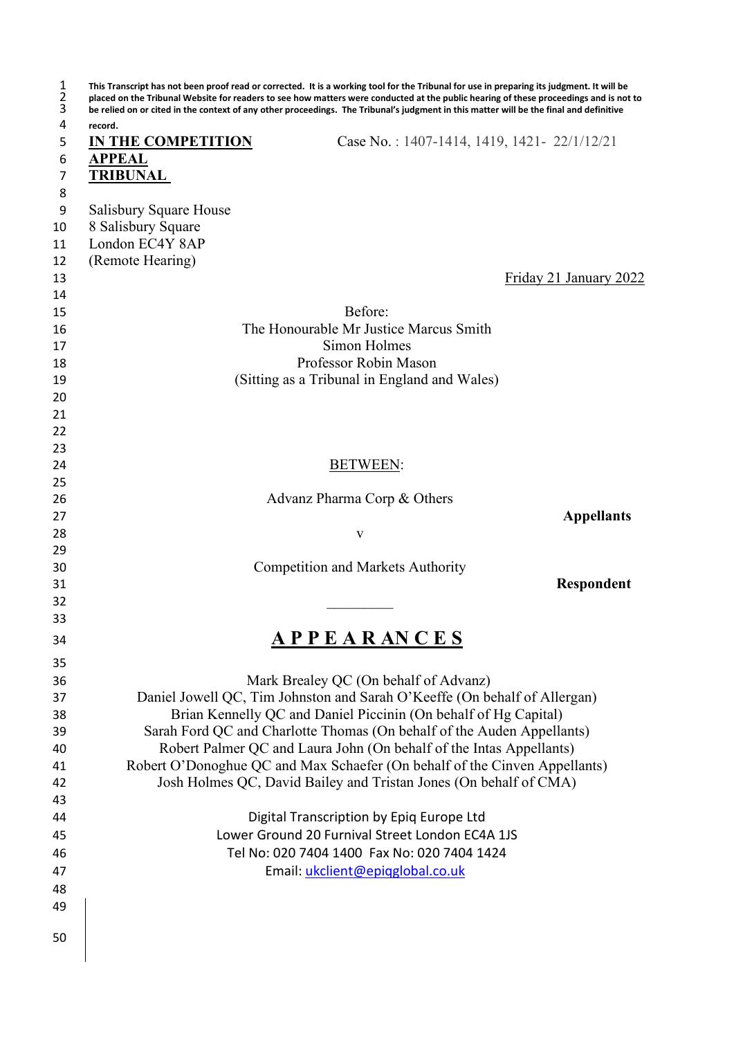**This Transcript has not been proof read or corrected. It is a working tool for the Tribunal for use in preparing its judgment. It will be placed on the Tribunal Website for readers to see how matters were conducted at the public hearing of these proceedings and is not to be relied on or cited in the context of any other proceedings. The Tribunal's judgment in this matter will be the final and definitive record.**

**IN THE COMPETITION APPEAL TRIBUNAL**

Case No. : 1407-1414, 1419, 1421- 22/1/12/21

Salisbury Square House
8 Salisbury Square
London EC4Y 8AP
(Remote Hearing)

Friday 21 January 2022

Before:

The Honourable Mr Justice Marcus Smith
Simon Holmes
Professor Robin Mason
(Sitting as a Tribunal in England and Wales)

BETWEEN:

Advanz Pharma Corp & Others

**Appellants**

v

Competition and Markets Authority

**Respondent**

_________

**A P P E A R AN C E S**

Mark Brealey QC (On behalf of Advanz)
Daniel Jowell QC, Tim Johnston and Sarah O'Keeffe (On behalf of Allergan)
Brian Kennelly QC and Daniel Piccinin (On behalf of Hg Capital)
Sarah Ford QC and Charlotte Thomas (On behalf of the Auden Appellants)
Robert Palmer QC and Laura John (On behalf of the Intas Appellants)
Robert O'Donoghue QC and Max Schaefer (On behalf of the Cinven Appellants)
Josh Holmes QC, David Bailey and Tristan Jones (On behalf of CMA)

Digital Transcription by Epiq Europe Ltd
Lower Ground 20 Furnival Street London EC4A 1JS
Tel No: 020 7404 1400 Fax No: 020 7404 1424
Email: ukclient@epiqglobal.co.uk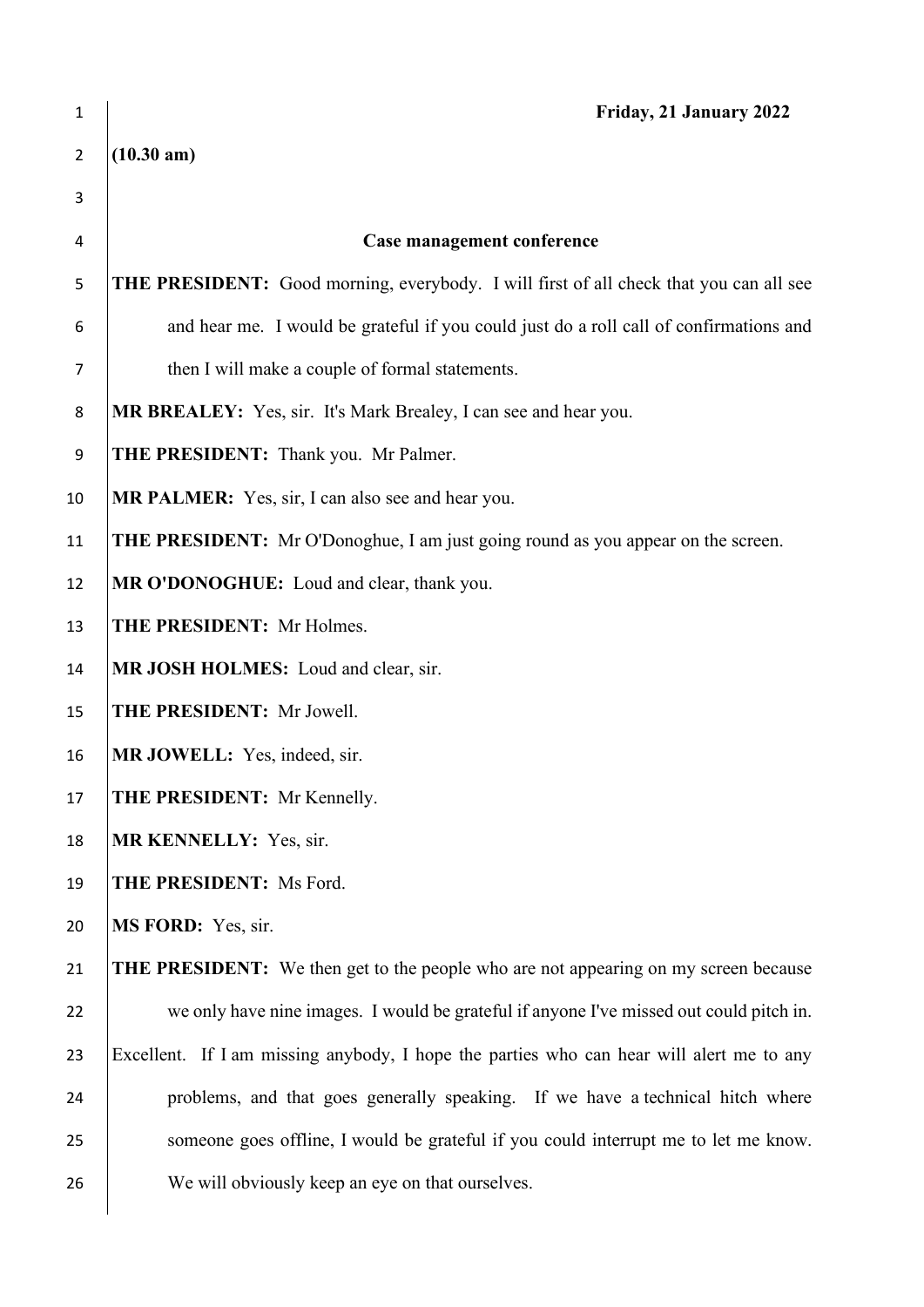**Friday, 21 January 2022**

**(10.30 am)**

**Case management conference**

**THE PRESIDENT:** Good morning, everybody. I will first of all check that you can all see and hear me. I would be grateful if you could just do a roll call of confirmations and then I will make a couple of formal statements.

**MR BREALEY:** Yes, sir. It's Mark Brealey, I can see and hear you.

**THE PRESIDENT:** Thank you. Mr Palmer.

**MR PALMER:** Yes, sir, I can also see and hear you.

**THE PRESIDENT:** Mr O'Donoghue, I am just going round as you appear on the screen.

**MR O'DONOGHUE:** Loud and clear, thank you.

**THE PRESIDENT:** Mr Holmes.

**MR JOSH HOLMES:** Loud and clear, sir.

**THE PRESIDENT:** Mr Jowell.

**MR JOWELL:** Yes, indeed, sir.

**THE PRESIDENT:** Mr Kennelly.

**MR KENNELLY:** Yes, sir.

**THE PRESIDENT:** Ms Ford.

**MS FORD:** Yes, sir.

**THE PRESIDENT:** We then get to the people who are not appearing on my screen because we only have nine images. I would be grateful if anyone I've missed out could pitch in. Excellent. If I am missing anybody, I hope the parties who can hear will alert me to any problems, and that goes generally speaking. If we have a technical hitch where someone goes offline, I would be grateful if you could interrupt me to let me know. We will obviously keep an eye on that ourselves.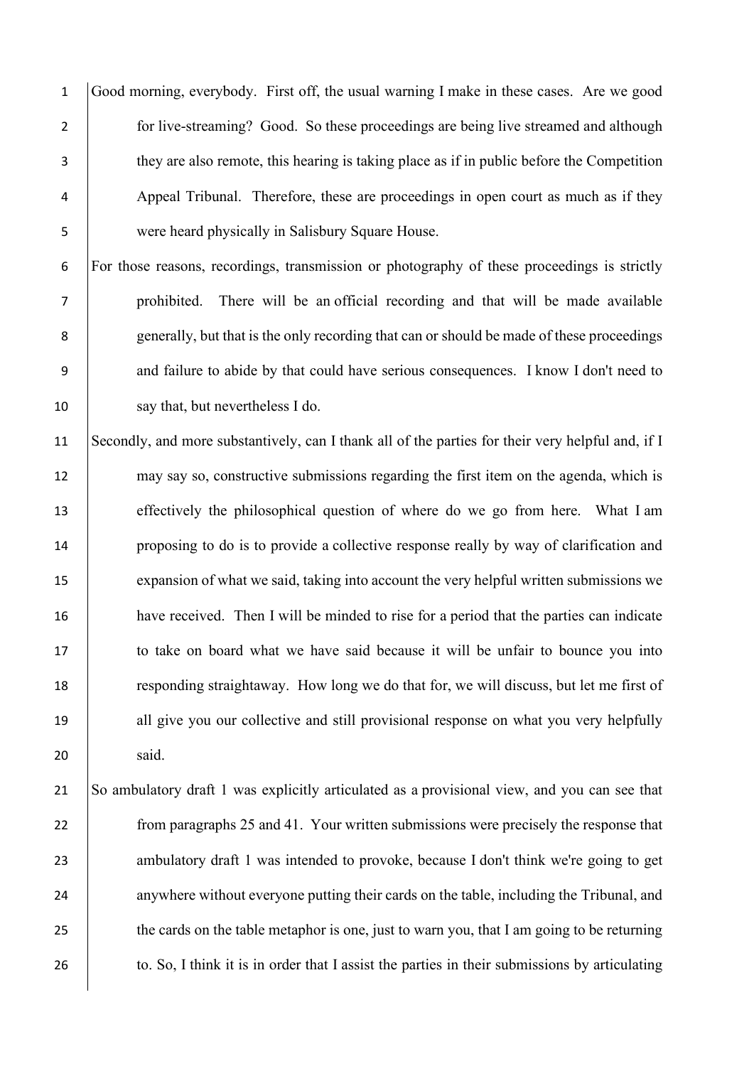Good morning, everybody. First off, the usual warning I make in these cases. Are we good for live-streaming? Good. So these proceedings are being live streamed and although they are also remote, this hearing is taking place as if in public before the Competition Appeal Tribunal. Therefore, these are proceedings in open court as much as if they were heard physically in Salisbury Square House.

For those reasons, recordings, transmission or photography of these proceedings is strictly prohibited. There will be an official recording and that will be made available generally, but that is the only recording that can or should be made of these proceedings and failure to abide by that could have serious consequences. I know I don't need to say that, but nevertheless I do.

Secondly, and more substantively, can I thank all of the parties for their very helpful and, if I may say so, constructive submissions regarding the first item on the agenda, which is effectively the philosophical question of where do we go from here. What I am proposing to do is to provide a collective response really by way of clarification and expansion of what we said, taking into account the very helpful written submissions we have received. Then I will be minded to rise for a period that the parties can indicate to take on board what we have said because it will be unfair to bounce you into responding straightaway. How long we do that for, we will discuss, but let me first of all give you our collective and still provisional response on what you very helpfully said.

So ambulatory draft 1 was explicitly articulated as a provisional view, and you can see that from paragraphs 25 and 41. Your written submissions were precisely the response that ambulatory draft 1 was intended to provoke, because I don't think we're going to get anywhere without everyone putting their cards on the table, including the Tribunal, and the cards on the table metaphor is one, just to warn you, that I am going to be returning to. So, I think it is in order that I assist the parties in their submissions by articulating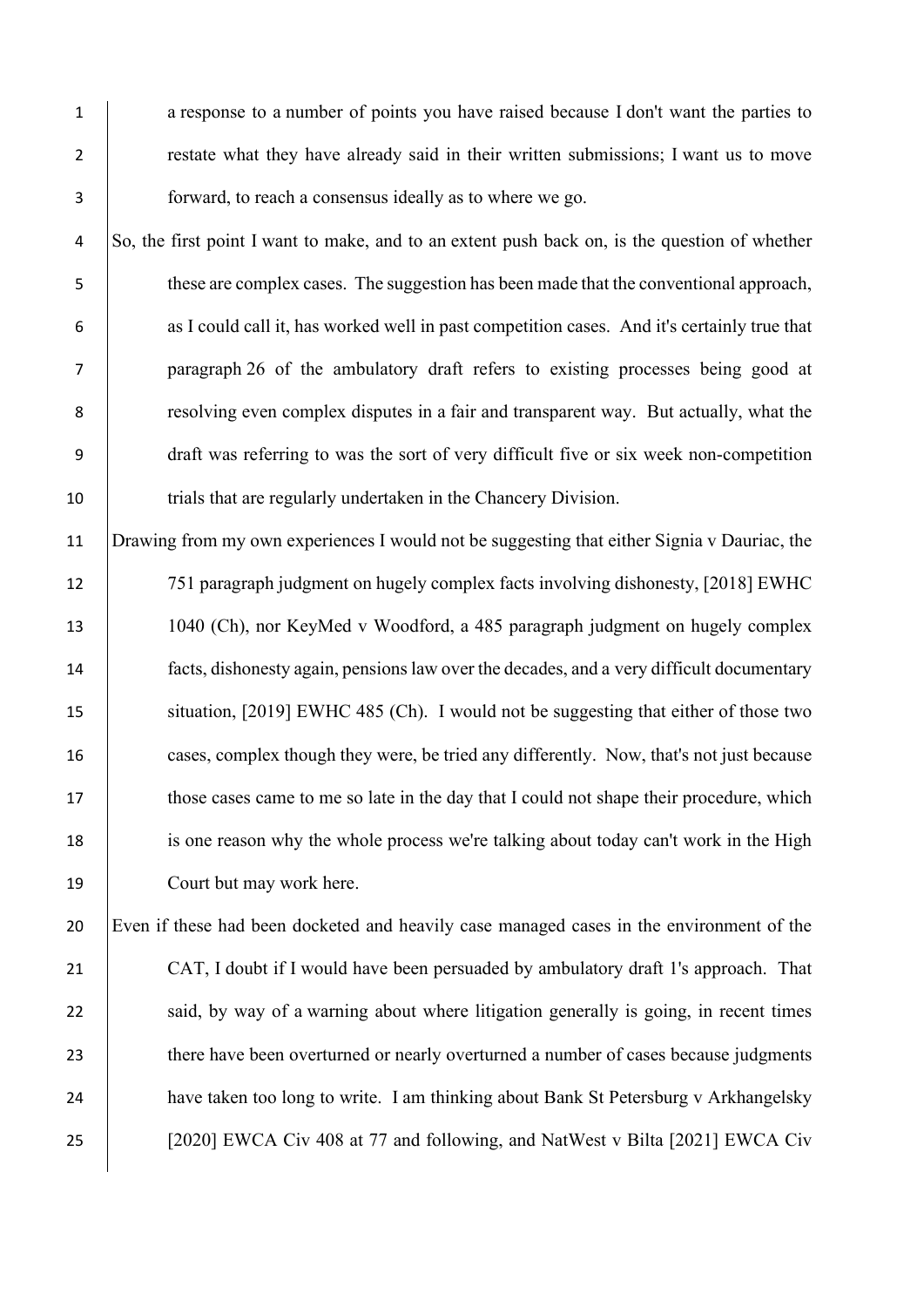a response to a number of points you have raised because I don't want the parties to restate what they have already said in their written submissions; I want us to move forward, to reach a consensus ideally as to where we go.

So, the first point I want to make, and to an extent push back on, is the question of whether these are complex cases. The suggestion has been made that the conventional approach, as I could call it, has worked well in past competition cases. And it's certainly true that paragraph 26 of the ambulatory draft refers to existing processes being good at resolving even complex disputes in a fair and transparent way. But actually, what the draft was referring to was the sort of very difficult five or six week non-competition trials that are regularly undertaken in the Chancery Division.

Drawing from my own experiences I would not be suggesting that either Signia v Dauriac, the 751 paragraph judgment on hugely complex facts involving dishonesty, [2018] EWHC 1040 (Ch), nor KeyMed v Woodford, a 485 paragraph judgment on hugely complex facts, dishonesty again, pensions law over the decades, and a very difficult documentary situation, [2019] EWHC 485 (Ch). I would not be suggesting that either of those two cases, complex though they were, be tried any differently. Now, that's not just because those cases came to me so late in the day that I could not shape their procedure, which is one reason why the whole process we're talking about today can't work in the High Court but may work here.

Even if these had been docketed and heavily case managed cases in the environment of the CAT, I doubt if I would have been persuaded by ambulatory draft 1's approach. That said, by way of a warning about where litigation generally is going, in recent times there have been overturned or nearly overturned a number of cases because judgments have taken too long to write. I am thinking about Bank St Petersburg v Arkhangelsky [2020] EWCA Civ 408 at 77 and following, and NatWest v Bilta [2021] EWCA Civ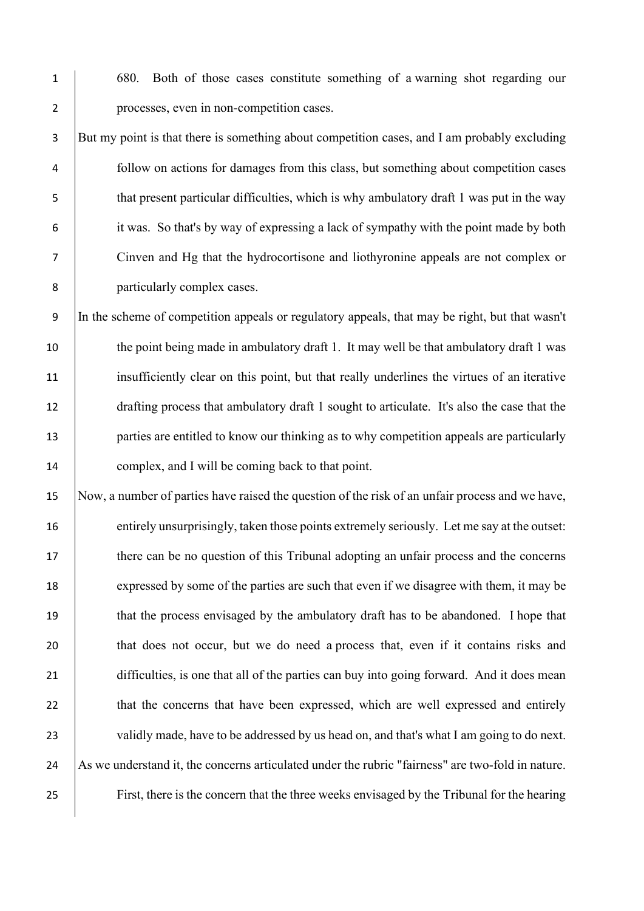680. Both of those cases constitute something of a warning shot regarding our processes, even in non-competition cases.

But my point is that there is something about competition cases, and I am probably excluding follow on actions for damages from this class, but something about competition cases that present particular difficulties, which is why ambulatory draft 1 was put in the way it was. So that's by way of expressing a lack of sympathy with the point made by both Cinven and Hg that the hydrocortisone and liothyronine appeals are not complex or particularly complex cases.

In the scheme of competition appeals or regulatory appeals, that may be right, but that wasn't the point being made in ambulatory draft 1. It may well be that ambulatory draft 1 was insufficiently clear on this point, but that really underlines the virtues of an iterative drafting process that ambulatory draft 1 sought to articulate. It's also the case that the parties are entitled to know our thinking as to why competition appeals are particularly complex, and I will be coming back to that point.

Now, a number of parties have raised the question of the risk of an unfair process and we have, entirely unsurprisingly, taken those points extremely seriously. Let me say at the outset: there can be no question of this Tribunal adopting an unfair process and the concerns expressed by some of the parties are such that even if we disagree with them, it may be that the process envisaged by the ambulatory draft has to be abandoned. I hope that that does not occur, but we do need a process that, even if it contains risks and difficulties, is one that all of the parties can buy into going forward. And it does mean that the concerns that have been expressed, which are well expressed and entirely validly made, have to be addressed by us head on, and that's what I am going to do next.

As we understand it, the concerns articulated under the rubric "fairness" are two-fold in nature. First, there is the concern that the three weeks envisaged by the Tribunal for the hearing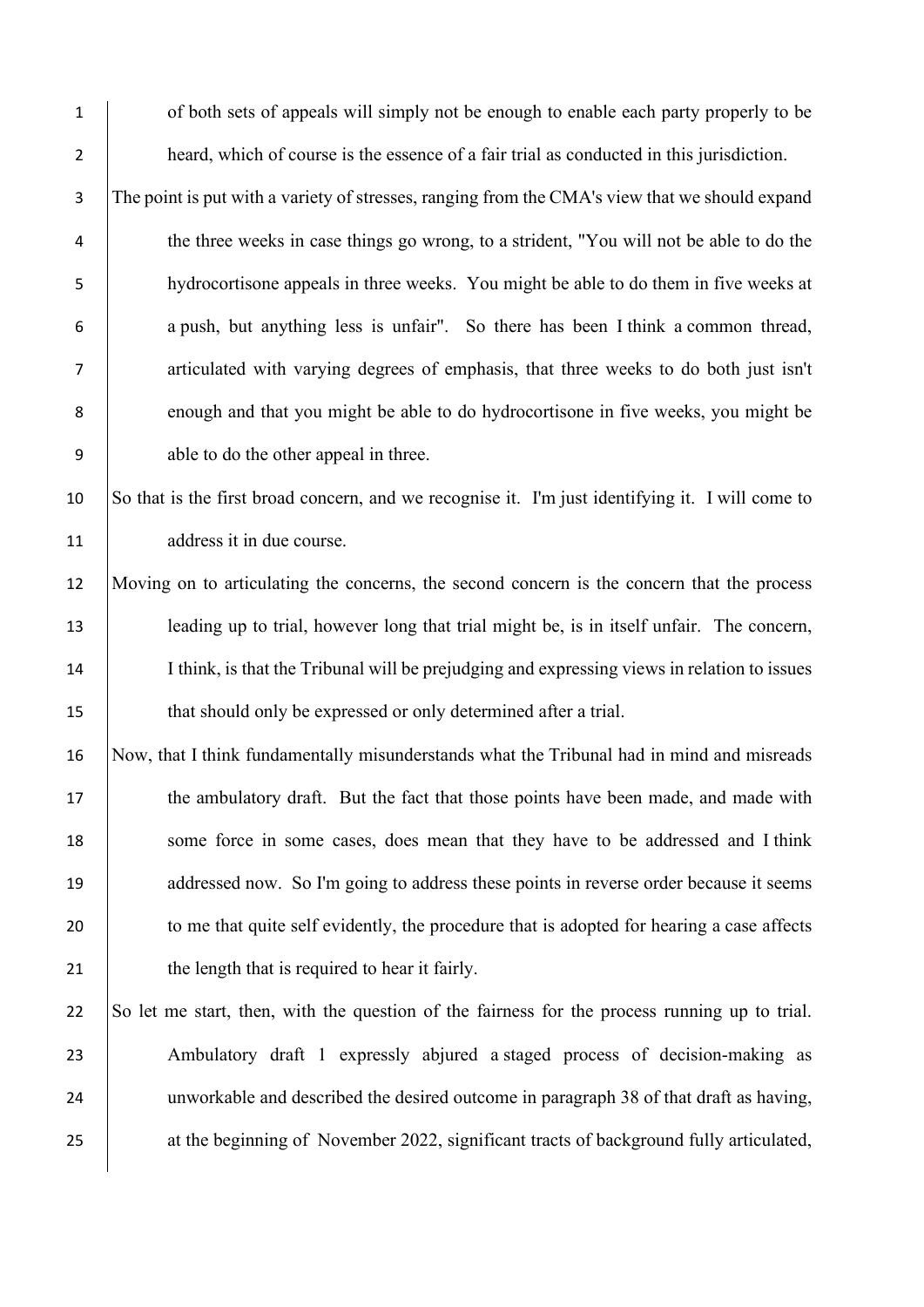of both sets of appeals will simply not be enough to enable each party properly to be heard, which of course is the essence of a fair trial as conducted in this jurisdiction.

The point is put with a variety of stresses, ranging from the CMA's view that we should expand the three weeks in case things go wrong, to a strident, "You will not be able to do the hydrocortisone appeals in three weeks. You might be able to do them in five weeks at a push, but anything less is unfair". So there has been I think a common thread, articulated with varying degrees of emphasis, that three weeks to do both just isn't enough and that you might be able to do hydrocortisone in five weeks, you might be able to do the other appeal in three.

So that is the first broad concern, and we recognise it. I'm just identifying it. I will come to address it in due course.

Moving on to articulating the concerns, the second concern is the concern that the process leading up to trial, however long that trial might be, is in itself unfair. The concern, I think, is that the Tribunal will be prejudging and expressing views in relation to issues that should only be expressed or only determined after a trial.

Now, that I think fundamentally misunderstands what the Tribunal had in mind and misreads the ambulatory draft. But the fact that those points have been made, and made with some force in some cases, does mean that they have to be addressed and I think addressed now. So I'm going to address these points in reverse order because it seems to me that quite self evidently, the procedure that is adopted for hearing a case affects the length that is required to hear it fairly.

So let me start, then, with the question of the fairness for the process running up to trial. Ambulatory draft 1 expressly abjured a staged process of decision-making as unworkable and described the desired outcome in paragraph 38 of that draft as having, at the beginning of November 2022, significant tracts of background fully articulated,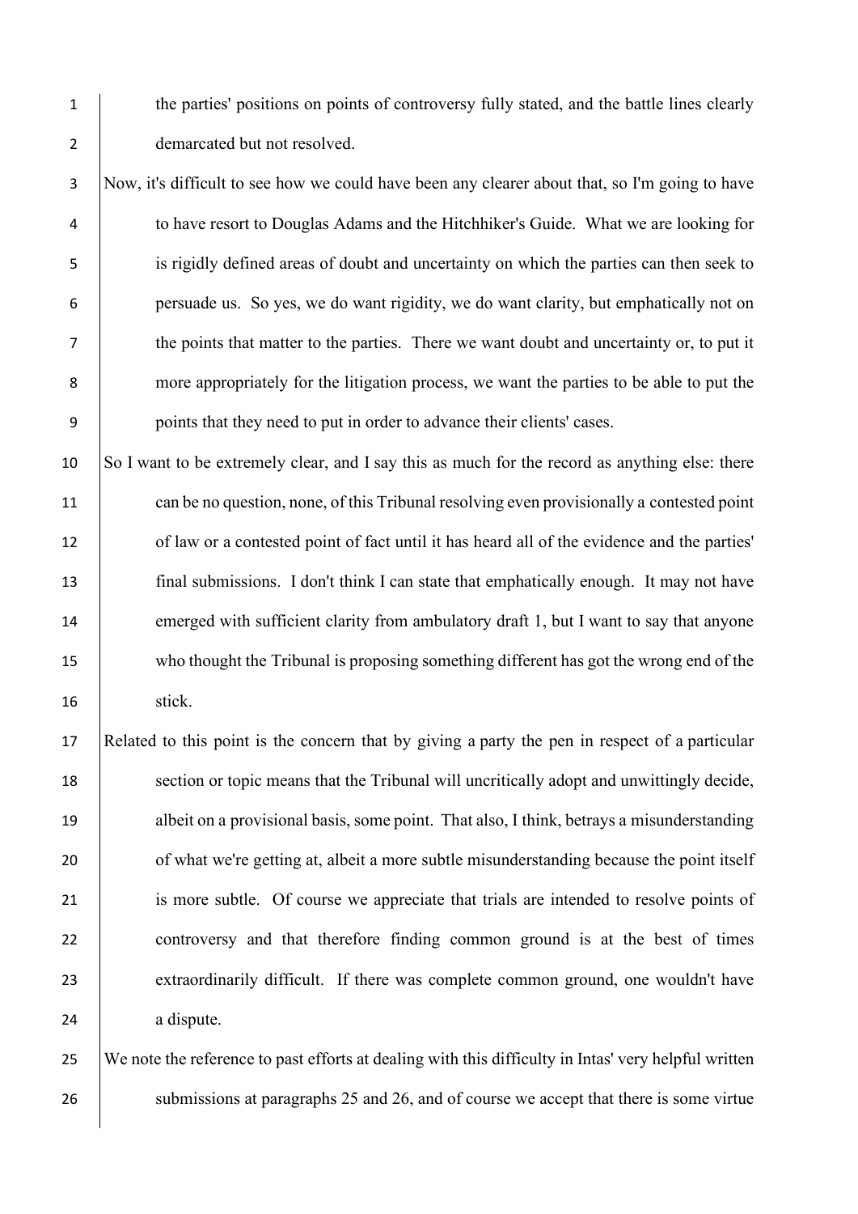the parties' positions on points of controversy fully stated, and the battle lines clearly demarcated but not resolved.

Now, it's difficult to see how we could have been any clearer about that, so I'm going to have to have resort to Douglas Adams and the Hitchhiker's Guide. What we are looking for is rigidly defined areas of doubt and uncertainty on which the parties can then seek to persuade us. So yes, we do want rigidity, we do want clarity, but emphatically not on the points that matter to the parties. There we want doubt and uncertainty or, to put it more appropriately for the litigation process, we want the parties to be able to put the points that they need to put in order to advance their clients' cases.

So I want to be extremely clear, and I say this as much for the record as anything else: there can be no question, none, of this Tribunal resolving even provisionally a contested point of law or a contested point of fact until it has heard all of the evidence and the parties' final submissions. I don't think I can state that emphatically enough. It may not have emerged with sufficient clarity from ambulatory draft 1, but I want to say that anyone who thought the Tribunal is proposing something different has got the wrong end of the stick.

Related to this point is the concern that by giving a party the pen in respect of a particular section or topic means that the Tribunal will uncritically adopt and unwittingly decide, albeit on a provisional basis, some point. That also, I think, betrays a misunderstanding of what we're getting at, albeit a more subtle misunderstanding because the point itself is more subtle. Of course we appreciate that trials are intended to resolve points of controversy and that therefore finding common ground is at the best of times extraordinarily difficult. If there was complete common ground, one wouldn't have a dispute.

We note the reference to past efforts at dealing with this difficulty in Intas' very helpful written submissions at paragraphs 25 and 26, and of course we accept that there is some virtue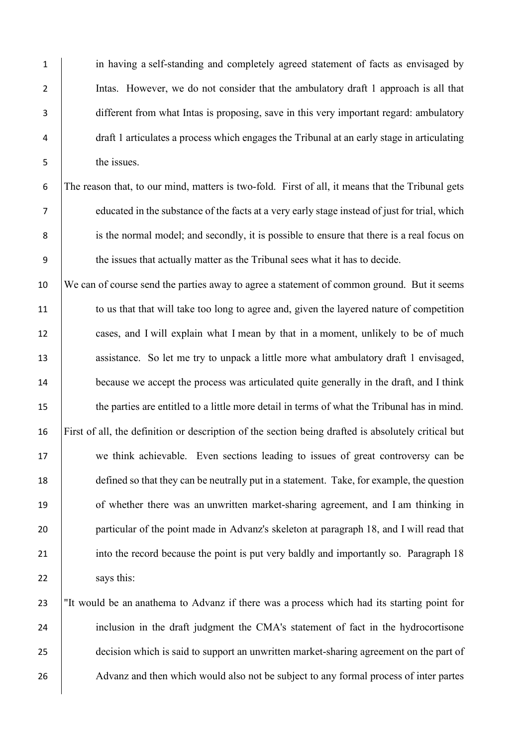in having a self-standing and completely agreed statement of facts as envisaged by Intas. However, we do not consider that the ambulatory draft 1 approach is all that different from what Intas is proposing, save in this very important regard: ambulatory draft 1 articulates a process which engages the Tribunal at an early stage in articulating the issues.

The reason that, to our mind, matters is two-fold. First of all, it means that the Tribunal gets educated in the substance of the facts at a very early stage instead of just for trial, which is the normal model; and secondly, it is possible to ensure that there is a real focus on the issues that actually matter as the Tribunal sees what it has to decide.

We can of course send the parties away to agree a statement of common ground. But it seems to us that that will take too long to agree and, given the layered nature of competition cases, and I will explain what I mean by that in a moment, unlikely to be of much assistance. So let me try to unpack a little more what ambulatory draft 1 envisaged, because we accept the process was articulated quite generally in the draft, and I think the parties are entitled to a little more detail in terms of what the Tribunal has in mind.

First of all, the definition or description of the section being drafted is absolutely critical but we think achievable. Even sections leading to issues of great controversy can be defined so that they can be neutrally put in a statement. Take, for example, the question of whether there was an unwritten market-sharing agreement, and I am thinking in particular of the point made in Advanz's skeleton at paragraph 18, and I will read that into the record because the point is put very baldly and importantly so. Paragraph 18 says this:

"It would be an anathema to Advanz if there was a process which had its starting point for inclusion in the draft judgment the CMA's statement of fact in the hydrocortisone decision which is said to support an unwritten market-sharing agreement on the part of Advanz and then which would also not be subject to any formal process of inter partes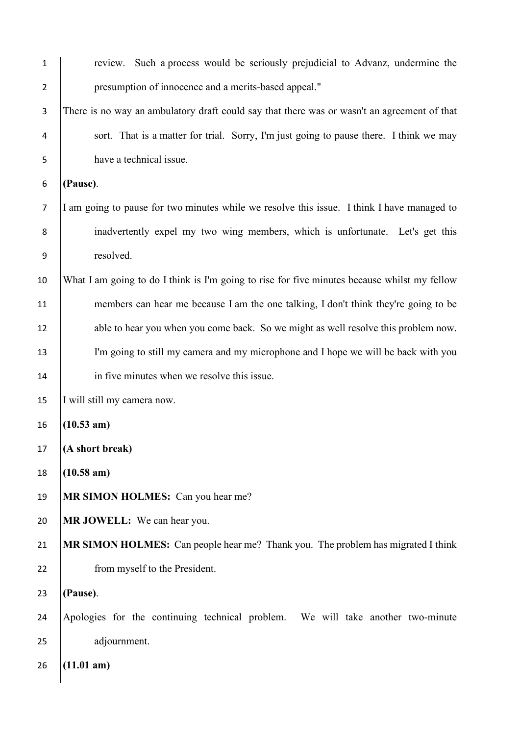review. Such a process would be seriously prejudicial to Advanz, undermine the presumption of innocence and a merits-based appeal."

There is no way an ambulatory draft could say that there was or wasn't an agreement of that sort. That is a matter for trial. Sorry, I'm just going to pause there. I think we may have a technical issue.

**(Pause)**.

I am going to pause for two minutes while we resolve this issue. I think I have managed to inadvertently expel my two wing members, which is unfortunate. Let's get this resolved.

What I am going to do I think is I'm going to rise for five minutes because whilst my fellow members can hear me because I am the one talking, I don't think they're going to be able to hear you when you come back. So we might as well resolve this problem now. I'm going to still my camera and my microphone and I hope we will be back with you in five minutes when we resolve this issue.

I will still my camera now.

**(10.53 am)**

**(A short break)**

**(10.58 am)**

**MR SIMON HOLMES:** Can you hear me?

**MR JOWELL:** We can hear you.

**MR SIMON HOLMES:** Can people hear me? Thank you. The problem has migrated I think from myself to the President.

**(Pause)**.

Apologies for the continuing technical problem. We will take another two-minute adjournment.

**(11.01 am)**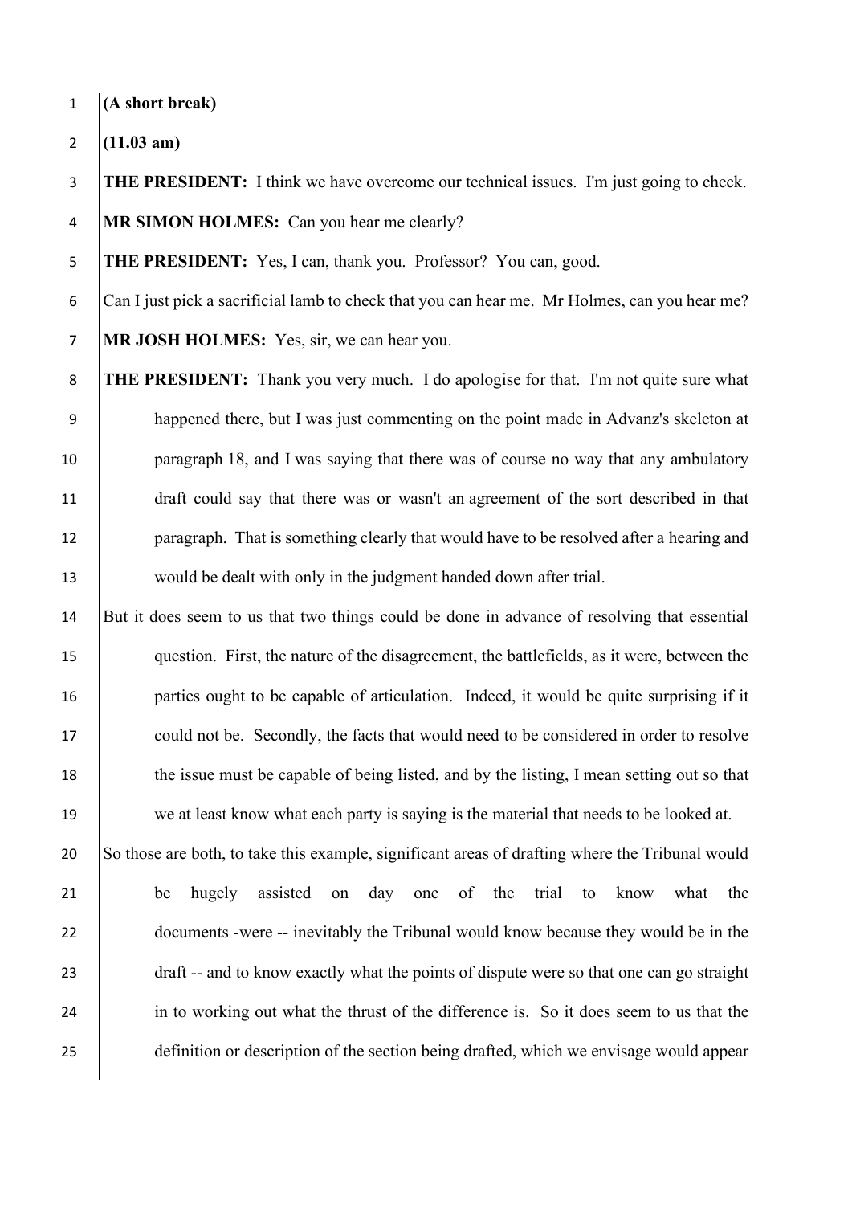**(A short break)**

**(11.03 am)**

**THE PRESIDENT:** I think we have overcome our technical issues. I'm just going to check.

**MR SIMON HOLMES:** Can you hear me clearly?

**THE PRESIDENT:** Yes, I can, thank you. Professor? You can, good.

Can I just pick a sacrificial lamb to check that you can hear me. Mr Holmes, can you hear me?

**MR JOSH HOLMES:** Yes, sir, we can hear you.

**THE PRESIDENT:** Thank you very much. I do apologise for that. I'm not quite sure what happened there, but I was just commenting on the point made in Advanz's skeleton at paragraph 18, and I was saying that there was of course no way that any ambulatory draft could say that there was or wasn't an agreement of the sort described in that paragraph. That is something clearly that would have to be resolved after a hearing and would be dealt with only in the judgment handed down after trial.

But it does seem to us that two things could be done in advance of resolving that essential question. First, the nature of the disagreement, the battlefields, as it were, between the parties ought to be capable of articulation. Indeed, it would be quite surprising if it could not be. Secondly, the facts that would need to be considered in order to resolve the issue must be capable of being listed, and by the listing, I mean setting out so that we at least know what each party is saying is the material that needs to be looked at.

So those are both, to take this example, significant areas of drafting where the Tribunal would be hugely assisted on day one of the trial to know what the documents -were -- inevitably the Tribunal would know because they would be in the draft -- and to know exactly what the points of dispute were so that one can go straight in to working out what the thrust of the difference is. So it does seem to us that the definition or description of the section being drafted, which we envisage would appear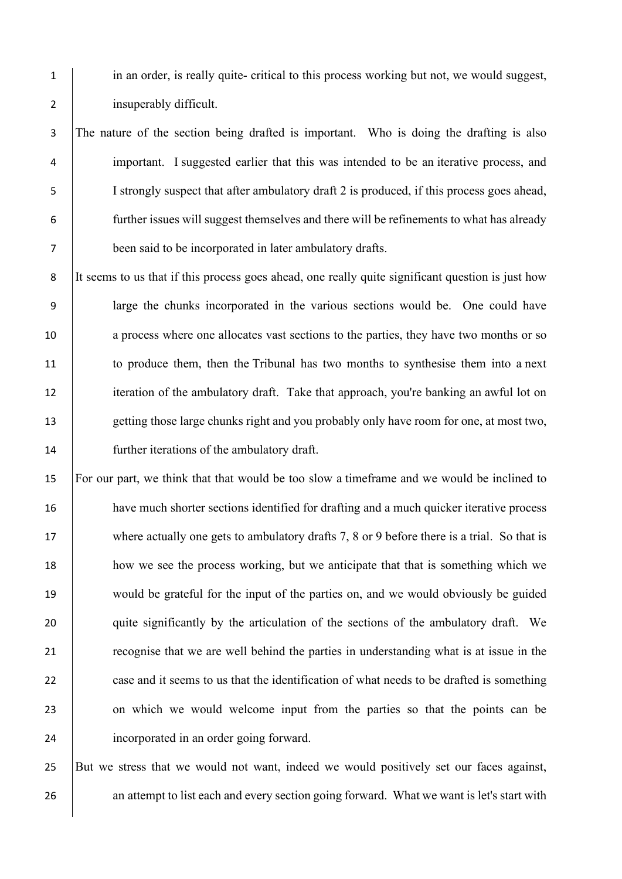in an order, is really quite- critical to this process working but not, we would suggest, insuperably difficult.

The nature of the section being drafted is important. Who is doing the drafting is also important. I suggested earlier that this was intended to be an iterative process, and I strongly suspect that after ambulatory draft 2 is produced, if this process goes ahead, further issues will suggest themselves and there will be refinements to what has already been said to be incorporated in later ambulatory drafts.

It seems to us that if this process goes ahead, one really quite significant question is just how large the chunks incorporated in the various sections would be. One could have a process where one allocates vast sections to the parties, they have two months or so to produce them, then the Tribunal has two months to synthesise them into a next iteration of the ambulatory draft. Take that approach, you're banking an awful lot on getting those large chunks right and you probably only have room for one, at most two, further iterations of the ambulatory draft.

For our part, we think that that would be too slow a timeframe and we would be inclined to have much shorter sections identified for drafting and a much quicker iterative process where actually one gets to ambulatory drafts 7, 8 or 9 before there is a trial. So that is how we see the process working, but we anticipate that that is something which we would be grateful for the input of the parties on, and we would obviously be guided quite significantly by the articulation of the sections of the ambulatory draft. We recognise that we are well behind the parties in understanding what is at issue in the case and it seems to us that the identification of what needs to be drafted is something on which we would welcome input from the parties so that the points can be incorporated in an order going forward.

But we stress that we would not want, indeed we would positively set our faces against, an attempt to list each and every section going forward. What we want is let's start with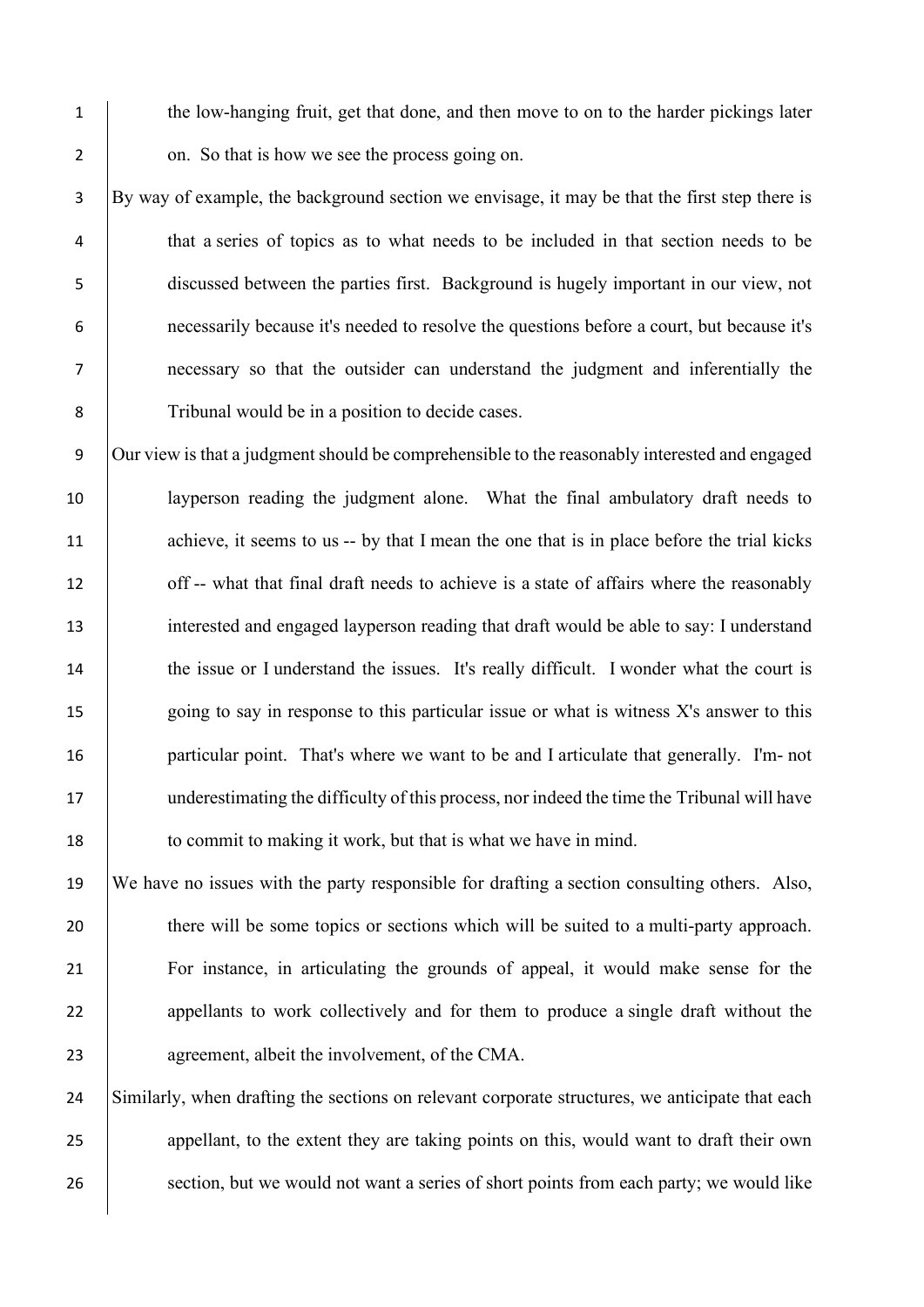the low-hanging fruit, get that done, and then move to on to the harder pickings later on. So that is how we see the process going on.

By way of example, the background section we envisage, it may be that the first step there is that a series of topics as to what needs to be included in that section needs to be discussed between the parties first. Background is hugely important in our view, not necessarily because it's needed to resolve the questions before a court, but because it's necessary so that the outsider can understand the judgment and inferentially the Tribunal would be in a position to decide cases.

Our view is that a judgment should be comprehensible to the reasonably interested and engaged layperson reading the judgment alone. What the final ambulatory draft needs to achieve, it seems to us -- by that I mean the one that is in place before the trial kicks off -- what that final draft needs to achieve is a state of affairs where the reasonably interested and engaged layperson reading that draft would be able to say: I understand the issue or I understand the issues. It's really difficult. I wonder what the court is going to say in response to this particular issue or what is witness X's answer to this particular point. That's where we want to be and I articulate that generally. I'm- not underestimating the difficulty of this process, nor indeed the time the Tribunal will have to commit to making it work, but that is what we have in mind.

We have no issues with the party responsible for drafting a section consulting others. Also, there will be some topics or sections which will be suited to a multi-party approach. For instance, in articulating the grounds of appeal, it would make sense for the appellants to work collectively and for them to produce a single draft without the agreement, albeit the involvement, of the CMA.

Similarly, when drafting the sections on relevant corporate structures, we anticipate that each appellant, to the extent they are taking points on this, would want to draft their own section, but we would not want a series of short points from each party; we would like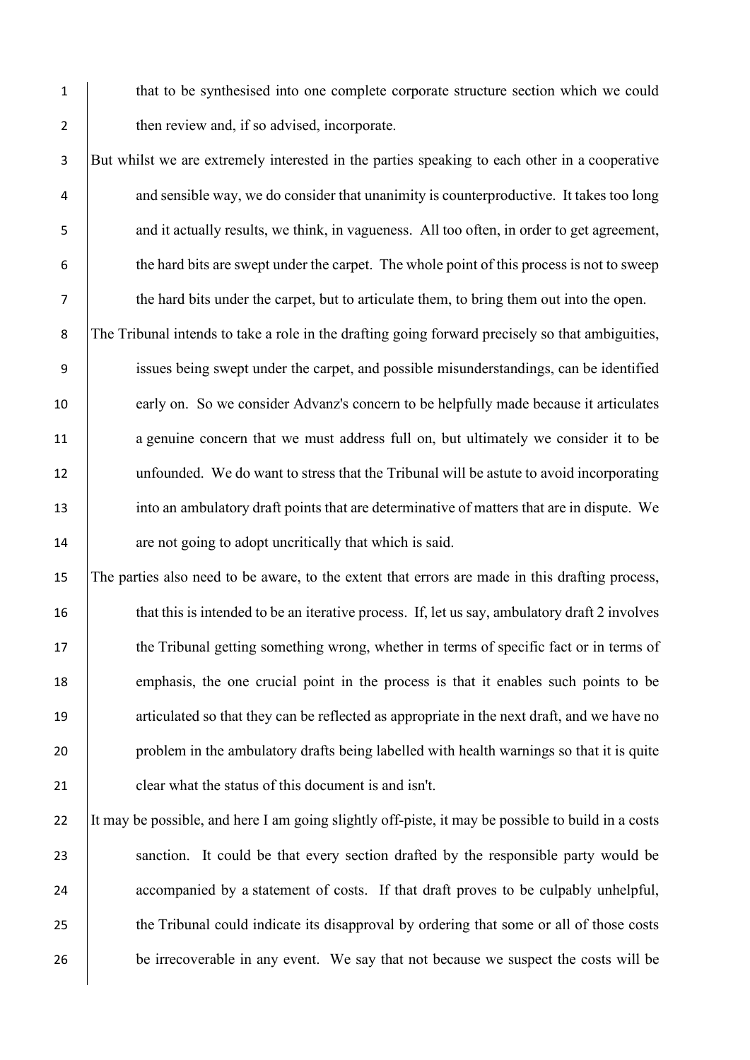that to be synthesised into one complete corporate structure section which we could then review and, if so advised, incorporate.

But whilst we are extremely interested in the parties speaking to each other in a cooperative and sensible way, we do consider that unanimity is counterproductive. It takes too long and it actually results, we think, in vagueness. All too often, in order to get agreement, the hard bits are swept under the carpet. The whole point of this process is not to sweep the hard bits under the carpet, but to articulate them, to bring them out into the open.

The Tribunal intends to take a role in the drafting going forward precisely so that ambiguities, issues being swept under the carpet, and possible misunderstandings, can be identified early on. So we consider Advanz's concern to be helpfully made because it articulates a genuine concern that we must address full on, but ultimately we consider it to be unfounded. We do want to stress that the Tribunal will be astute to avoid incorporating into an ambulatory draft points that are determinative of matters that are in dispute. We are not going to adopt uncritically that which is said.

The parties also need to be aware, to the extent that errors are made in this drafting process, that this is intended to be an iterative process. If, let us say, ambulatory draft 2 involves the Tribunal getting something wrong, whether in terms of specific fact or in terms of emphasis, the one crucial point in the process is that it enables such points to be articulated so that they can be reflected as appropriate in the next draft, and we have no problem in the ambulatory drafts being labelled with health warnings so that it is quite clear what the status of this document is and isn't.

It may be possible, and here I am going slightly off-piste, it may be possible to build in a costs sanction. It could be that every section drafted by the responsible party would be accompanied by a statement of costs. If that draft proves to be culpably unhelpful, the Tribunal could indicate its disapproval by ordering that some or all of those costs be irrecoverable in any event. We say that not because we suspect the costs will be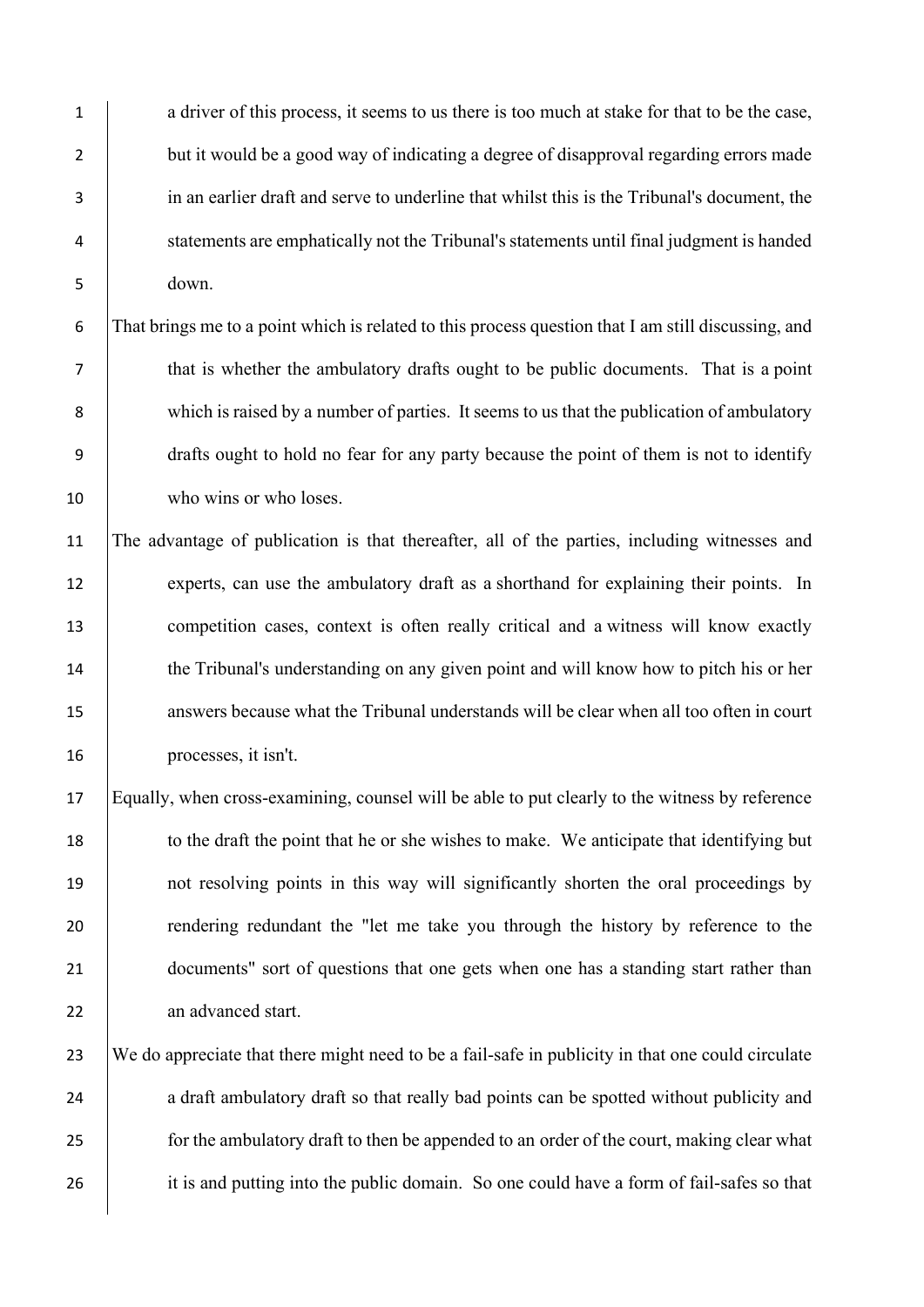a driver of this process, it seems to us there is too much at stake for that to be the case, but it would be a good way of indicating a degree of disapproval regarding errors made in an earlier draft and serve to underline that whilst this is the Tribunal's document, the statements are emphatically not the Tribunal's statements until final judgment is handed down.

That brings me to a point which is related to this process question that I am still discussing, and that is whether the ambulatory drafts ought to be public documents. That is a point which is raised by a number of parties. It seems to us that the publication of ambulatory drafts ought to hold no fear for any party because the point of them is not to identify who wins or who loses.

The advantage of publication is that thereafter, all of the parties, including witnesses and experts, can use the ambulatory draft as a shorthand for explaining their points. In competition cases, context is often really critical and a witness will know exactly the Tribunal's understanding on any given point and will know how to pitch his or her answers because what the Tribunal understands will be clear when all too often in court processes, it isn't.

Equally, when cross-examining, counsel will be able to put clearly to the witness by reference to the draft the point that he or she wishes to make. We anticipate that identifying but not resolving points in this way will significantly shorten the oral proceedings by rendering redundant the "let me take you through the history by reference to the documents" sort of questions that one gets when one has a standing start rather than an advanced start.

We do appreciate that there might need to be a fail-safe in publicity in that one could circulate a draft ambulatory draft so that really bad points can be spotted without publicity and for the ambulatory draft to then be appended to an order of the court, making clear what it is and putting into the public domain. So one could have a form of fail-safes so that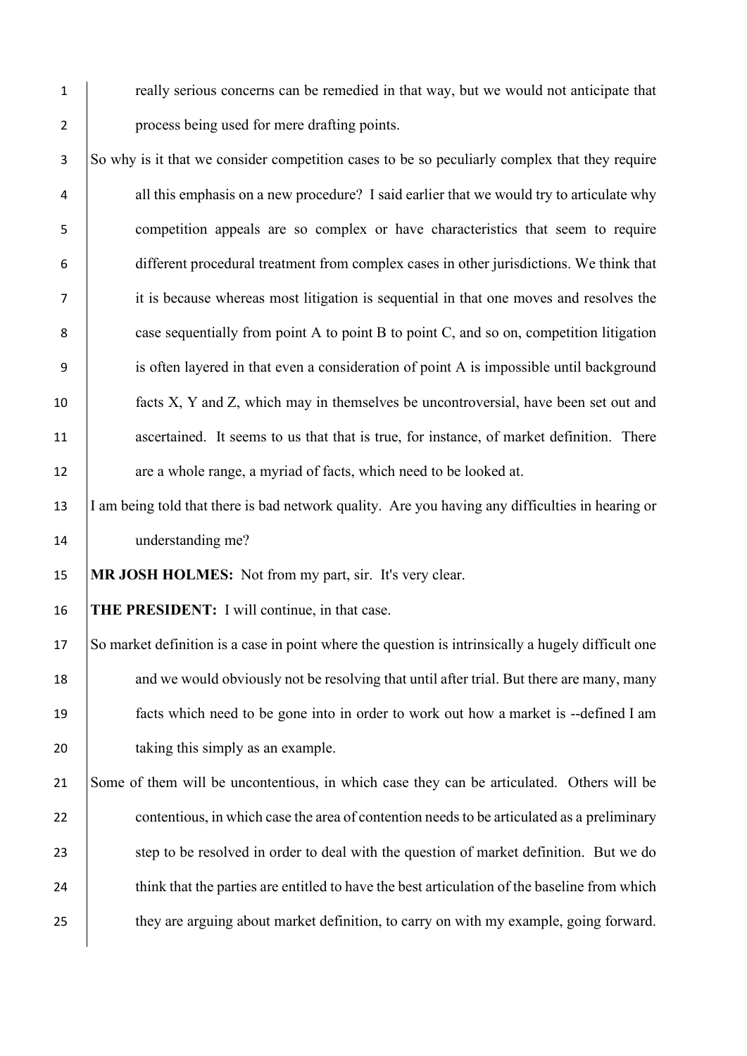really serious concerns can be remedied in that way, but we would not anticipate that process being used for mere drafting points.

So why is it that we consider competition cases to be so peculiarly complex that they require all this emphasis on a new procedure? I said earlier that we would try to articulate why competition appeals are so complex or have characteristics that seem to require different procedural treatment from complex cases in other jurisdictions. We think that it is because whereas most litigation is sequential in that one moves and resolves the case sequentially from point A to point B to point C, and so on, competition litigation is often layered in that even a consideration of point A is impossible until background facts X, Y and Z, which may in themselves be uncontroversial, have been set out and ascertained. It seems to us that that is true, for instance, of market definition. There are a whole range, a myriad of facts, which need to be looked at.

I am being told that there is bad network quality. Are you having any difficulties in hearing or understanding me?

**MR JOSH HOLMES:** Not from my part, sir. It's very clear.

**THE PRESIDENT:** I will continue, in that case.

So market definition is a case in point where the question is intrinsically a hugely difficult one and we would obviously not be resolving that until after trial. But there are many, many facts which need to be gone into in order to work out how a market is --defined I am taking this simply as an example.

Some of them will be uncontentious, in which case they can be articulated. Others will be contentious, in which case the area of contention needs to be articulated as a preliminary step to be resolved in order to deal with the question of market definition. But we do think that the parties are entitled to have the best articulation of the baseline from which they are arguing about market definition, to carry on with my example, going forward.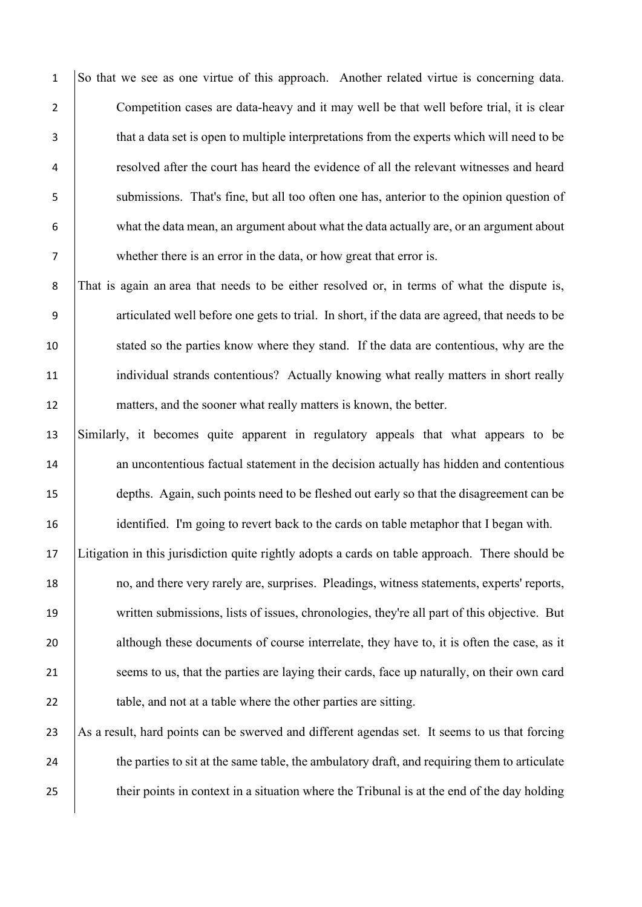So that we see as one virtue of this approach. Another related virtue is concerning data. Competition cases are data-heavy and it may well be that well before trial, it is clear that a data set is open to multiple interpretations from the experts which will need to be resolved after the court has heard the evidence of all the relevant witnesses and heard submissions. That's fine, but all too often one has, anterior to the opinion question of what the data mean, an argument about what the data actually are, or an argument about whether there is an error in the data, or how great that error is.

That is again an area that needs to be either resolved or, in terms of what the dispute is, articulated well before one gets to trial. In short, if the data are agreed, that needs to be stated so the parties know where they stand. If the data are contentious, why are the individual strands contentious? Actually knowing what really matters in short really matters, and the sooner what really matters is known, the better.

Similarly, it becomes quite apparent in regulatory appeals that what appears to be an uncontentious factual statement in the decision actually has hidden and contentious depths. Again, such points need to be fleshed out early so that the disagreement can be identified. I'm going to revert back to the cards on table metaphor that I began with.

Litigation in this jurisdiction quite rightly adopts a cards on table approach. There should be no, and there very rarely are, surprises. Pleadings, witness statements, experts' reports, written submissions, lists of issues, chronologies, they're all part of this objective. But although these documents of course interrelate, they have to, it is often the case, as it seems to us, that the parties are laying their cards, face up naturally, on their own card table, and not at a table where the other parties are sitting.

As a result, hard points can be swerved and different agendas set. It seems to us that forcing the parties to sit at the same table, the ambulatory draft, and requiring them to articulate their points in context in a situation where the Tribunal is at the end of the day holding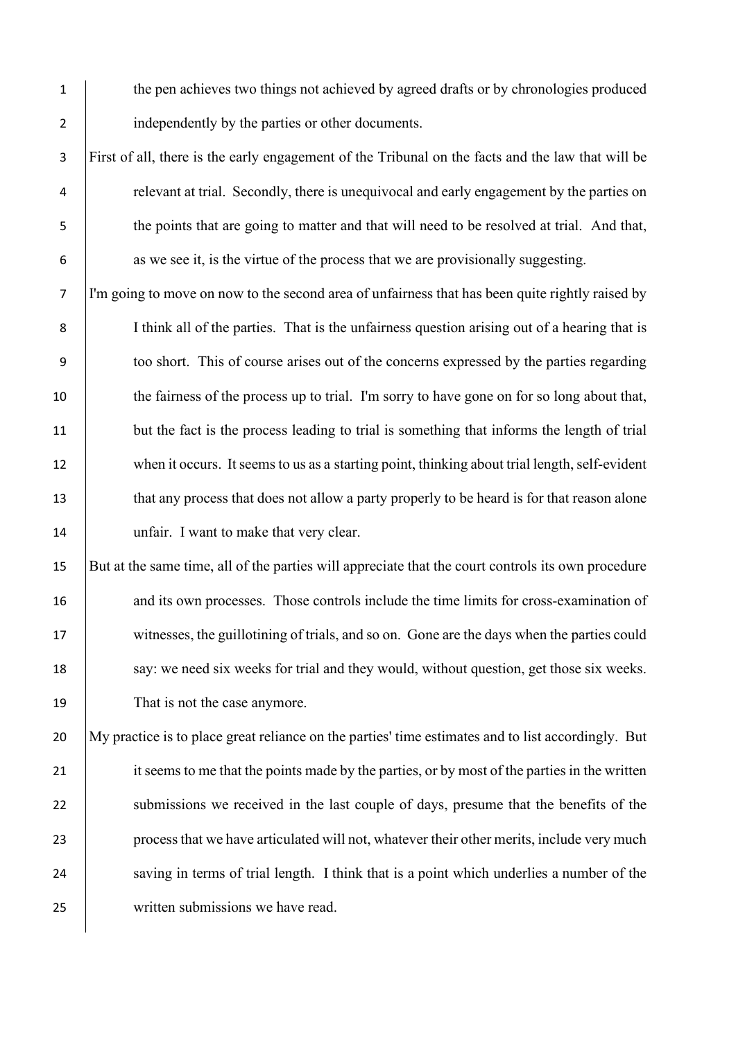the pen achieves two things not achieved by agreed drafts or by chronologies produced independently by the parties or other documents.

First of all, there is the early engagement of the Tribunal on the facts and the law that will be relevant at trial. Secondly, there is unequivocal and early engagement by the parties on the points that are going to matter and that will need to be resolved at trial. And that, as we see it, is the virtue of the process that we are provisionally suggesting.

I'm going to move on now to the second area of unfairness that has been quite rightly raised by I think all of the parties. That is the unfairness question arising out of a hearing that is too short. This of course arises out of the concerns expressed by the parties regarding the fairness of the process up to trial. I'm sorry to have gone on for so long about that, but the fact is the process leading to trial is something that informs the length of trial when it occurs. It seems to us as a starting point, thinking about trial length, self-evident that any process that does not allow a party properly to be heard is for that reason alone unfair. I want to make that very clear.

But at the same time, all of the parties will appreciate that the court controls its own procedure and its own processes. Those controls include the time limits for cross-examination of witnesses, the guillotining of trials, and so on. Gone are the days when the parties could say: we need six weeks for trial and they would, without question, get those six weeks. That is not the case anymore.

My practice is to place great reliance on the parties' time estimates and to list accordingly. But it seems to me that the points made by the parties, or by most of the parties in the written submissions we received in the last couple of days, presume that the benefits of the process that we have articulated will not, whatever their other merits, include very much saving in terms of trial length. I think that is a point which underlies a number of the written submissions we have read.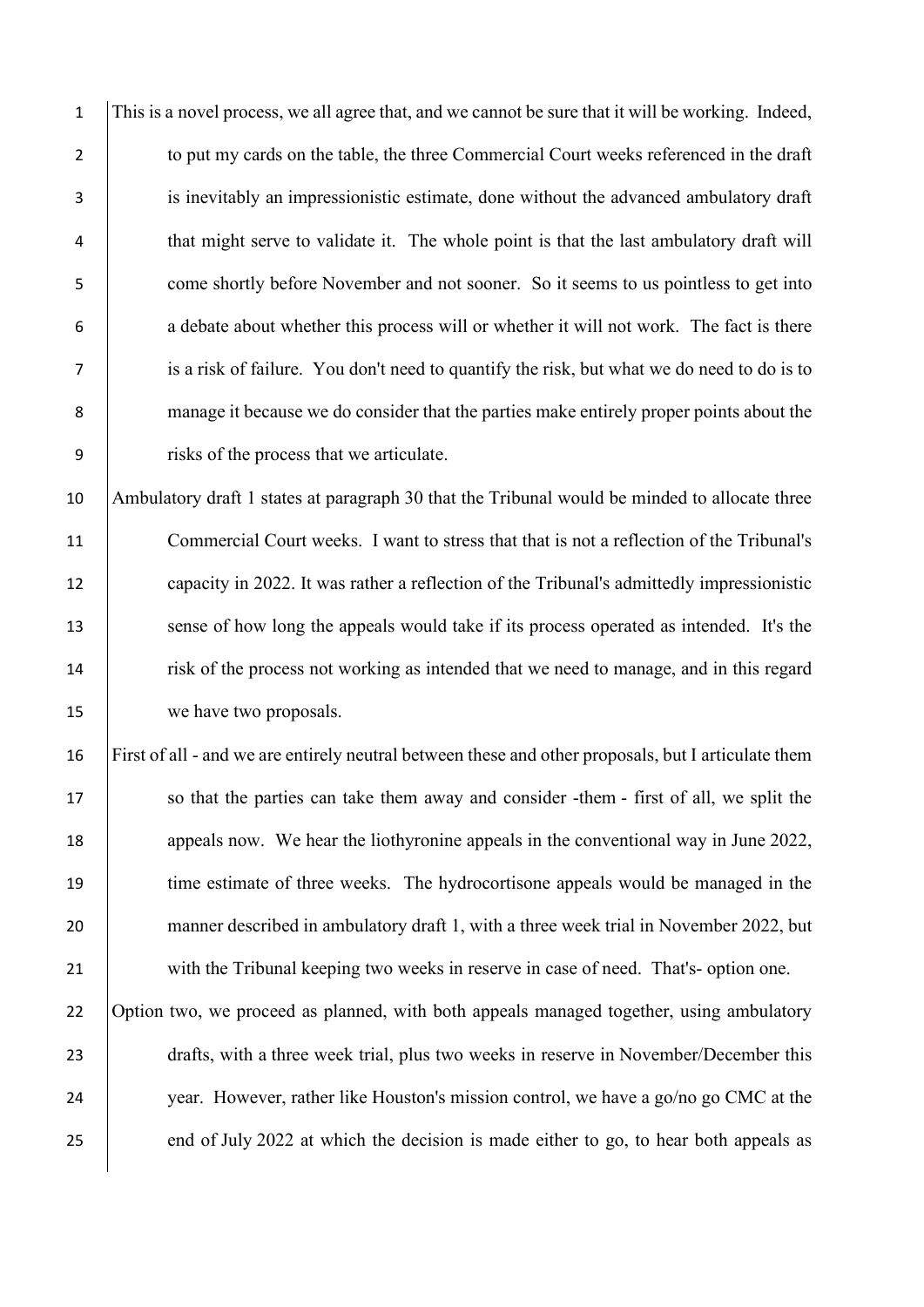This is a novel process, we all agree that, and we cannot be sure that it will be working. Indeed, to put my cards on the table, the three Commercial Court weeks referenced in the draft is inevitably an impressionistic estimate, done without the advanced ambulatory draft that might serve to validate it. The whole point is that the last ambulatory draft will come shortly before November and not sooner. So it seems to us pointless to get into a debate about whether this process will or whether it will not work. The fact is there is a risk of failure. You don't need to quantify the risk, but what we do need to do is to manage it because we do consider that the parties make entirely proper points about the risks of the process that we articulate.

Ambulatory draft 1 states at paragraph 30 that the Tribunal would be minded to allocate three Commercial Court weeks. I want to stress that that is not a reflection of the Tribunal's capacity in 2022. It was rather a reflection of the Tribunal's admittedly impressionistic sense of how long the appeals would take if its process operated as intended. It's the risk of the process not working as intended that we need to manage, and in this regard we have two proposals.

First of all - and we are entirely neutral between these and other proposals, but I articulate them so that the parties can take them away and consider -them - first of all, we split the appeals now. We hear the liothyronine appeals in the conventional way in June 2022, time estimate of three weeks. The hydrocortisone appeals would be managed in the manner described in ambulatory draft 1, with a three week trial in November 2022, but with the Tribunal keeping two weeks in reserve in case of need. That's- option one.

Option two, we proceed as planned, with both appeals managed together, using ambulatory drafts, with a three week trial, plus two weeks in reserve in November/December this year. However, rather like Houston's mission control, we have a go/no go CMC at the end of July 2022 at which the decision is made either to go, to hear both appeals as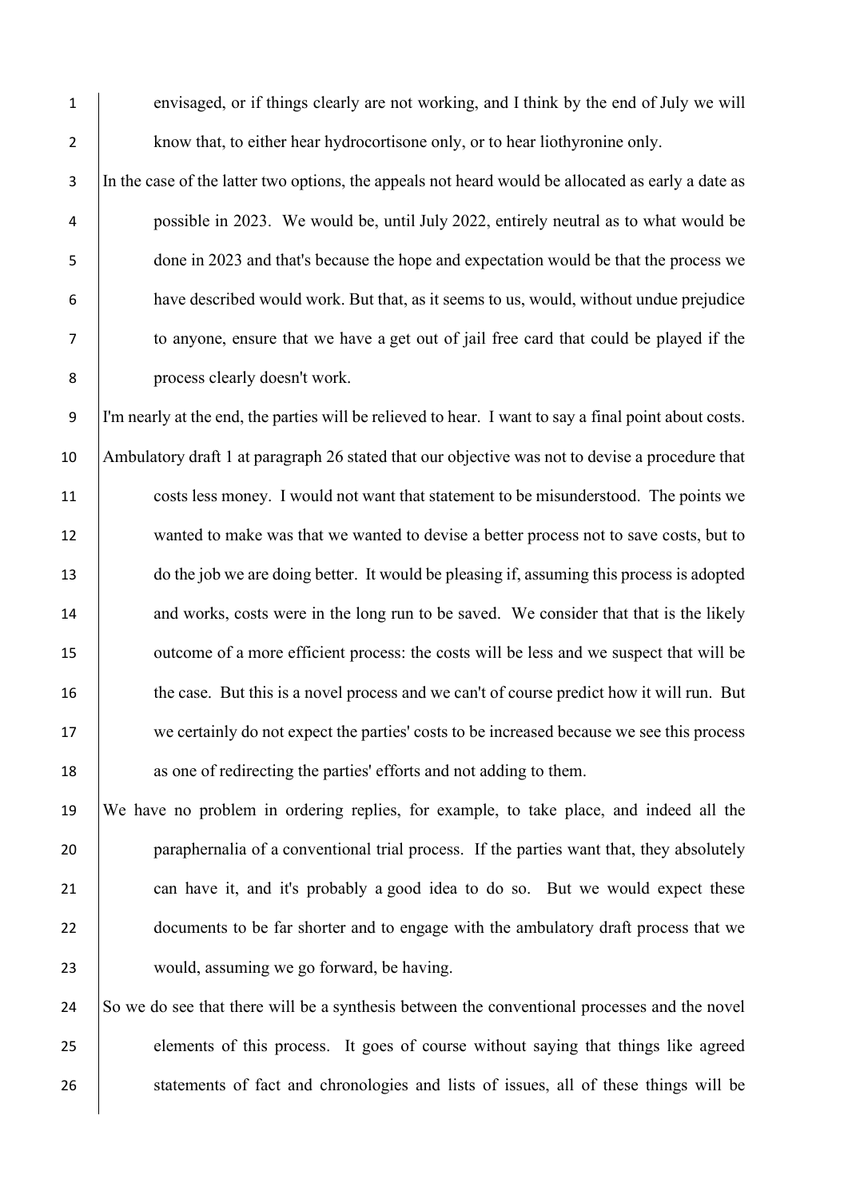envisaged, or if things clearly are not working, and I think by the end of July we will know that, to either hear hydrocortisone only, or to hear liothyronine only.

In the case of the latter two options, the appeals not heard would be allocated as early a date as possible in 2023. We would be, until July 2022, entirely neutral as to what would be done in 2023 and that's because the hope and expectation would be that the process we have described would work. But that, as it seems to us, would, without undue prejudice to anyone, ensure that we have a get out of jail free card that could be played if the process clearly doesn't work.

I'm nearly at the end, the parties will be relieved to hear. I want to say a final point about costs. Ambulatory draft 1 at paragraph 26 stated that our objective was not to devise a procedure that costs less money. I would not want that statement to be misunderstood. The points we wanted to make was that we wanted to devise a better process not to save costs, but to do the job we are doing better. It would be pleasing if, assuming this process is adopted and works, costs were in the long run to be saved. We consider that that is the likely outcome of a more efficient process: the costs will be less and we suspect that will be the case. But this is a novel process and we can't of course predict how it will run. But we certainly do not expect the parties' costs to be increased because we see this process as one of redirecting the parties' efforts and not adding to them.

We have no problem in ordering replies, for example, to take place, and indeed all the paraphernalia of a conventional trial process. If the parties want that, they absolutely can have it, and it's probably a good idea to do so. But we would expect these documents to be far shorter and to engage with the ambulatory draft process that we would, assuming we go forward, be having.

So we do see that there will be a synthesis between the conventional processes and the novel elements of this process. It goes of course without saying that things like agreed statements of fact and chronologies and lists of issues, all of these things will be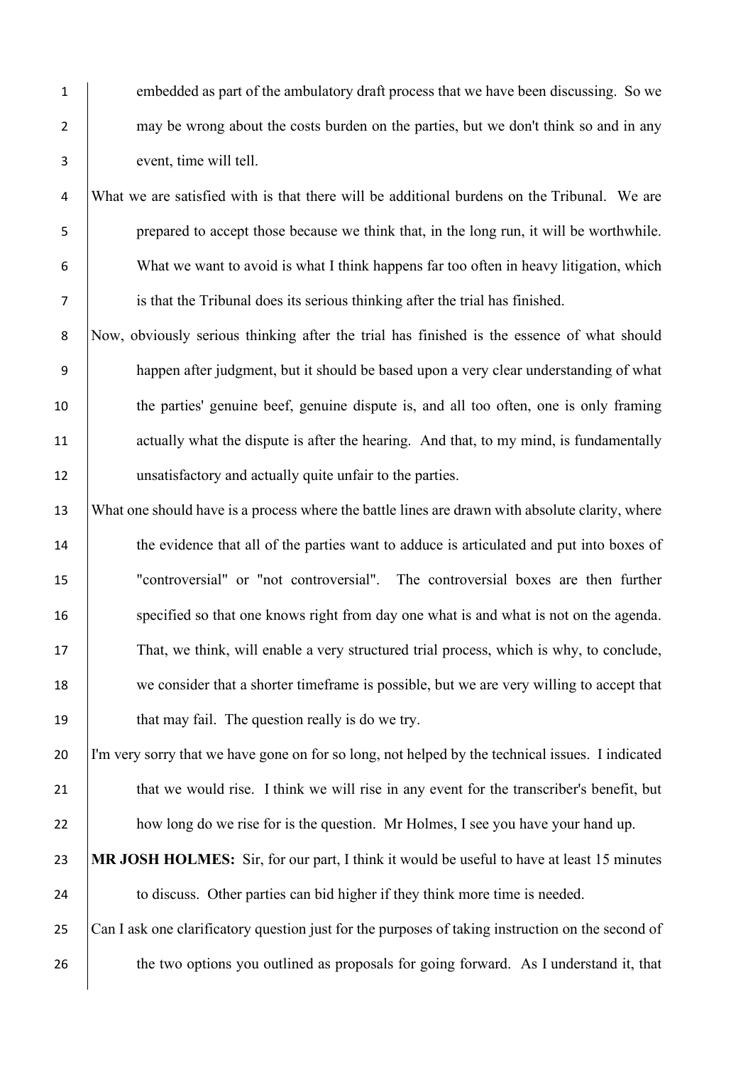embedded as part of the ambulatory draft process that we have been discussing. So we may be wrong about the costs burden on the parties, but we don't think so and in any event, time will tell.

What we are satisfied with is that there will be additional burdens on the Tribunal. We are prepared to accept those because we think that, in the long run, it will be worthwhile. What we want to avoid is what I think happens far too often in heavy litigation, which is that the Tribunal does its serious thinking after the trial has finished.

Now, obviously serious thinking after the trial has finished is the essence of what should happen after judgment, but it should be based upon a very clear understanding of what the parties' genuine beef, genuine dispute is, and all too often, one is only framing actually what the dispute is after the hearing. And that, to my mind, is fundamentally unsatisfactory and actually quite unfair to the parties.

What one should have is a process where the battle lines are drawn with absolute clarity, where the evidence that all of the parties want to adduce is articulated and put into boxes of "controversial" or "not controversial". The controversial boxes are then further specified so that one knows right from day one what is and what is not on the agenda. That, we think, will enable a very structured trial process, which is why, to conclude, we consider that a shorter timeframe is possible, but we are very willing to accept that that may fail. The question really is do we try.

I'm very sorry that we have gone on for so long, not helped by the technical issues. I indicated that we would rise. I think we will rise in any event for the transcriber's benefit, but how long do we rise for is the question. Mr Holmes, I see you have your hand up.

**MR JOSH HOLMES:** Sir, for our part, I think it would be useful to have at least 15 minutes to discuss. Other parties can bid higher if they think more time is needed.

Can I ask one clarificatory question just for the purposes of taking instruction on the second of the two options you outlined as proposals for going forward. As I understand it, that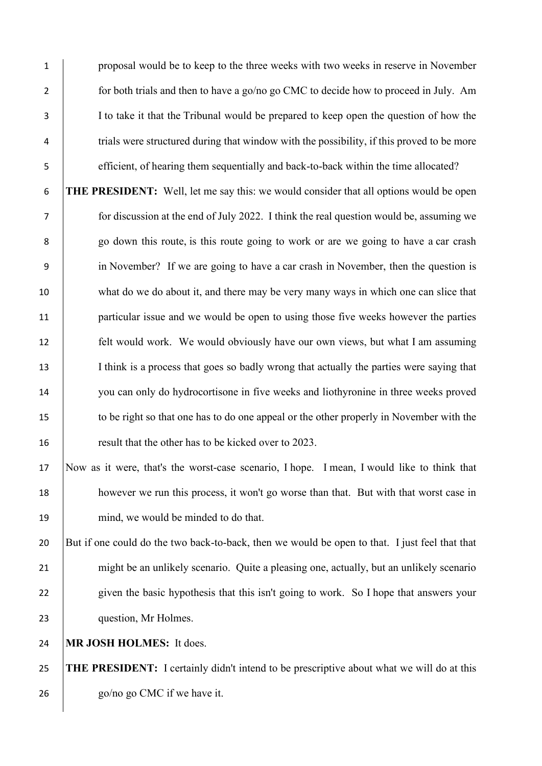proposal would be to keep to the three weeks with two weeks in reserve in November for both trials and then to have a go/no go CMC to decide how to proceed in July. Am I to take it that the Tribunal would be prepared to keep open the question of how the trials were structured during that window with the possibility, if this proved to be more efficient, of hearing them sequentially and back-to-back within the time allocated?

**THE PRESIDENT:** Well, let me say this: we would consider that all options would be open for discussion at the end of July 2022. I think the real question would be, assuming we go down this route, is this route going to work or are we going to have a car crash in November? If we are going to have a car crash in November, then the question is what do we do about it, and there may be very many ways in which one can slice that particular issue and we would be open to using those five weeks however the parties felt would work. We would obviously have our own views, but what I am assuming I think is a process that goes so badly wrong that actually the parties were saying that you can only do hydrocortisone in five weeks and liothyronine in three weeks proved to be right so that one has to do one appeal or the other properly in November with the result that the other has to be kicked over to 2023.

Now as it were, that's the worst-case scenario, I hope. I mean, I would like to think that however we run this process, it won't go worse than that. But with that worst case in mind, we would be minded to do that.

But if one could do the two back-to-back, then we would be open to that. I just feel that that might be an unlikely scenario. Quite a pleasing one, actually, but an unlikely scenario given the basic hypothesis that this isn't going to work. So I hope that answers your question, Mr Holmes.

**MR JOSH HOLMES:** It does.

**THE PRESIDENT:** I certainly didn't intend to be prescriptive about what we will do at this go/no go CMC if we have it.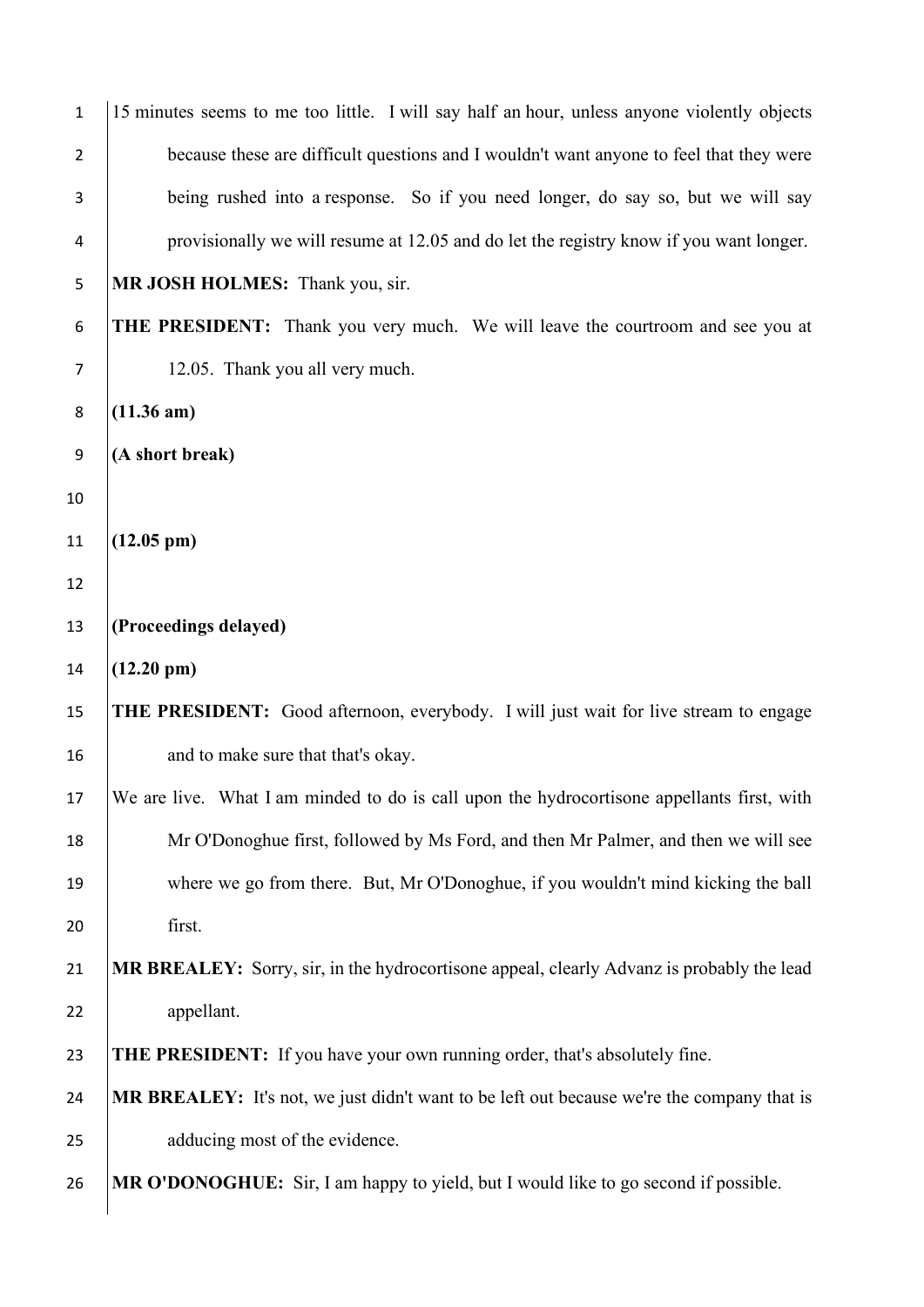15 minutes seems to me too little. I will say half an hour, unless anyone violently objects because these are difficult questions and I wouldn't want anyone to feel that they were being rushed into a response. So if you need longer, do say so, but we will say provisionally we will resume at 12.05 and do let the registry know if you want longer.

**MR JOSH HOLMES:** Thank you, sir.

**THE PRESIDENT:** Thank you very much. We will leave the courtroom and see you at 12.05. Thank you all very much.

**(11.36 am)**

**(A short break)**

**(12.05 pm)**

**(Proceedings delayed)**

**(12.20 pm)**

**THE PRESIDENT:** Good afternoon, everybody. I will just wait for live stream to engage and to make sure that that's okay.

We are live. What I am minded to do is call upon the hydrocortisone appellants first, with Mr O'Donoghue first, followed by Ms Ford, and then Mr Palmer, and then we will see where we go from there. But, Mr O'Donoghue, if you wouldn't mind kicking the ball first.

**MR BREALEY:** Sorry, sir, in the hydrocortisone appeal, clearly Advanz is probably the lead appellant.

**THE PRESIDENT:** If you have your own running order, that's absolutely fine.

**MR BREALEY:** It's not, we just didn't want to be left out because we're the company that is adducing most of the evidence.

**MR O'DONOGHUE:** Sir, I am happy to yield, but I would like to go second if possible.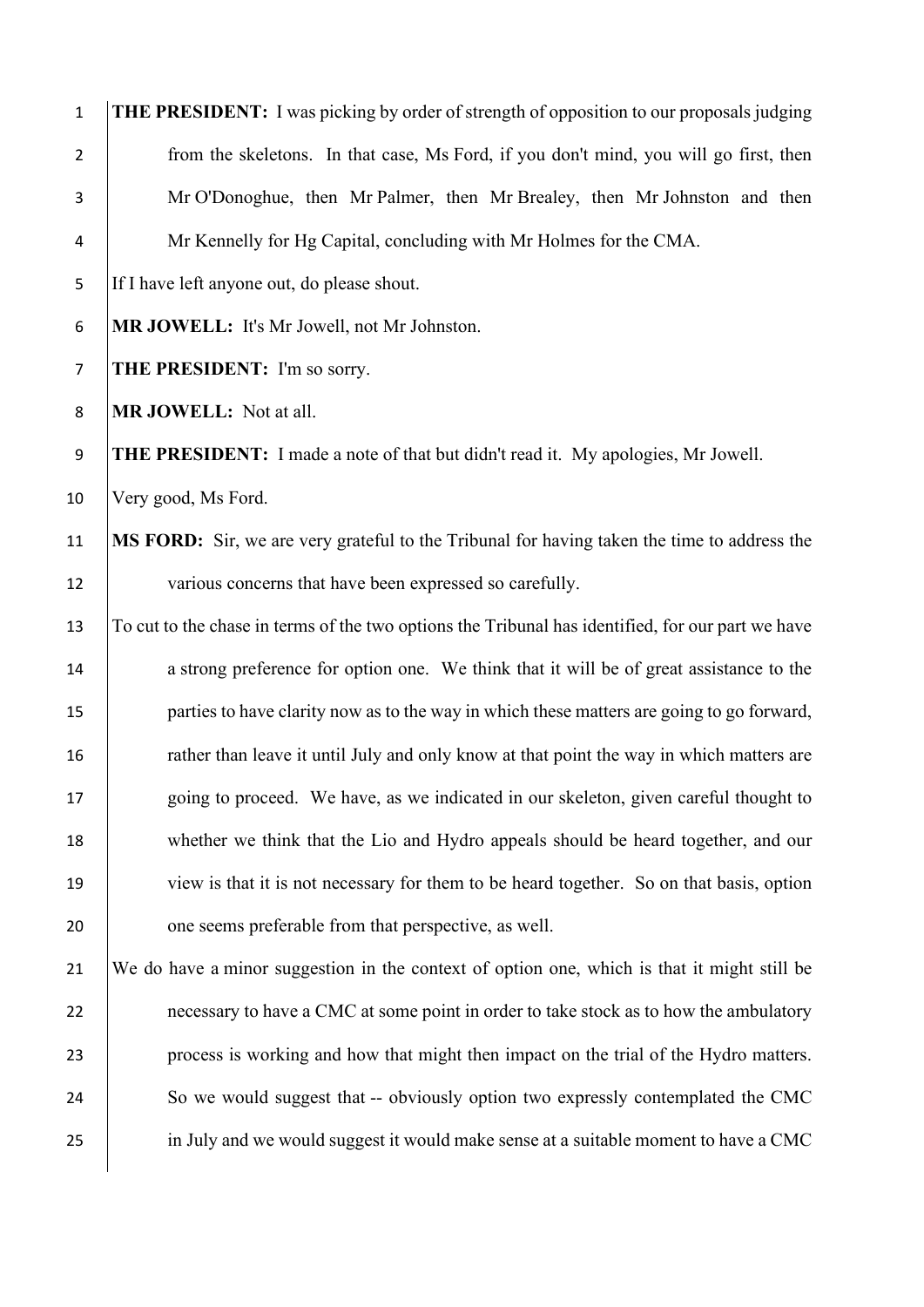**THE PRESIDENT:** I was picking by order of strength of opposition to our proposals judging from the skeletons. In that case, Ms Ford, if you don't mind, you will go first, then Mr O'Donoghue, then Mr Palmer, then Mr Brealey, then Mr Johnston and then Mr Kennelly for Hg Capital, concluding with Mr Holmes for the CMA.

If I have left anyone out, do please shout.

**MR JOWELL:** It's Mr Jowell, not Mr Johnston.

**THE PRESIDENT:** I'm so sorry.

**MR JOWELL:** Not at all.

**THE PRESIDENT:** I made a note of that but didn't read it. My apologies, Mr Jowell.

Very good, Ms Ford.

**MS FORD:** Sir, we are very grateful to the Tribunal for having taken the time to address the various concerns that have been expressed so carefully.

To cut to the chase in terms of the two options the Tribunal has identified, for our part we have a strong preference for option one. We think that it will be of great assistance to the parties to have clarity now as to the way in which these matters are going to go forward, rather than leave it until July and only know at that point the way in which matters are going to proceed. We have, as we indicated in our skeleton, given careful thought to whether we think that the Lio and Hydro appeals should be heard together, and our view is that it is not necessary for them to be heard together. So on that basis, option one seems preferable from that perspective, as well.

We do have a minor suggestion in the context of option one, which is that it might still be necessary to have a CMC at some point in order to take stock as to how the ambulatory process is working and how that might then impact on the trial of the Hydro matters. So we would suggest that -- obviously option two expressly contemplated the CMC in July and we would suggest it would make sense at a suitable moment to have a CMC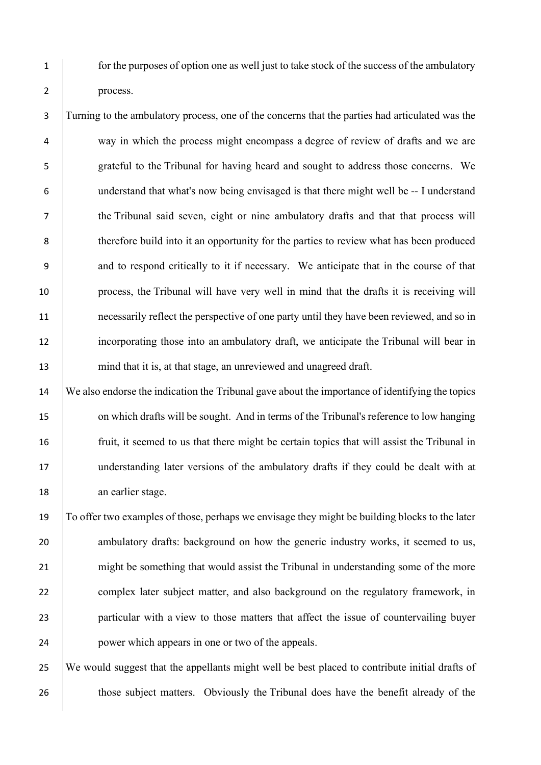for the purposes of option one as well just to take stock of the success of the ambulatory process.

Turning to the ambulatory process, one of the concerns that the parties had articulated was the way in which the process might encompass a degree of review of drafts and we are grateful to the Tribunal for having heard and sought to address those concerns. We understand that what's now being envisaged is that there might well be -- I understand the Tribunal said seven, eight or nine ambulatory drafts and that that process will therefore build into it an opportunity for the parties to review what has been produced and to respond critically to it if necessary. We anticipate that in the course of that process, the Tribunal will have very well in mind that the drafts it is receiving will necessarily reflect the perspective of one party until they have been reviewed, and so in incorporating those into an ambulatory draft, we anticipate the Tribunal will bear in mind that it is, at that stage, an unreviewed and unagreed draft.

We also endorse the indication the Tribunal gave about the importance of identifying the topics on which drafts will be sought. And in terms of the Tribunal's reference to low hanging fruit, it seemed to us that there might be certain topics that will assist the Tribunal in understanding later versions of the ambulatory drafts if they could be dealt with at an earlier stage.

To offer two examples of those, perhaps we envisage they might be building blocks to the later ambulatory drafts: background on how the generic industry works, it seemed to us, might be something that would assist the Tribunal in understanding some of the more complex later subject matter, and also background on the regulatory framework, in particular with a view to those matters that affect the issue of countervailing buyer power which appears in one or two of the appeals.

We would suggest that the appellants might well be best placed to contribute initial drafts of those subject matters. Obviously the Tribunal does have the benefit already of the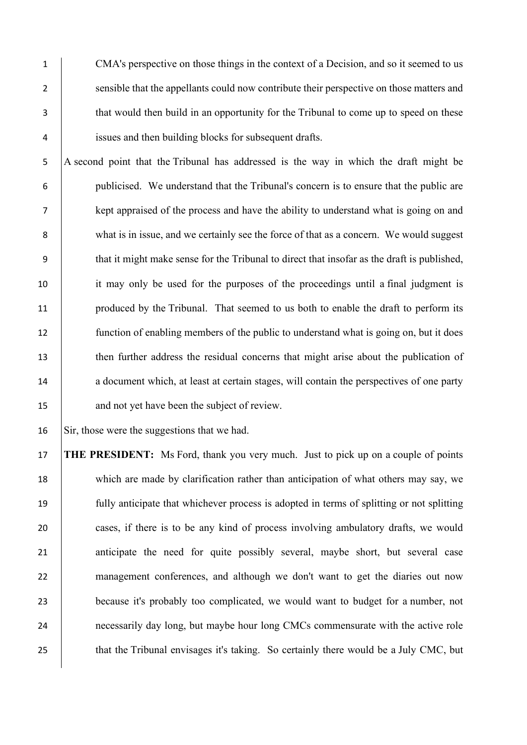CMA's perspective on those things in the context of a Decision, and so it seemed to us sensible that the appellants could now contribute their perspective on those matters and that would then build in an opportunity for the Tribunal to come up to speed on these issues and then building blocks for subsequent drafts.

A second point that the Tribunal has addressed is the way in which the draft might be publicised. We understand that the Tribunal's concern is to ensure that the public are kept appraised of the process and have the ability to understand what is going on and what is in issue, and we certainly see the force of that as a concern. We would suggest that it might make sense for the Tribunal to direct that insofar as the draft is published, it may only be used for the purposes of the proceedings until a final judgment is produced by the Tribunal. That seemed to us both to enable the draft to perform its function of enabling members of the public to understand what is going on, but it does then further address the residual concerns that might arise about the publication of a document which, at least at certain stages, will contain the perspectives of one party and not yet have been the subject of review.

Sir, those were the suggestions that we had.

**THE PRESIDENT:** Ms Ford, thank you very much. Just to pick up on a couple of points which are made by clarification rather than anticipation of what others may say, we fully anticipate that whichever process is adopted in terms of splitting or not splitting cases, if there is to be any kind of process involving ambulatory drafts, we would anticipate the need for quite possibly several, maybe short, but several case management conferences, and although we don't want to get the diaries out now because it's probably too complicated, we would want to budget for a number, not necessarily day long, but maybe hour long CMCs commensurate with the active role that the Tribunal envisages it's taking. So certainly there would be a July CMC, but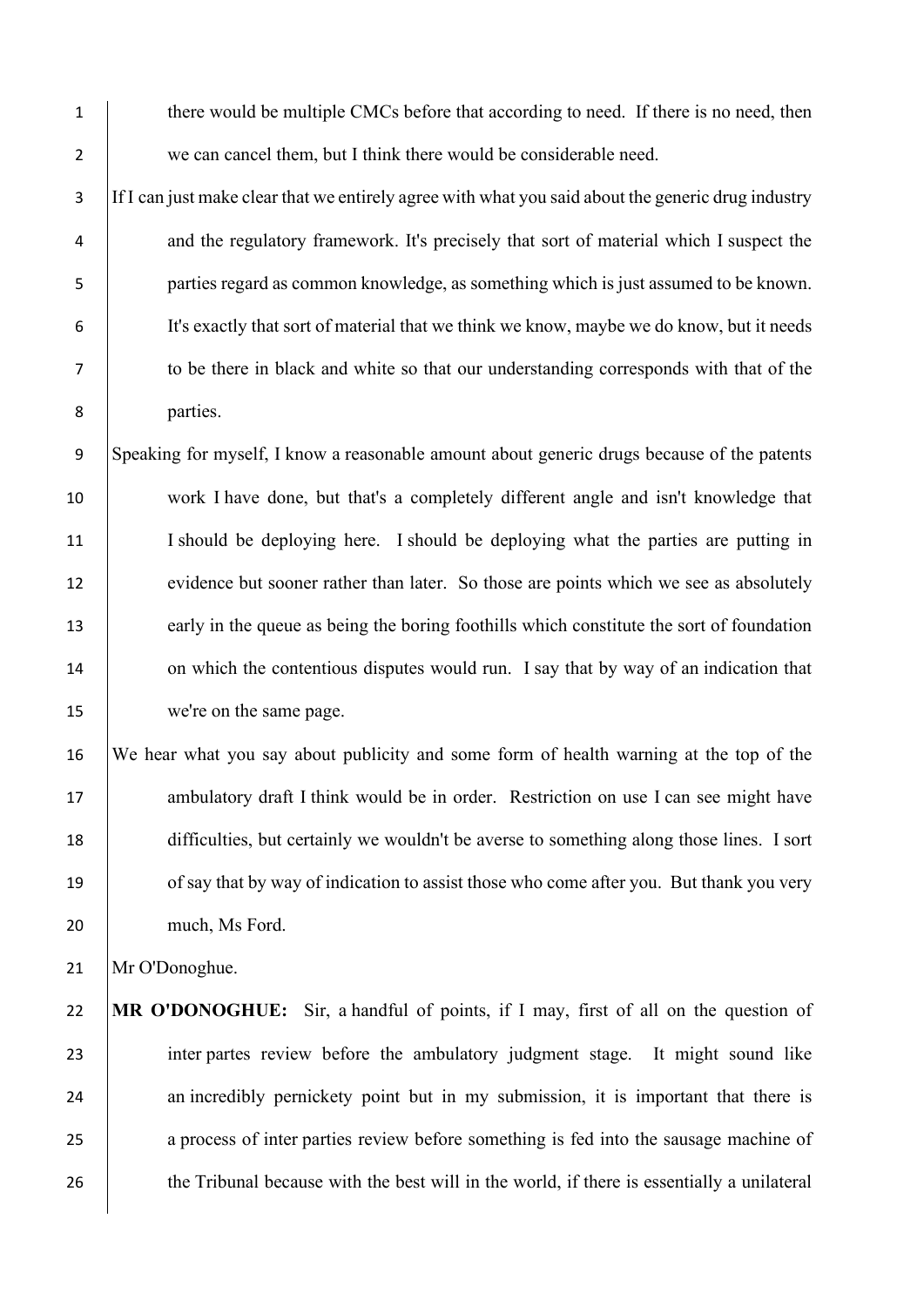there would be multiple CMCs before that according to need. If there is no need, then we can cancel them, but I think there would be considerable need.

If I can just make clear that we entirely agree with what you said about the generic drug industry and the regulatory framework. It's precisely that sort of material which I suspect the parties regard as common knowledge, as something which is just assumed to be known. It's exactly that sort of material that we think we know, maybe we do know, but it needs to be there in black and white so that our understanding corresponds with that of the parties.

Speaking for myself, I know a reasonable amount about generic drugs because of the patents work I have done, but that's a completely different angle and isn't knowledge that I should be deploying here. I should be deploying what the parties are putting in evidence but sooner rather than later. So those are points which we see as absolutely early in the queue as being the boring foothills which constitute the sort of foundation on which the contentious disputes would run. I say that by way of an indication that we're on the same page.

We hear what you say about publicity and some form of health warning at the top of the ambulatory draft I think would be in order. Restriction on use I can see might have difficulties, but certainly we wouldn't be averse to something along those lines. I sort of say that by way of indication to assist those who come after you. But thank you very much, Ms Ford.

Mr O'Donoghue.

**MR O'DONOGHUE:** Sir, a handful of points, if I may, first of all on the question of inter partes review before the ambulatory judgment stage. It might sound like an incredibly pernickety point but in my submission, it is important that there is a process of inter parties review before something is fed into the sausage machine of the Tribunal because with the best will in the world, if there is essentially a unilateral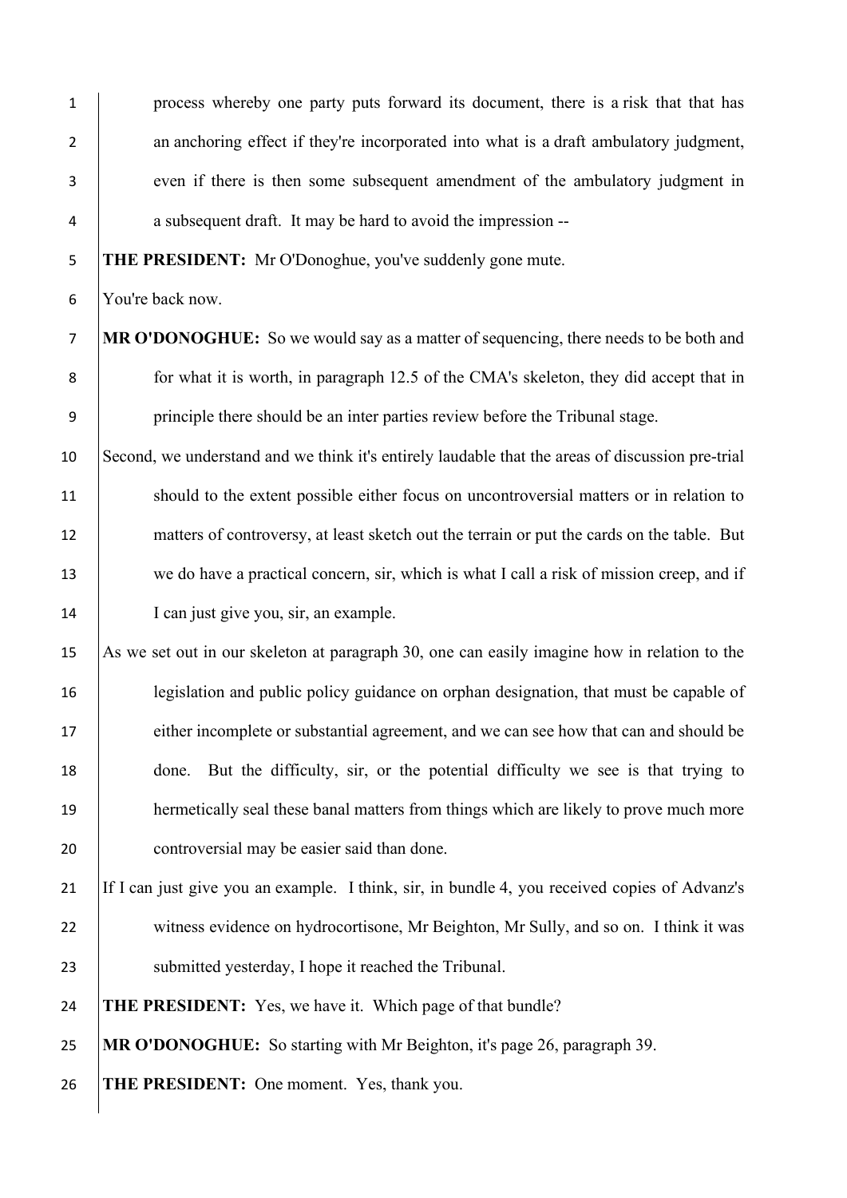process whereby one party puts forward its document, there is a risk that that has an anchoring effect if they're incorporated into what is a draft ambulatory judgment, even if there is then some subsequent amendment of the ambulatory judgment in a subsequent draft. It may be hard to avoid the impression --

**THE PRESIDENT:** Mr O'Donoghue, you've suddenly gone mute.

You're back now.

**MR O'DONOGHUE:** So we would say as a matter of sequencing, there needs to be both and for what it is worth, in paragraph 12.5 of the CMA's skeleton, they did accept that in principle there should be an inter parties review before the Tribunal stage.

Second, we understand and we think it's entirely laudable that the areas of discussion pre-trial should to the extent possible either focus on uncontroversial matters or in relation to matters of controversy, at least sketch out the terrain or put the cards on the table. But we do have a practical concern, sir, which is what I call a risk of mission creep, and if I can just give you, sir, an example.

As we set out in our skeleton at paragraph 30, one can easily imagine how in relation to the legislation and public policy guidance on orphan designation, that must be capable of either incomplete or substantial agreement, and we can see how that can and should be done. But the difficulty, sir, or the potential difficulty we see is that trying to hermetically seal these banal matters from things which are likely to prove much more controversial may be easier said than done.

If I can just give you an example. I think, sir, in bundle 4, you received copies of Advanz's witness evidence on hydrocortisone, Mr Beighton, Mr Sully, and so on. I think it was submitted yesterday, I hope it reached the Tribunal.

**THE PRESIDENT:** Yes, we have it. Which page of that bundle?

**MR O'DONOGHUE:** So starting with Mr Beighton, it's page 26, paragraph 39.

**THE PRESIDENT:** One moment. Yes, thank you.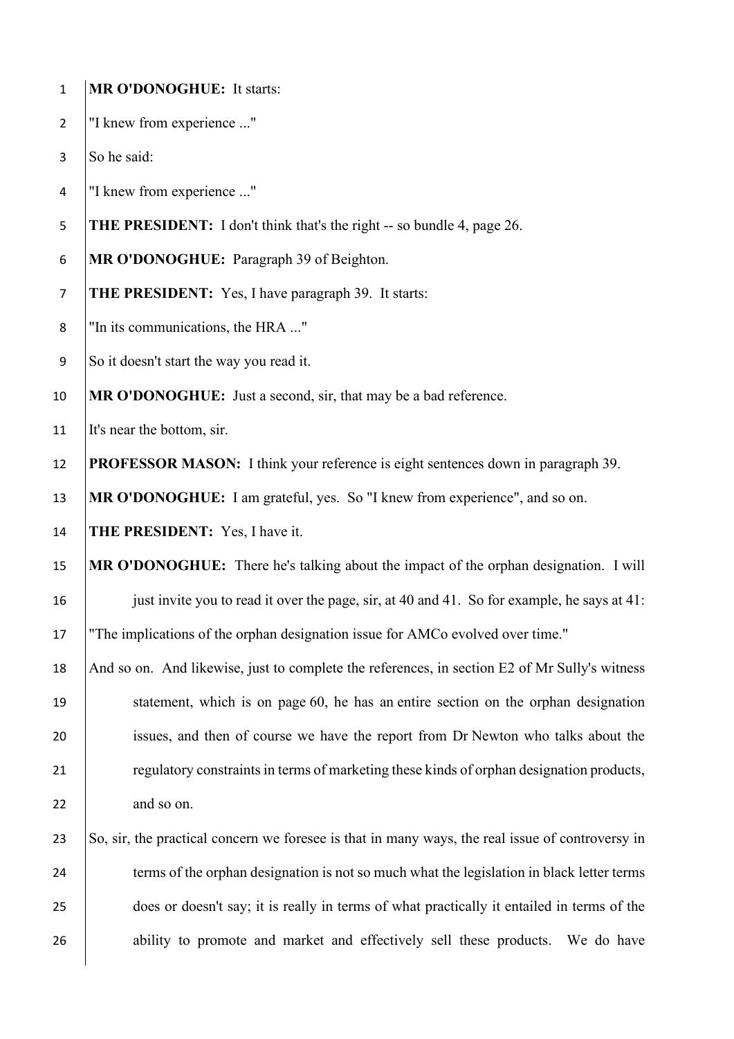**MR O'DONOGHUE:** It starts:

"I knew from experience ..."

So he said:

"I knew from experience ..."

**THE PRESIDENT:** I don't think that's the right -- so bundle 4, page 26.

**MR O'DONOGHUE:** Paragraph 39 of Beighton.

**THE PRESIDENT:** Yes, I have paragraph 39. It starts:

"In its communications, the HRA ..."

So it doesn't start the way you read it.

**MR O'DONOGHUE:** Just a second, sir, that may be a bad reference.

It's near the bottom, sir.

**PROFESSOR MASON:** I think your reference is eight sentences down in paragraph 39.

**MR O'DONOGHUE:** I am grateful, yes. So "I knew from experience", and so on.

**THE PRESIDENT:** Yes, I have it.

**MR O'DONOGHUE:** There he's talking about the impact of the orphan designation. I will just invite you to read it over the page, sir, at 40 and 41. So for example, he says at 41:

"The implications of the orphan designation issue for AMCo evolved over time."

And so on. And likewise, just to complete the references, in section E2 of Mr Sully's witness statement, which is on page 60, he has an entire section on the orphan designation issues, and then of course we have the report from Dr Newton who talks about the regulatory constraints in terms of marketing these kinds of orphan designation products, and so on.

So, sir, the practical concern we foresee is that in many ways, the real issue of controversy in terms of the orphan designation is not so much what the legislation in black letter terms does or doesn't say; it is really in terms of what practically it entailed in terms of the ability to promote and market and effectively sell these products. We do have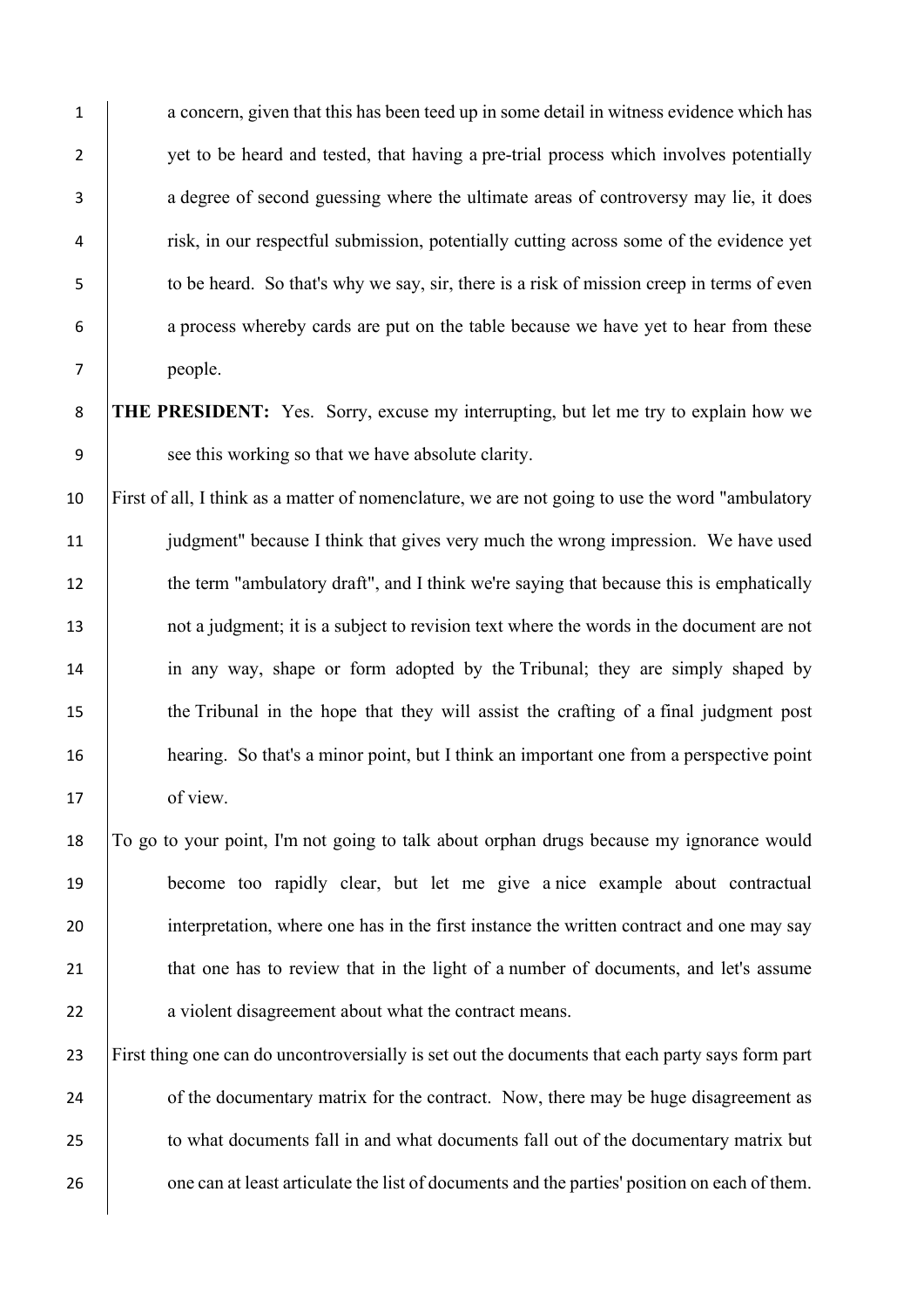a concern, given that this has been teed up in some detail in witness evidence which has yet to be heard and tested, that having a pre-trial process which involves potentially a degree of second guessing where the ultimate areas of controversy may lie, it does risk, in our respectful submission, potentially cutting across some of the evidence yet to be heard. So that's why we say, sir, there is a risk of mission creep in terms of even a process whereby cards are put on the table because we have yet to hear from these people.

**THE PRESIDENT:** Yes. Sorry, excuse my interrupting, but let me try to explain how we see this working so that we have absolute clarity.

First of all, I think as a matter of nomenclature, we are not going to use the word "ambulatory judgment" because I think that gives very much the wrong impression. We have used the term "ambulatory draft", and I think we're saying that because this is emphatically not a judgment; it is a subject to revision text where the words in the document are not in any way, shape or form adopted by the Tribunal; they are simply shaped by the Tribunal in the hope that they will assist the crafting of a final judgment post hearing. So that's a minor point, but I think an important one from a perspective point of view.

To go to your point, I'm not going to talk about orphan drugs because my ignorance would become too rapidly clear, but let me give a nice example about contractual interpretation, where one has in the first instance the written contract and one may say that one has to review that in the light of a number of documents, and let's assume a violent disagreement about what the contract means.

First thing one can do uncontroversially is set out the documents that each party says form part of the documentary matrix for the contract. Now, there may be huge disagreement as to what documents fall in and what documents fall out of the documentary matrix but one can at least articulate the list of documents and the parties' position on each of them.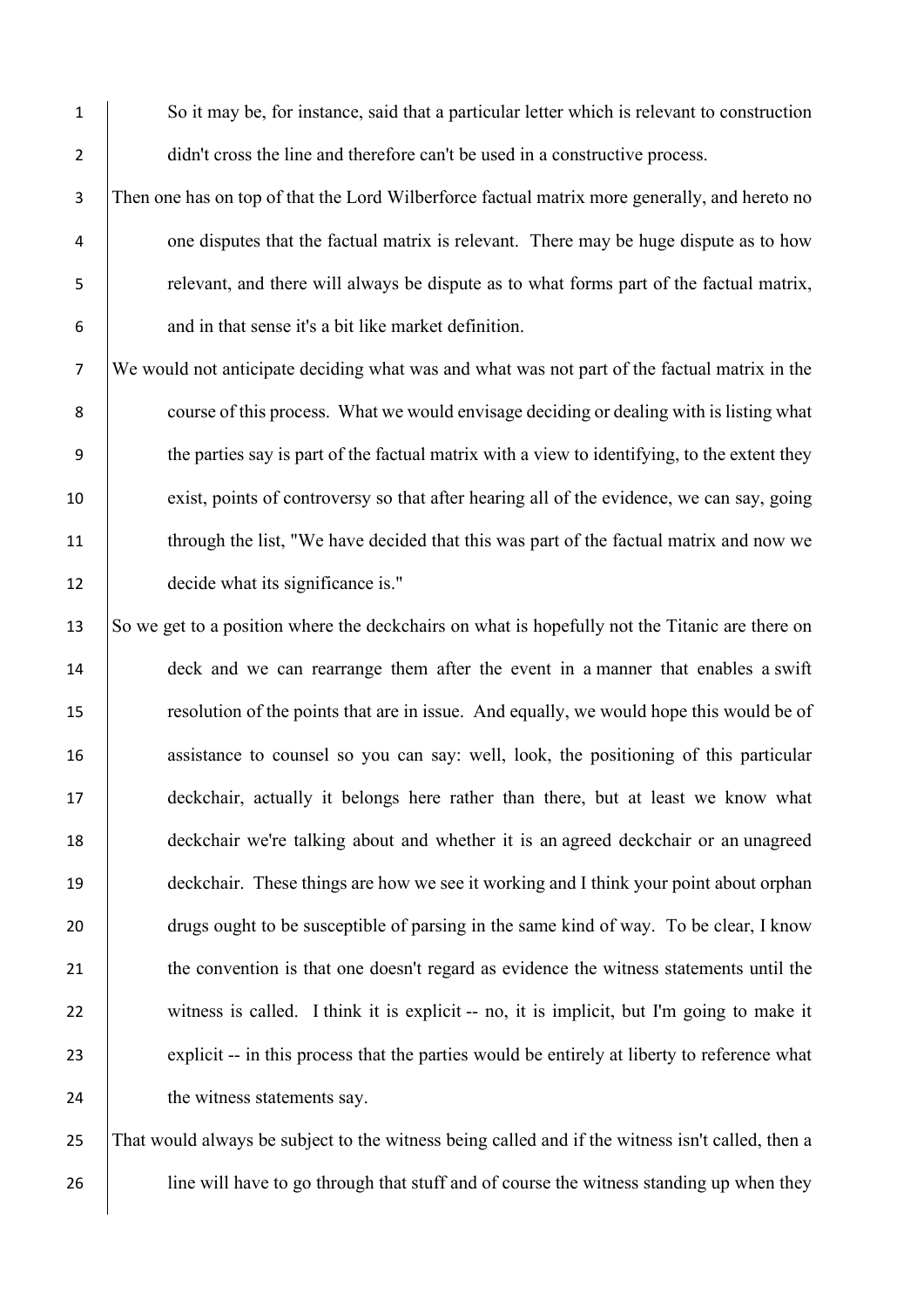So it may be, for instance, said that a particular letter which is relevant to construction didn't cross the line and therefore can't be used in a constructive process.

Then one has on top of that the Lord Wilberforce factual matrix more generally, and hereto no one disputes that the factual matrix is relevant. There may be huge dispute as to how relevant, and there will always be dispute as to what forms part of the factual matrix, and in that sense it's a bit like market definition.

We would not anticipate deciding what was and what was not part of the factual matrix in the course of this process. What we would envisage deciding or dealing with is listing what the parties say is part of the factual matrix with a view to identifying, to the extent they exist, points of controversy so that after hearing all of the evidence, we can say, going through the list, "We have decided that this was part of the factual matrix and now we decide what its significance is."

So we get to a position where the deckchairs on what is hopefully not the Titanic are there on deck and we can rearrange them after the event in a manner that enables a swift resolution of the points that are in issue. And equally, we would hope this would be of assistance to counsel so you can say: well, look, the positioning of this particular deckchair, actually it belongs here rather than there, but at least we know what deckchair we're talking about and whether it is an agreed deckchair or an unagreed deckchair. These things are how we see it working and I think your point about orphan drugs ought to be susceptible of parsing in the same kind of way. To be clear, I know the convention is that one doesn't regard as evidence the witness statements until the witness is called. I think it is explicit -- no, it is implicit, but I'm going to make it explicit -- in this process that the parties would be entirely at liberty to reference what the witness statements say.

That would always be subject to the witness being called and if the witness isn't called, then a line will have to go through that stuff and of course the witness standing up when they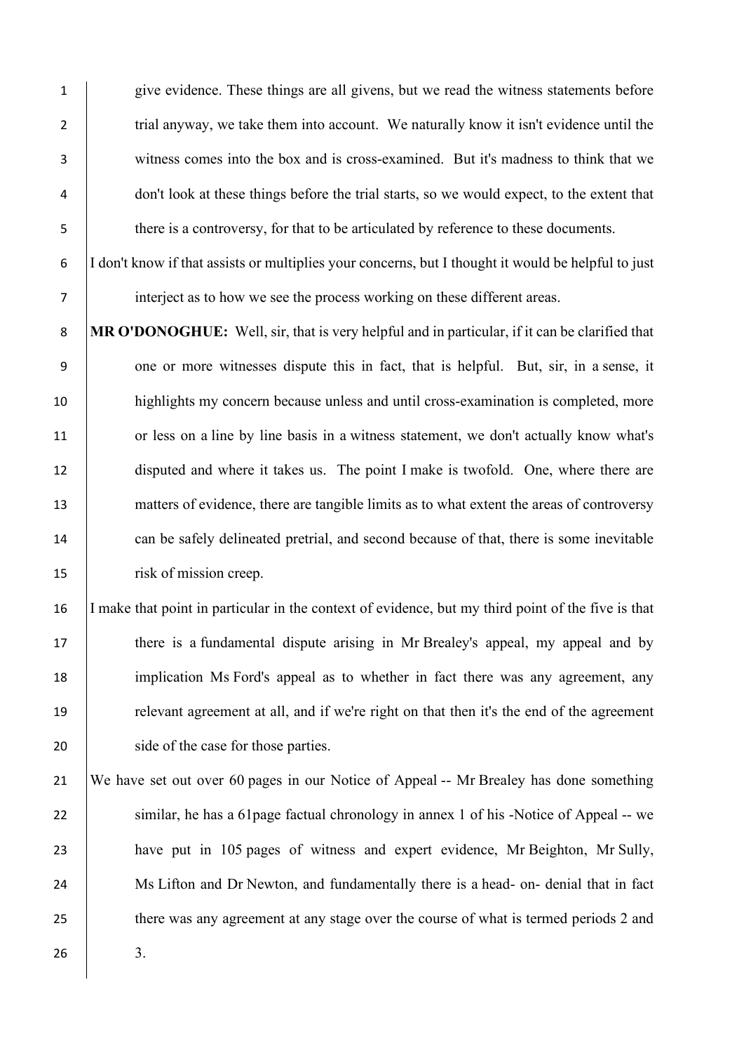give evidence. These things are all givens, but we read the witness statements before trial anyway, we take them into account. We naturally know it isn't evidence until the witness comes into the box and is cross-examined. But it's madness to think that we don't look at these things before the trial starts, so we would expect, to the extent that there is a controversy, for that to be articulated by reference to these documents.

I don't know if that assists or multiplies your concerns, but I thought it would be helpful to just interject as to how we see the process working on these different areas.

**MR O'DONOGHUE:** Well, sir, that is very helpful and in particular, if it can be clarified that one or more witnesses dispute this in fact, that is helpful. But, sir, in a sense, it highlights my concern because unless and until cross-examination is completed, more or less on a line by line basis in a witness statement, we don't actually know what's disputed and where it takes us. The point I make is twofold. One, where there are matters of evidence, there are tangible limits as to what extent the areas of controversy can be safely delineated pretrial, and second because of that, there is some inevitable risk of mission creep.

I make that point in particular in the context of evidence, but my third point of the five is that there is a fundamental dispute arising in Mr Brealey's appeal, my appeal and by implication Ms Ford's appeal as to whether in fact there was any agreement, any relevant agreement at all, and if we're right on that then it's the end of the agreement side of the case for those parties.

We have set out over 60 pages in our Notice of Appeal -- Mr Brealey has done something similar, he has a 61page factual chronology in annex 1 of his -Notice of Appeal -- we have put in 105 pages of witness and expert evidence, Mr Beighton, Mr Sully, Ms Lifton and Dr Newton, and fundamentally there is a head- on- denial that in fact there was any agreement at any stage over the course of what is termed periods 2 and 3.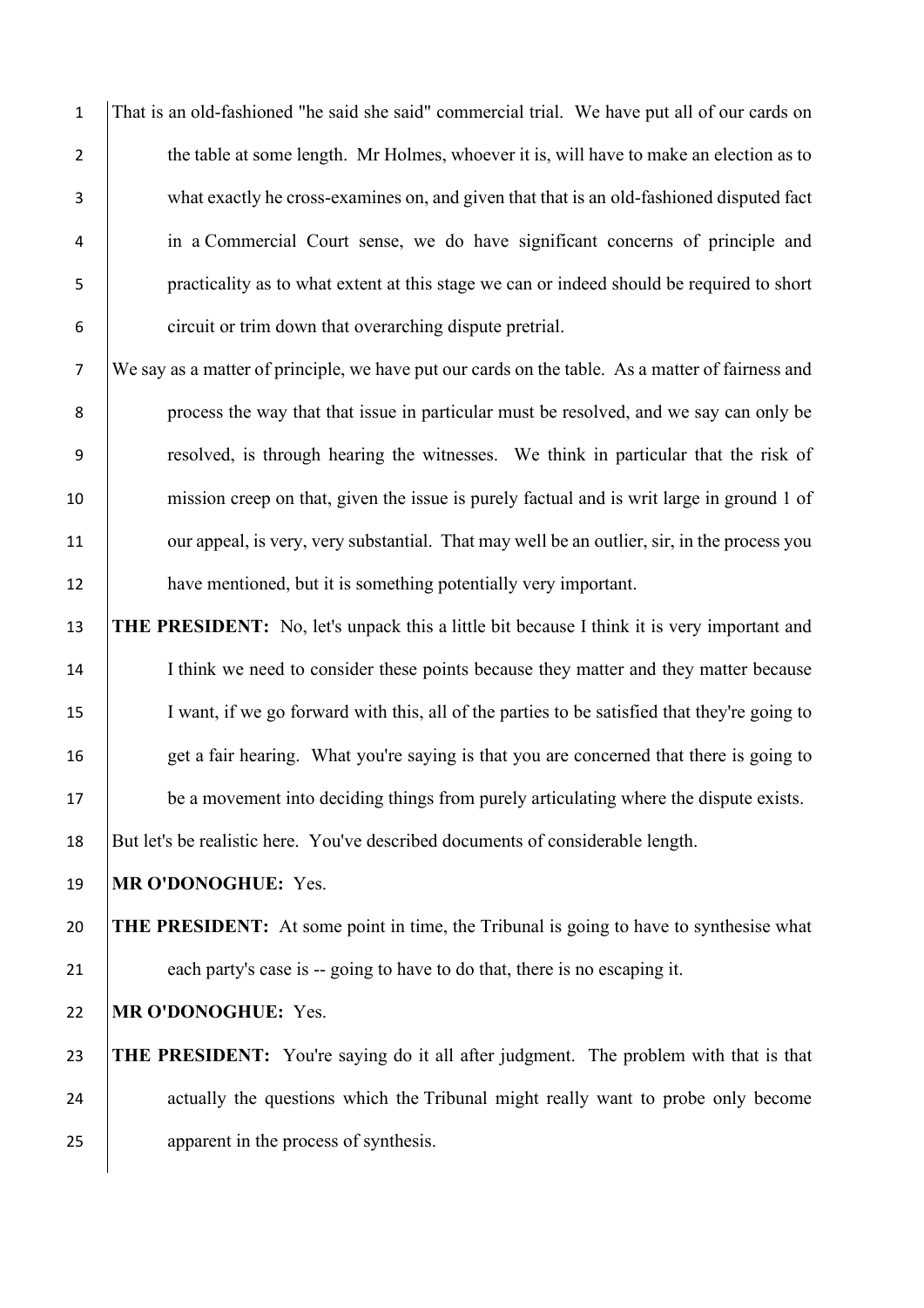That is an old-fashioned "he said she said" commercial trial. We have put all of our cards on the table at some length. Mr Holmes, whoever it is, will have to make an election as to what exactly he cross-examines on, and given that that is an old-fashioned disputed fact in a Commercial Court sense, we do have significant concerns of principle and practicality as to what extent at this stage we can or indeed should be required to short circuit or trim down that overarching dispute pretrial.

We say as a matter of principle, we have put our cards on the table. As a matter of fairness and process the way that that issue in particular must be resolved, and we say can only be resolved, is through hearing the witnesses. We think in particular that the risk of mission creep on that, given the issue is purely factual and is writ large in ground 1 of our appeal, is very, very substantial. That may well be an outlier, sir, in the process you have mentioned, but it is something potentially very important.

**THE PRESIDENT:** No, let's unpack this a little bit because I think it is very important and I think we need to consider these points because they matter and they matter because I want, if we go forward with this, all of the parties to be satisfied that they're going to get a fair hearing. What you're saying is that you are concerned that there is going to be a movement into deciding things from purely articulating where the dispute exists.

But let's be realistic here. You've described documents of considerable length.

**MR O'DONOGHUE:** Yes.

**THE PRESIDENT:** At some point in time, the Tribunal is going to have to synthesise what each party's case is -- going to have to do that, there is no escaping it.

**MR O'DONOGHUE:** Yes.

**THE PRESIDENT:** You're saying do it all after judgment. The problem with that is that actually the questions which the Tribunal might really want to probe only become apparent in the process of synthesis.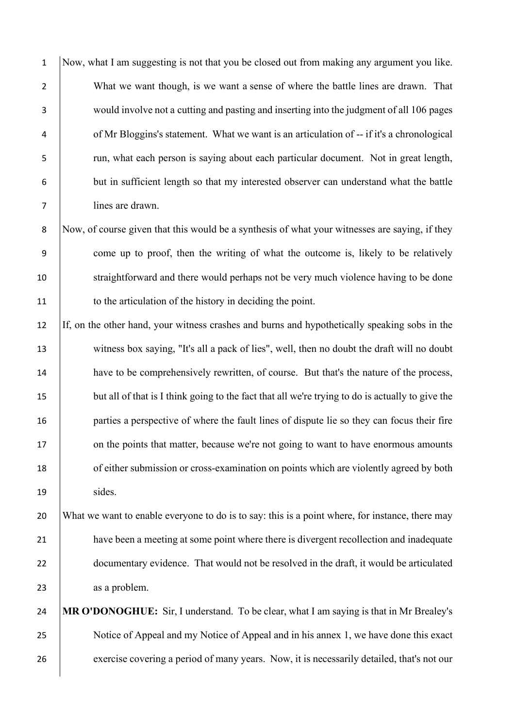Now, what I am suggesting is not that you be closed out from making any argument you like. What we want though, is we want a sense of where the battle lines are drawn. That would involve not a cutting and pasting and inserting into the judgment of all 106 pages of Mr Bloggins's statement. What we want is an articulation of -- if it's a chronological run, what each person is saying about each particular document. Not in great length, but in sufficient length so that my interested observer can understand what the battle lines are drawn.

Now, of course given that this would be a synthesis of what your witnesses are saying, if they come up to proof, then the writing of what the outcome is, likely to be relatively straightforward and there would perhaps not be very much violence having to be done to the articulation of the history in deciding the point.

If, on the other hand, your witness crashes and burns and hypothetically speaking sobs in the witness box saying, "It's all a pack of lies", well, then no doubt the draft will no doubt have to be comprehensively rewritten, of course. But that's the nature of the process, but all of that is I think going to the fact that all we're trying to do is actually to give the parties a perspective of where the fault lines of dispute lie so they can focus their fire on the points that matter, because we're not going to want to have enormous amounts of either submission or cross-examination on points which are violently agreed by both sides.

What we want to enable everyone to do is to say: this is a point where, for instance, there may have been a meeting at some point where there is divergent recollection and inadequate documentary evidence. That would not be resolved in the draft, it would be articulated as a problem.

**MR O'DONOGHUE:** Sir, I understand. To be clear, what I am saying is that in Mr Brealey's Notice of Appeal and my Notice of Appeal and in his annex 1, we have done this exact exercise covering a period of many years. Now, it is necessarily detailed, that's not our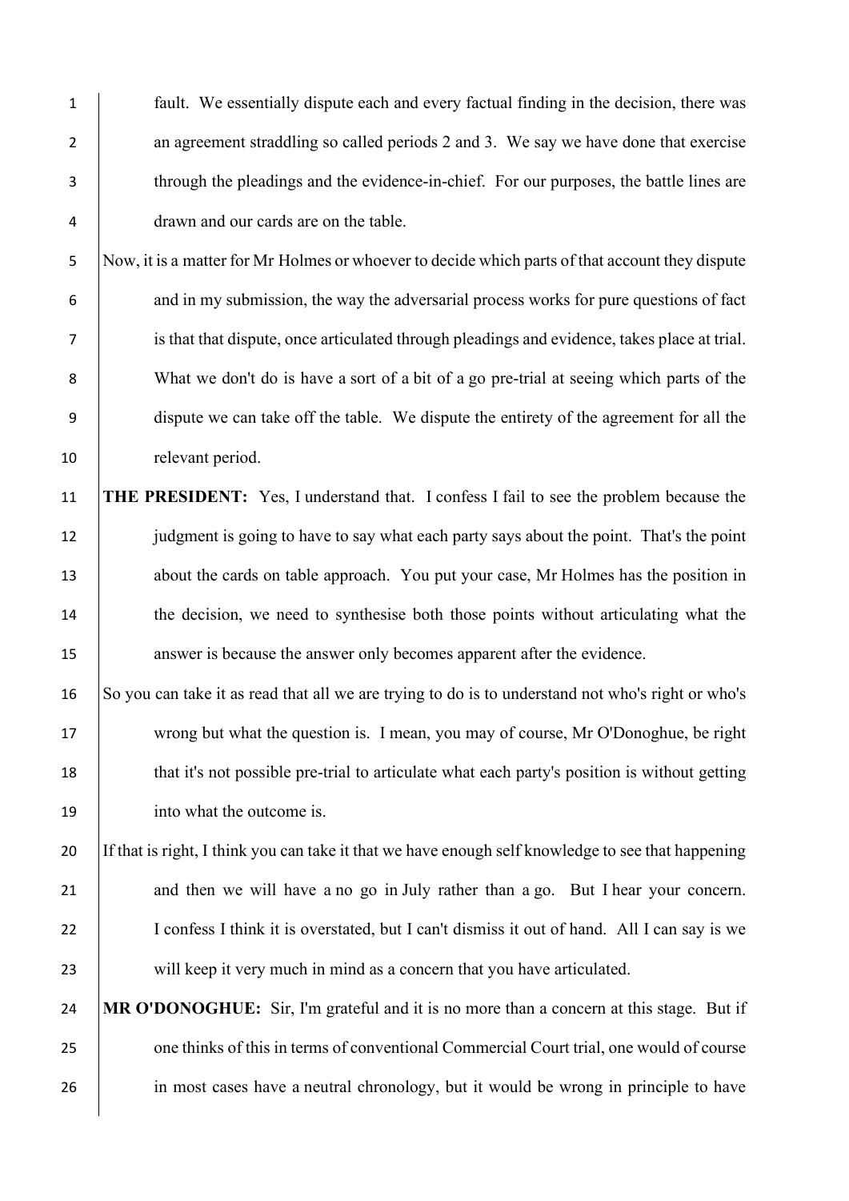fault. We essentially dispute each and every factual finding in the decision, there was an agreement straddling so called periods 2 and 3. We say we have done that exercise through the pleadings and the evidence-in-chief. For our purposes, the battle lines are drawn and our cards are on the table.

Now, it is a matter for Mr Holmes or whoever to decide which parts of that account they dispute and in my submission, the way the adversarial process works for pure questions of fact is that that dispute, once articulated through pleadings and evidence, takes place at trial. What we don't do is have a sort of a bit of a go pre-trial at seeing which parts of the dispute we can take off the table. We dispute the entirety of the agreement for all the relevant period.

**THE PRESIDENT:** Yes, I understand that. I confess I fail to see the problem because the judgment is going to have to say what each party says about the point. That's the point about the cards on table approach. You put your case, Mr Holmes has the position in the decision, we need to synthesise both those points without articulating what the answer is because the answer only becomes apparent after the evidence.

So you can take it as read that all we are trying to do is to understand not who's right or who's wrong but what the question is. I mean, you may of course, Mr O'Donoghue, be right that it's not possible pre-trial to articulate what each party's position is without getting into what the outcome is.

If that is right, I think you can take it that we have enough self knowledge to see that happening and then we will have a no go in July rather than a go. But I hear your concern. I confess I think it is overstated, but I can't dismiss it out of hand. All I can say is we will keep it very much in mind as a concern that you have articulated.

**MR O'DONOGHUE:** Sir, I'm grateful and it is no more than a concern at this stage. But if one thinks of this in terms of conventional Commercial Court trial, one would of course in most cases have a neutral chronology, but it would be wrong in principle to have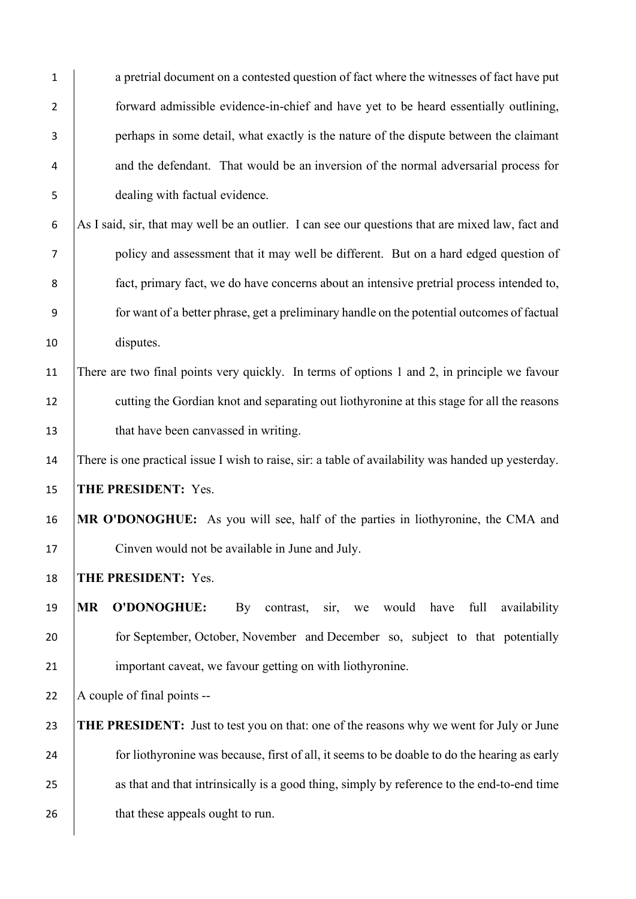a pretrial document on a contested question of fact where the witnesses of fact have put forward admissible evidence-in-chief and have yet to be heard essentially outlining, perhaps in some detail, what exactly is the nature of the dispute between the claimant and the defendant. That would be an inversion of the normal adversarial process for dealing with factual evidence.

As I said, sir, that may well be an outlier. I can see our questions that are mixed law, fact and policy and assessment that it may well be different. But on a hard edged question of fact, primary fact, we do have concerns about an intensive pretrial process intended to, for want of a better phrase, get a preliminary handle on the potential outcomes of factual disputes.

There are two final points very quickly. In terms of options 1 and 2, in principle we favour cutting the Gordian knot and separating out liothyronine at this stage for all the reasons that have been canvassed in writing.

There is one practical issue I wish to raise, sir: a table of availability was handed up yesterday.

**THE PRESIDENT:** Yes.

**MR O'DONOGHUE:** As you will see, half of the parties in liothyronine, the CMA and Cinven would not be available in June and July.

**THE PRESIDENT:** Yes.

**MR O'DONOGHUE:** By contrast, sir, we would have full availability for September, October, November and December so, subject to that potentially important caveat, we favour getting on with liothyronine.

A couple of final points --

**THE PRESIDENT:** Just to test you on that: one of the reasons why we went for July or June for liothyronine was because, first of all, it seems to be doable to do the hearing as early as that and that intrinsically is a good thing, simply by reference to the end-to-end time that these appeals ought to run.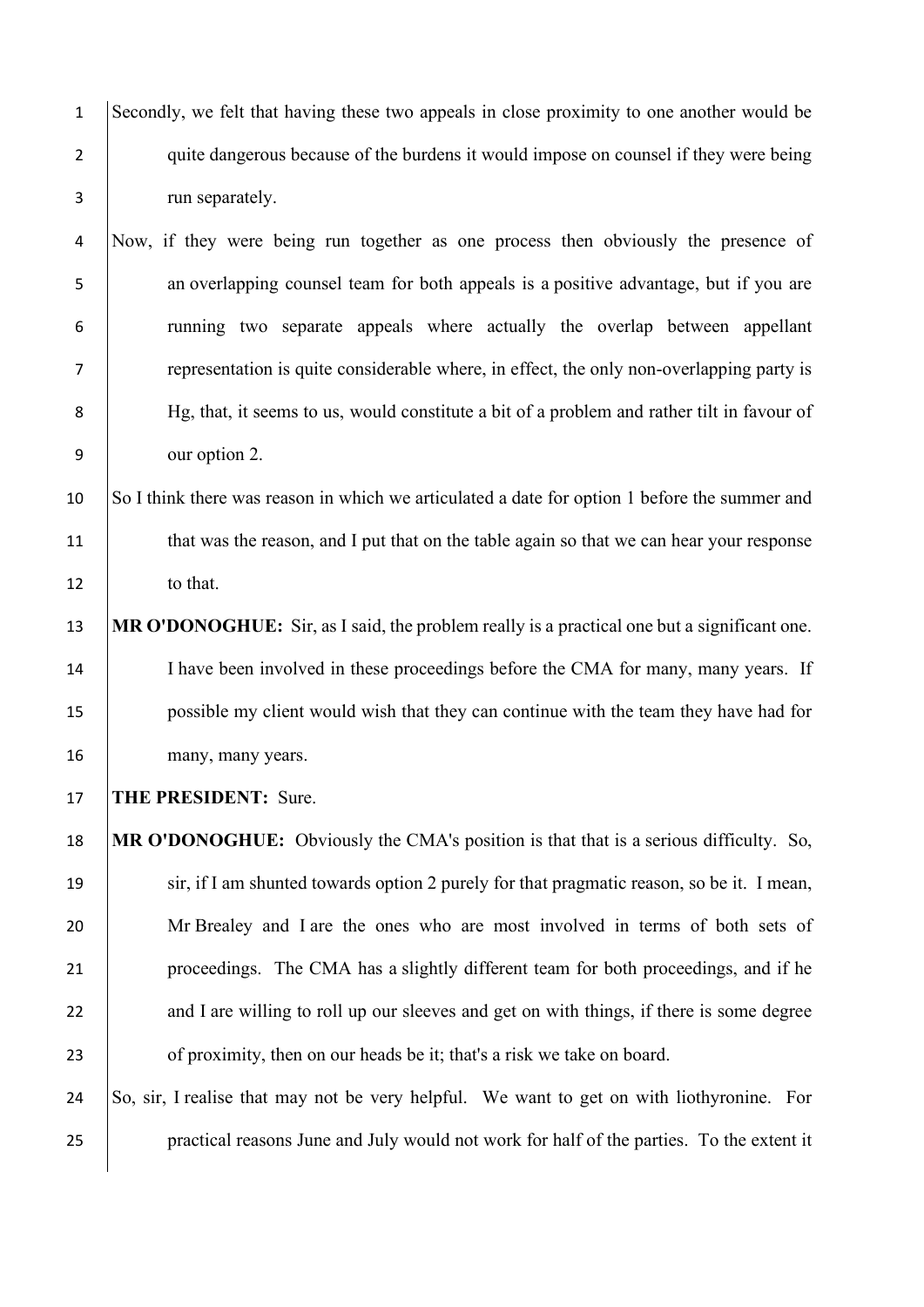Secondly, we felt that having these two appeals in close proximity to one another would be quite dangerous because of the burdens it would impose on counsel if they were being run separately.

Now, if they were being run together as one process then obviously the presence of an overlapping counsel team for both appeals is a positive advantage, but if you are running two separate appeals where actually the overlap between appellant representation is quite considerable where, in effect, the only non-overlapping party is Hg, that, it seems to us, would constitute a bit of a problem and rather tilt in favour of our option 2.

So I think there was reason in which we articulated a date for option 1 before the summer and that was the reason, and I put that on the table again so that we can hear your response to that.

**MR O'DONOGHUE:** Sir, as I said, the problem really is a practical one but a significant one. I have been involved in these proceedings before the CMA for many, many years. If possible my client would wish that they can continue with the team they have had for many, many years.

**THE PRESIDENT:** Sure.

**MR O'DONOGHUE:** Obviously the CMA's position is that that is a serious difficulty. So, sir, if I am shunted towards option 2 purely for that pragmatic reason, so be it. I mean, Mr Brealey and I are the ones who are most involved in terms of both sets of proceedings. The CMA has a slightly different team for both proceedings, and if he and I are willing to roll up our sleeves and get on with things, if there is some degree of proximity, then on our heads be it; that's a risk we take on board.

So, sir, I realise that may not be very helpful. We want to get on with liothyronine. For practical reasons June and July would not work for half of the parties. To the extent it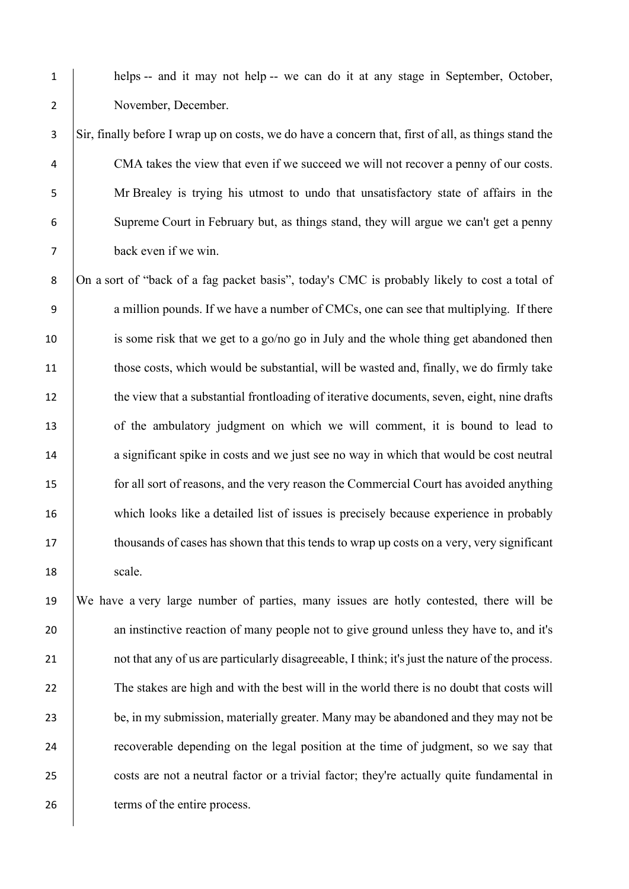helps -- and it may not help -- we can do it at any stage in September, October, November, December.

Sir, finally before I wrap up on costs, we do have a concern that, first of all, as things stand the CMA takes the view that even if we succeed we will not recover a penny of our costs. Mr Brealey is trying his utmost to undo that unsatisfactory state of affairs in the Supreme Court in February but, as things stand, they will argue we can't get a penny back even if we win.

On a sort of "back of a fag packet basis", today's CMC is probably likely to cost a total of a million pounds. If we have a number of CMCs, one can see that multiplying. If there is some risk that we get to a go/no go in July and the whole thing get abandoned then those costs, which would be substantial, will be wasted and, finally, we do firmly take the view that a substantial frontloading of iterative documents, seven, eight, nine drafts of the ambulatory judgment on which we will comment, it is bound to lead to a significant spike in costs and we just see no way in which that would be cost neutral for all sort of reasons, and the very reason the Commercial Court has avoided anything which looks like a detailed list of issues is precisely because experience in probably thousands of cases has shown that this tends to wrap up costs on a very, very significant scale.

We have a very large number of parties, many issues are hotly contested, there will be an instinctive reaction of many people not to give ground unless they have to, and it's not that any of us are particularly disagreeable, I think; it's just the nature of the process. The stakes are high and with the best will in the world there is no doubt that costs will be, in my submission, materially greater. Many may be abandoned and they may not be recoverable depending on the legal position at the time of judgment, so we say that costs are not a neutral factor or a trivial factor; they're actually quite fundamental in terms of the entire process.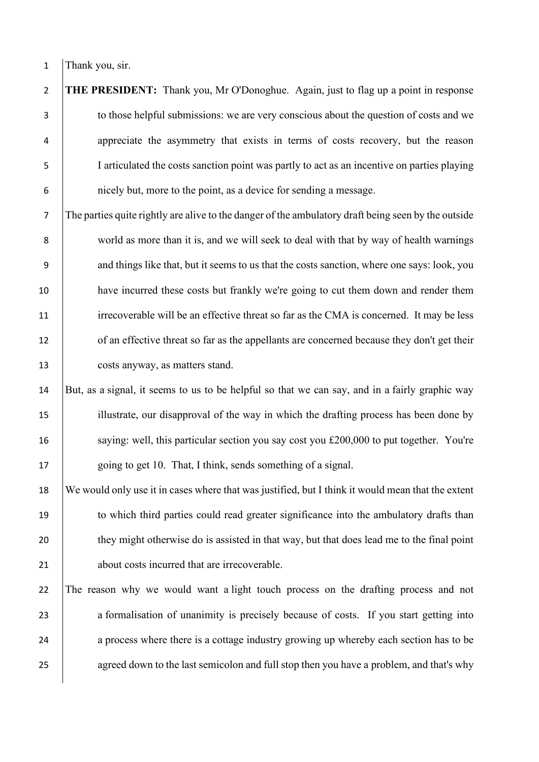Thank you, sir.

**THE PRESIDENT:** Thank you, Mr O'Donoghue. Again, just to flag up a point in response to those helpful submissions: we are very conscious about the question of costs and we appreciate the asymmetry that exists in terms of costs recovery, but the reason I articulated the costs sanction point was partly to act as an incentive on parties playing nicely but, more to the point, as a device for sending a message.

The parties quite rightly are alive to the danger of the ambulatory draft being seen by the outside world as more than it is, and we will seek to deal with that by way of health warnings and things like that, but it seems to us that the costs sanction, where one says: look, you have incurred these costs but frankly we're going to cut them down and render them irrecoverable will be an effective threat so far as the CMA is concerned. It may be less of an effective threat so far as the appellants are concerned because they don't get their costs anyway, as matters stand.

But, as a signal, it seems to us to be helpful so that we can say, and in a fairly graphic way illustrate, our disapproval of the way in which the drafting process has been done by saying: well, this particular section you say cost you £200,000 to put together. You're going to get 10. That, I think, sends something of a signal.

We would only use it in cases where that was justified, but I think it would mean that the extent to which third parties could read greater significance into the ambulatory drafts than they might otherwise do is assisted in that way, but that does lead me to the final point about costs incurred that are irrecoverable.

The reason why we would want a light touch process on the drafting process and not a formalisation of unanimity is precisely because of costs. If you start getting into a process where there is a cottage industry growing up whereby each section has to be agreed down to the last semicolon and full stop then you have a problem, and that's why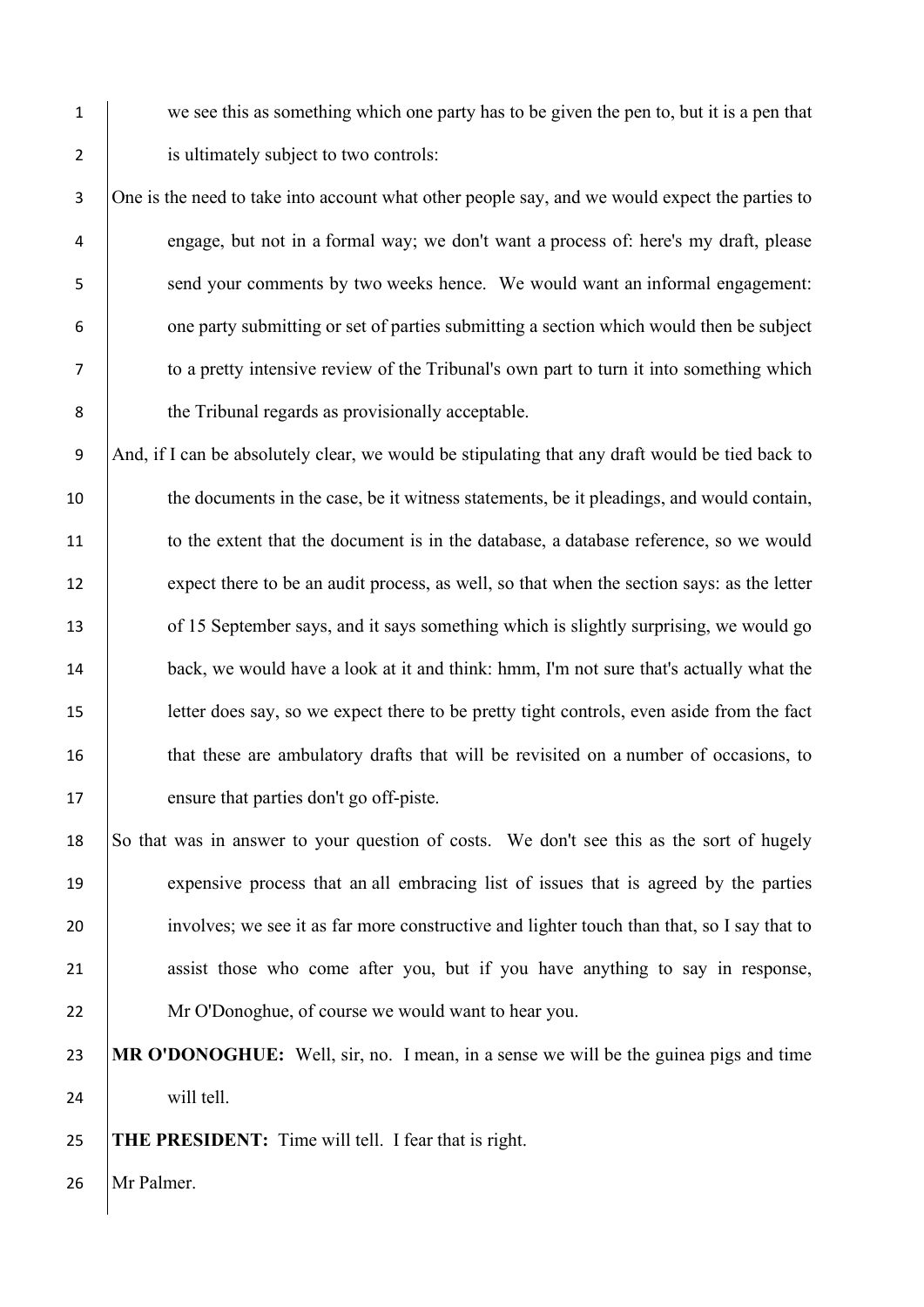we see this as something which one party has to be given the pen to, but it is a pen that is ultimately subject to two controls:

One is the need to take into account what other people say, and we would expect the parties to engage, but not in a formal way; we don't want a process of: here's my draft, please send your comments by two weeks hence. We would want an informal engagement: one party submitting or set of parties submitting a section which would then be subject to a pretty intensive review of the Tribunal's own part to turn it into something which the Tribunal regards as provisionally acceptable.

And, if I can be absolutely clear, we would be stipulating that any draft would be tied back to the documents in the case, be it witness statements, be it pleadings, and would contain, to the extent that the document is in the database, a database reference, so we would expect there to be an audit process, as well, so that when the section says: as the letter of 15 September says, and it says something which is slightly surprising, we would go back, we would have a look at it and think: hmm, I'm not sure that's actually what the letter does say, so we expect there to be pretty tight controls, even aside from the fact that these are ambulatory drafts that will be revisited on a number of occasions, to ensure that parties don't go off-piste.

So that was in answer to your question of costs. We don't see this as the sort of hugely expensive process that an all embracing list of issues that is agreed by the parties involves; we see it as far more constructive and lighter touch than that, so I say that to assist those who come after you, but if you have anything to say in response, Mr O'Donoghue, of course we would want to hear you.

**MR O'DONOGHUE:** Well, sir, no. I mean, in a sense we will be the guinea pigs and time will tell.

**THE PRESIDENT:** Time will tell. I fear that is right.

Mr Palmer.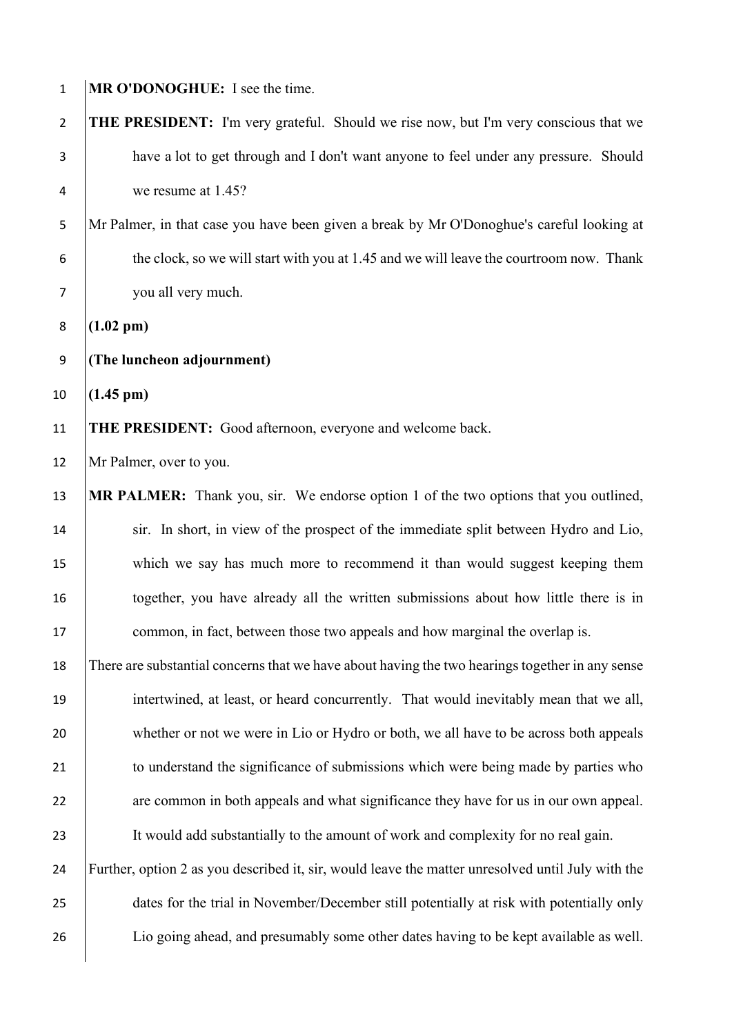**MR O'DONOGHUE:** I see the time.

**THE PRESIDENT:** I'm very grateful. Should we rise now, but I'm very conscious that we have a lot to get through and I don't want anyone to feel under any pressure. Should we resume at 1.45?

Mr Palmer, in that case you have been given a break by Mr O'Donoghue's careful looking at the clock, so we will start with you at 1.45 and we will leave the courtroom now. Thank you all very much.

**(1.02 pm)**

**(The luncheon adjournment)**

**(1.45 pm)**

**THE PRESIDENT:** Good afternoon, everyone and welcome back.

Mr Palmer, over to you.

**MR PALMER:** Thank you, sir. We endorse option 1 of the two options that you outlined, sir. In short, in view of the prospect of the immediate split between Hydro and Lio, which we say has much more to recommend it than would suggest keeping them together, you have already all the written submissions about how little there is in common, in fact, between those two appeals and how marginal the overlap is.

There are substantial concerns that we have about having the two hearings together in any sense intertwined, at least, or heard concurrently. That would inevitably mean that we all, whether or not we were in Lio or Hydro or both, we all have to be across both appeals to understand the significance of submissions which were being made by parties who are common in both appeals and what significance they have for us in our own appeal. It would add substantially to the amount of work and complexity for no real gain.

Further, option 2 as you described it, sir, would leave the matter unresolved until July with the dates for the trial in November/December still potentially at risk with potentially only Lio going ahead, and presumably some other dates having to be kept available as well.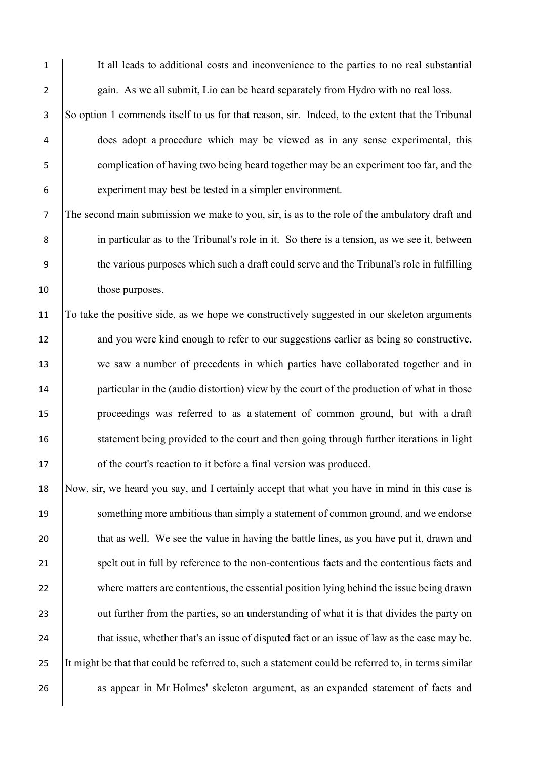It all leads to additional costs and inconvenience to the parties to no real substantial gain. As we all submit, Lio can be heard separately from Hydro with no real loss.

So option 1 commends itself to us for that reason, sir. Indeed, to the extent that the Tribunal does adopt a procedure which may be viewed as in any sense experimental, this complication of having two being heard together may be an experiment too far, and the experiment may best be tested in a simpler environment.

The second main submission we make to you, sir, is as to the role of the ambulatory draft and in particular as to the Tribunal's role in it. So there is a tension, as we see it, between the various purposes which such a draft could serve and the Tribunal's role in fulfilling those purposes.

To take the positive side, as we hope we constructively suggested in our skeleton arguments and you were kind enough to refer to our suggestions earlier as being so constructive, we saw a number of precedents in which parties have collaborated together and in particular in the (audio distortion) view by the court of the production of what in those proceedings was referred to as a statement of common ground, but with a draft statement being provided to the court and then going through further iterations in light of the court's reaction to it before a final version was produced.

Now, sir, we heard you say, and I certainly accept that what you have in mind in this case is something more ambitious than simply a statement of common ground, and we endorse that as well. We see the value in having the battle lines, as you have put it, drawn and spelt out in full by reference to the non-contentious facts and the contentious facts and where matters are contentious, the essential position lying behind the issue being drawn out further from the parties, so an understanding of what it is that divides the party on that issue, whether that's an issue of disputed fact or an issue of law as the case may be.

It might be that that could be referred to, such a statement could be referred to, in terms similar as appear in Mr Holmes' skeleton argument, as an expanded statement of facts and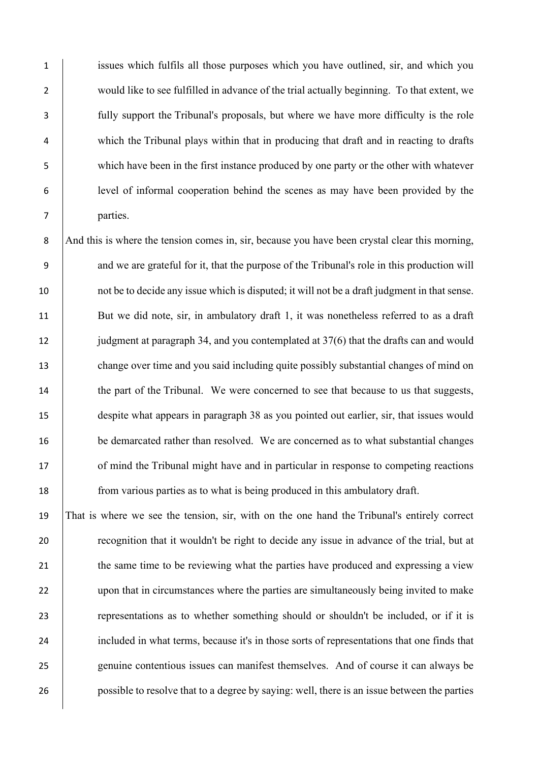issues which fulfils all those purposes which you have outlined, sir, and which you would like to see fulfilled in advance of the trial actually beginning. To that extent, we fully support the Tribunal's proposals, but where we have more difficulty is the role which the Tribunal plays within that in producing that draft and in reacting to drafts which have been in the first instance produced by one party or the other with whatever level of informal cooperation behind the scenes as may have been provided by the parties.

And this is where the tension comes in, sir, because you have been crystal clear this morning, and we are grateful for it, that the purpose of the Tribunal's role in this production will not be to decide any issue which is disputed; it will not be a draft judgment in that sense. But we did note, sir, in ambulatory draft 1, it was nonetheless referred to as a draft judgment at paragraph 34, and you contemplated at 37(6) that the drafts can and would change over time and you said including quite possibly substantial changes of mind on the part of the Tribunal. We were concerned to see that because to us that suggests, despite what appears in paragraph 38 as you pointed out earlier, sir, that issues would be demarcated rather than resolved. We are concerned as to what substantial changes of mind the Tribunal might have and in particular in response to competing reactions from various parties as to what is being produced in this ambulatory draft.

That is where we see the tension, sir, with on the one hand the Tribunal's entirely correct recognition that it wouldn't be right to decide any issue in advance of the trial, but at the same time to be reviewing what the parties have produced and expressing a view upon that in circumstances where the parties are simultaneously being invited to make representations as to whether something should or shouldn't be included, or if it is included in what terms, because it's in those sorts of representations that one finds that genuine contentious issues can manifest themselves. And of course it can always be possible to resolve that to a degree by saying: well, there is an issue between the parties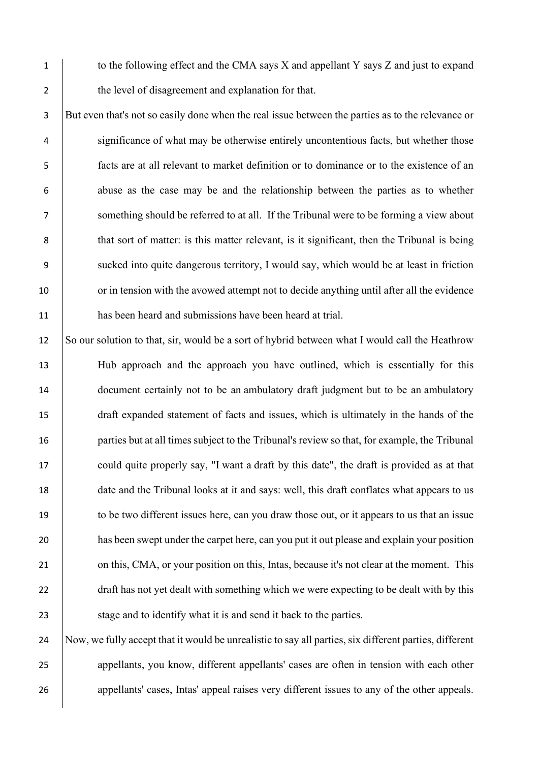to the following effect and the CMA says X and appellant Y says Z and just to expand the level of disagreement and explanation for that.

But even that's not so easily done when the real issue between the parties as to the relevance or significance of what may be otherwise entirely uncontentious facts, but whether those facts are at all relevant to market definition or to dominance or to the existence of an abuse as the case may be and the relationship between the parties as to whether something should be referred to at all. If the Tribunal were to be forming a view about that sort of matter: is this matter relevant, is it significant, then the Tribunal is being sucked into quite dangerous territory, I would say, which would be at least in friction or in tension with the avowed attempt not to decide anything until after all the evidence has been heard and submissions have been heard at trial.

So our solution to that, sir, would be a sort of hybrid between what I would call the Heathrow Hub approach and the approach you have outlined, which is essentially for this document certainly not to be an ambulatory draft judgment but to be an ambulatory draft expanded statement of facts and issues, which is ultimately in the hands of the parties but at all times subject to the Tribunal's review so that, for example, the Tribunal could quite properly say, "I want a draft by this date", the draft is provided as at that date and the Tribunal looks at it and says: well, this draft conflates what appears to us to be two different issues here, can you draw those out, or it appears to us that an issue has been swept under the carpet here, can you put it out please and explain your position on this, CMA, or your position on this, Intas, because it's not clear at the moment. This draft has not yet dealt with something which we were expecting to be dealt with by this stage and to identify what it is and send it back to the parties.

Now, we fully accept that it would be unrealistic to say all parties, six different parties, different appellants, you know, different appellants' cases are often in tension with each other appellants' cases, Intas' appeal raises very different issues to any of the other appeals.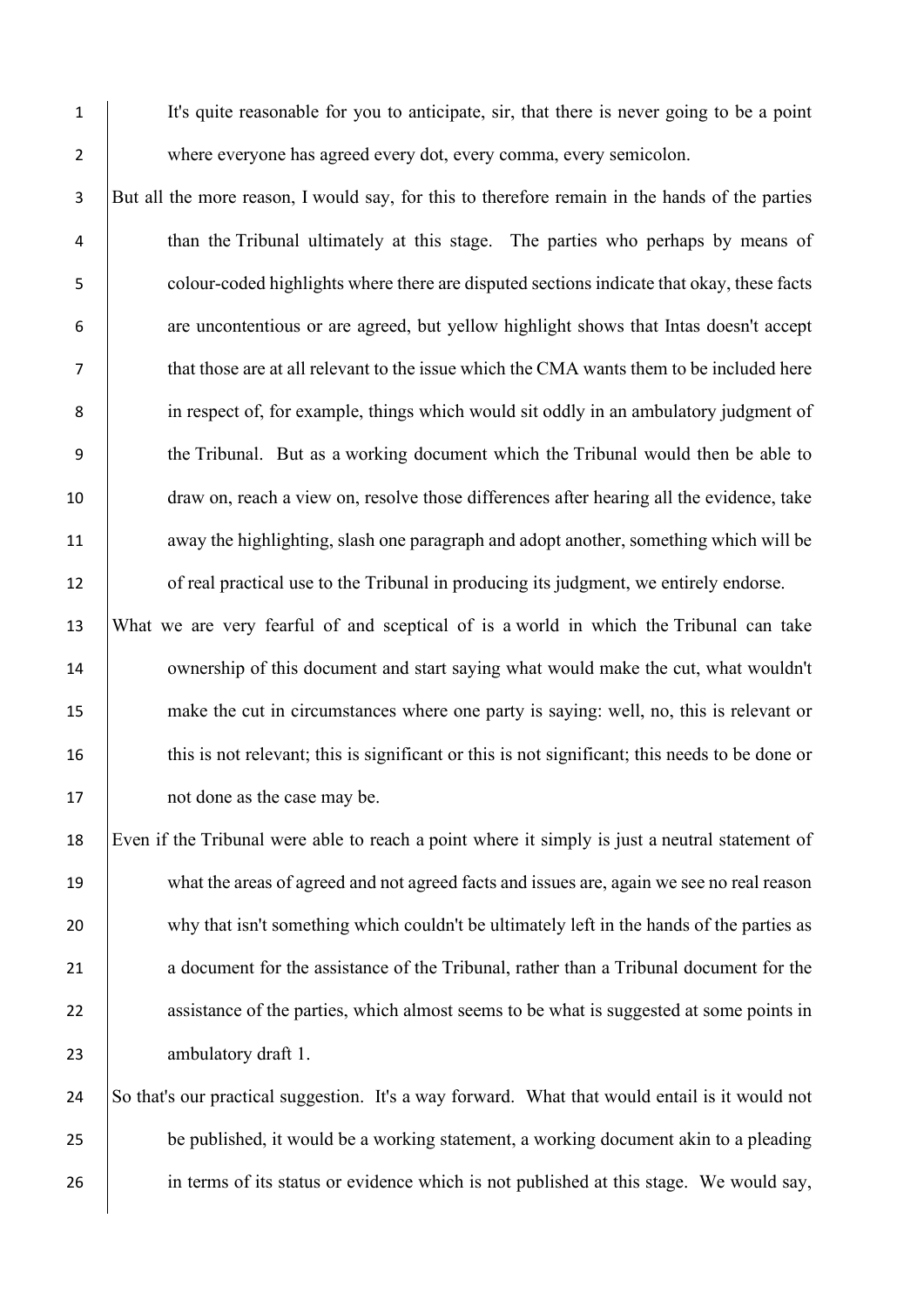It's quite reasonable for you to anticipate, sir, that there is never going to be a point where everyone has agreed every dot, every comma, every semicolon.

But all the more reason, I would say, for this to therefore remain in the hands of the parties than the Tribunal ultimately at this stage. The parties who perhaps by means of colour-coded highlights where there are disputed sections indicate that okay, these facts are uncontentious or are agreed, but yellow highlight shows that Intas doesn't accept that those are at all relevant to the issue which the CMA wants them to be included here in respect of, for example, things which would sit oddly in an ambulatory judgment of the Tribunal. But as a working document which the Tribunal would then be able to draw on, reach a view on, resolve those differences after hearing all the evidence, take away the highlighting, slash one paragraph and adopt another, something which will be of real practical use to the Tribunal in producing its judgment, we entirely endorse.

What we are very fearful of and sceptical of is a world in which the Tribunal can take ownership of this document and start saying what would make the cut, what wouldn't make the cut in circumstances where one party is saying: well, no, this is relevant or this is not relevant; this is significant or this is not significant; this needs to be done or not done as the case may be.

Even if the Tribunal were able to reach a point where it simply is just a neutral statement of what the areas of agreed and not agreed facts and issues are, again we see no real reason why that isn't something which couldn't be ultimately left in the hands of the parties as a document for the assistance of the Tribunal, rather than a Tribunal document for the assistance of the parties, which almost seems to be what is suggested at some points in ambulatory draft 1.

So that's our practical suggestion. It's a way forward. What that would entail is it would not be published, it would be a working statement, a working document akin to a pleading in terms of its status or evidence which is not published at this stage. We would say,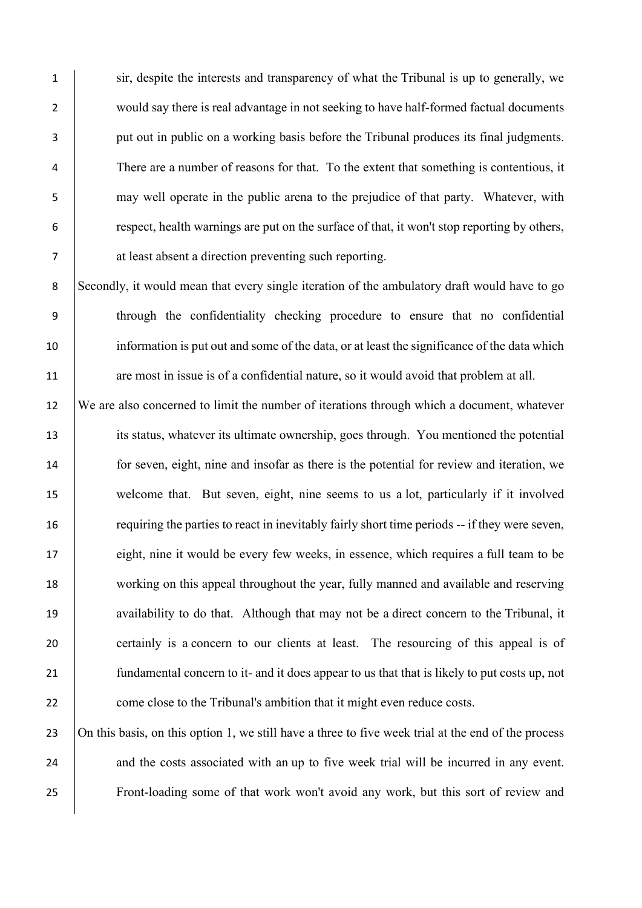sir, despite the interests and transparency of what the Tribunal is up to generally, we would say there is real advantage in not seeking to have half-formed factual documents put out in public on a working basis before the Tribunal produces its final judgments. There are a number of reasons for that. To the extent that something is contentious, it may well operate in the public arena to the prejudice of that party. Whatever, with respect, health warnings are put on the surface of that, it won't stop reporting by others, at least absent a direction preventing such reporting.

Secondly, it would mean that every single iteration of the ambulatory draft would have to go through the confidentiality checking procedure to ensure that no confidential information is put out and some of the data, or at least the significance of the data which are most in issue is of a confidential nature, so it would avoid that problem at all.

We are also concerned to limit the number of iterations through which a document, whatever its status, whatever its ultimate ownership, goes through. You mentioned the potential for seven, eight, nine and insofar as there is the potential for review and iteration, we welcome that. But seven, eight, nine seems to us a lot, particularly if it involved requiring the parties to react in inevitably fairly short time periods -- if they were seven, eight, nine it would be every few weeks, in essence, which requires a full team to be working on this appeal throughout the year, fully manned and available and reserving availability to do that. Although that may not be a direct concern to the Tribunal, it certainly is a concern to our clients at least. The resourcing of this appeal is of fundamental concern to it- and it does appear to us that that is likely to put costs up, not come close to the Tribunal's ambition that it might even reduce costs.

On this basis, on this option 1, we still have a three to five week trial at the end of the process and the costs associated with an up to five week trial will be incurred in any event. Front-loading some of that work won't avoid any work, but this sort of review and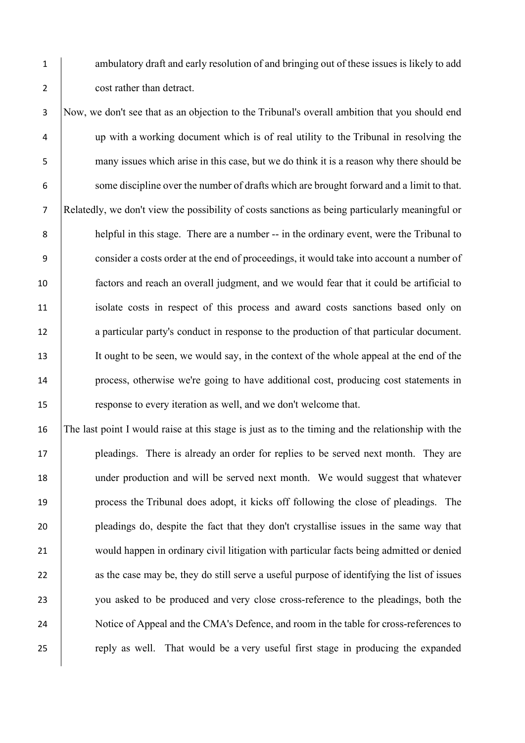ambulatory draft and early resolution of and bringing out of these issues is likely to add cost rather than detract.

Now, we don't see that as an objection to the Tribunal's overall ambition that you should end up with a working document which is of real utility to the Tribunal in resolving the many issues which arise in this case, but we do think it is a reason why there should be some discipline over the number of drafts which are brought forward and a limit to that.

Relatedly, we don't view the possibility of costs sanctions as being particularly meaningful or helpful in this stage. There are a number -- in the ordinary event, were the Tribunal to consider a costs order at the end of proceedings, it would take into account a number of factors and reach an overall judgment, and we would fear that it could be artificial to isolate costs in respect of this process and award costs sanctions based only on a particular party's conduct in response to the production of that particular document. It ought to be seen, we would say, in the context of the whole appeal at the end of the process, otherwise we're going to have additional cost, producing cost statements in response to every iteration as well, and we don't welcome that.

The last point I would raise at this stage is just as to the timing and the relationship with the pleadings. There is already an order for replies to be served next month. They are under production and will be served next month. We would suggest that whatever process the Tribunal does adopt, it kicks off following the close of pleadings. The pleadings do, despite the fact that they don't crystallise issues in the same way that would happen in ordinary civil litigation with particular facts being admitted or denied as the case may be, they do still serve a useful purpose of identifying the list of issues you asked to be produced and very close cross-reference to the pleadings, both the Notice of Appeal and the CMA's Defence, and room in the table for cross-references to reply as well. That would be a very useful first stage in producing the expanded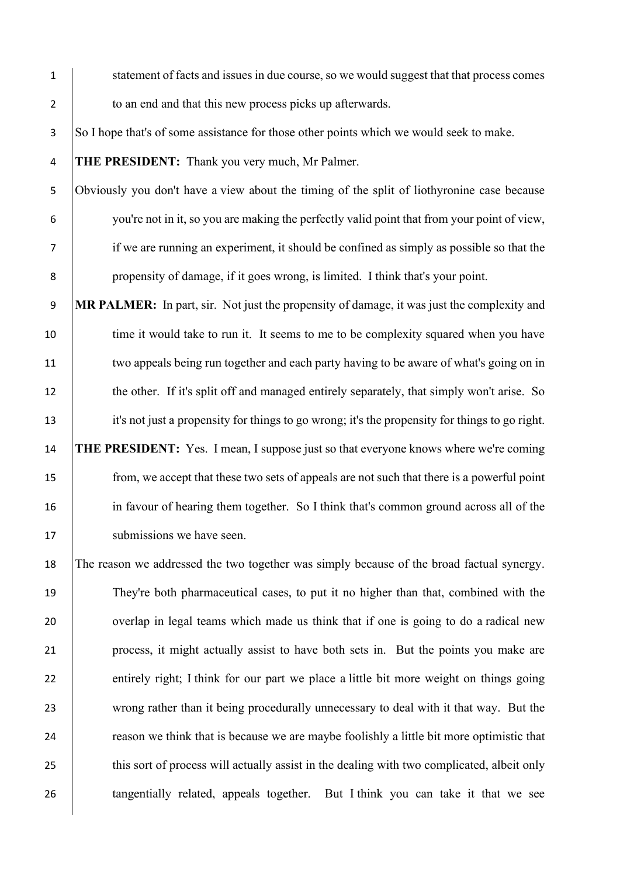statement of facts and issues in due course, so we would suggest that that process comes to an end and that this new process picks up afterwards.

So I hope that's of some assistance for those other points which we would seek to make.

**THE PRESIDENT:** Thank you very much, Mr Palmer.

Obviously you don't have a view about the timing of the split of liothyronine case because you're not in it, so you are making the perfectly valid point that from your point of view, if we are running an experiment, it should be confined as simply as possible so that the propensity of damage, if it goes wrong, is limited. I think that's your point.

**MR PALMER:** In part, sir. Not just the propensity of damage, it was just the complexity and time it would take to run it. It seems to me to be complexity squared when you have two appeals being run together and each party having to be aware of what's going on in the other. If it's split off and managed entirely separately, that simply won't arise. So it's not just a propensity for things to go wrong; it's the propensity for things to go right.

**THE PRESIDENT:** Yes. I mean, I suppose just so that everyone knows where we're coming from, we accept that these two sets of appeals are not such that there is a powerful point in favour of hearing them together. So I think that's common ground across all of the submissions we have seen.

The reason we addressed the two together was simply because of the broad factual synergy. They're both pharmaceutical cases, to put it no higher than that, combined with the overlap in legal teams which made us think that if one is going to do a radical new process, it might actually assist to have both sets in. But the points you make are entirely right; I think for our part we place a little bit more weight on things going wrong rather than it being procedurally unnecessary to deal with it that way. But the reason we think that is because we are maybe foolishly a little bit more optimistic that this sort of process will actually assist in the dealing with two complicated, albeit only tangentially related, appeals together. But I think you can take it that we see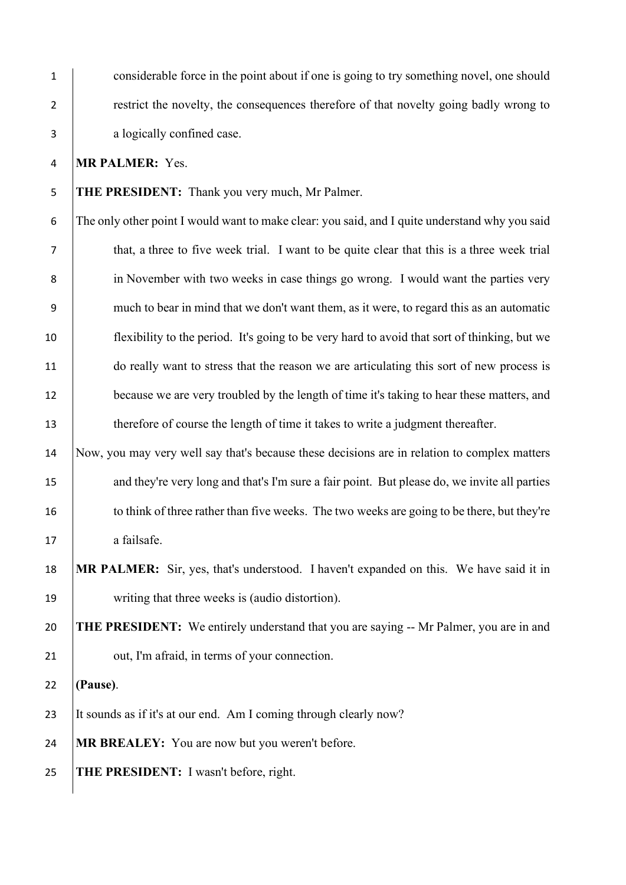considerable force in the point about if one is going to try something novel, one should restrict the novelty, the consequences therefore of that novelty going badly wrong to a logically confined case.

**MR PALMER:** Yes.

**THE PRESIDENT:** Thank you very much, Mr Palmer.

The only other point I would want to make clear: you said, and I quite understand why you said that, a three to five week trial. I want to be quite clear that this is a three week trial in November with two weeks in case things go wrong. I would want the parties very much to bear in mind that we don't want them, as it were, to regard this as an automatic flexibility to the period. It's going to be very hard to avoid that sort of thinking, but we do really want to stress that the reason we are articulating this sort of new process is because we are very troubled by the length of time it's taking to hear these matters, and therefore of course the length of time it takes to write a judgment thereafter.

Now, you may very well say that's because these decisions are in relation to complex matters and they're very long and that's I'm sure a fair point. But please do, we invite all parties to think of three rather than five weeks. The two weeks are going to be there, but they're a failsafe.

**MR PALMER:** Sir, yes, that's understood. I haven't expanded on this. We have said it in writing that three weeks is (audio distortion).

**THE PRESIDENT:** We entirely understand that you are saying -- Mr Palmer, you are in and out, I'm afraid, in terms of your connection.

**(Pause)**.

It sounds as if it's at our end. Am I coming through clearly now?

**MR BREALEY:** You are now but you weren't before.

**THE PRESIDENT:** I wasn't before, right.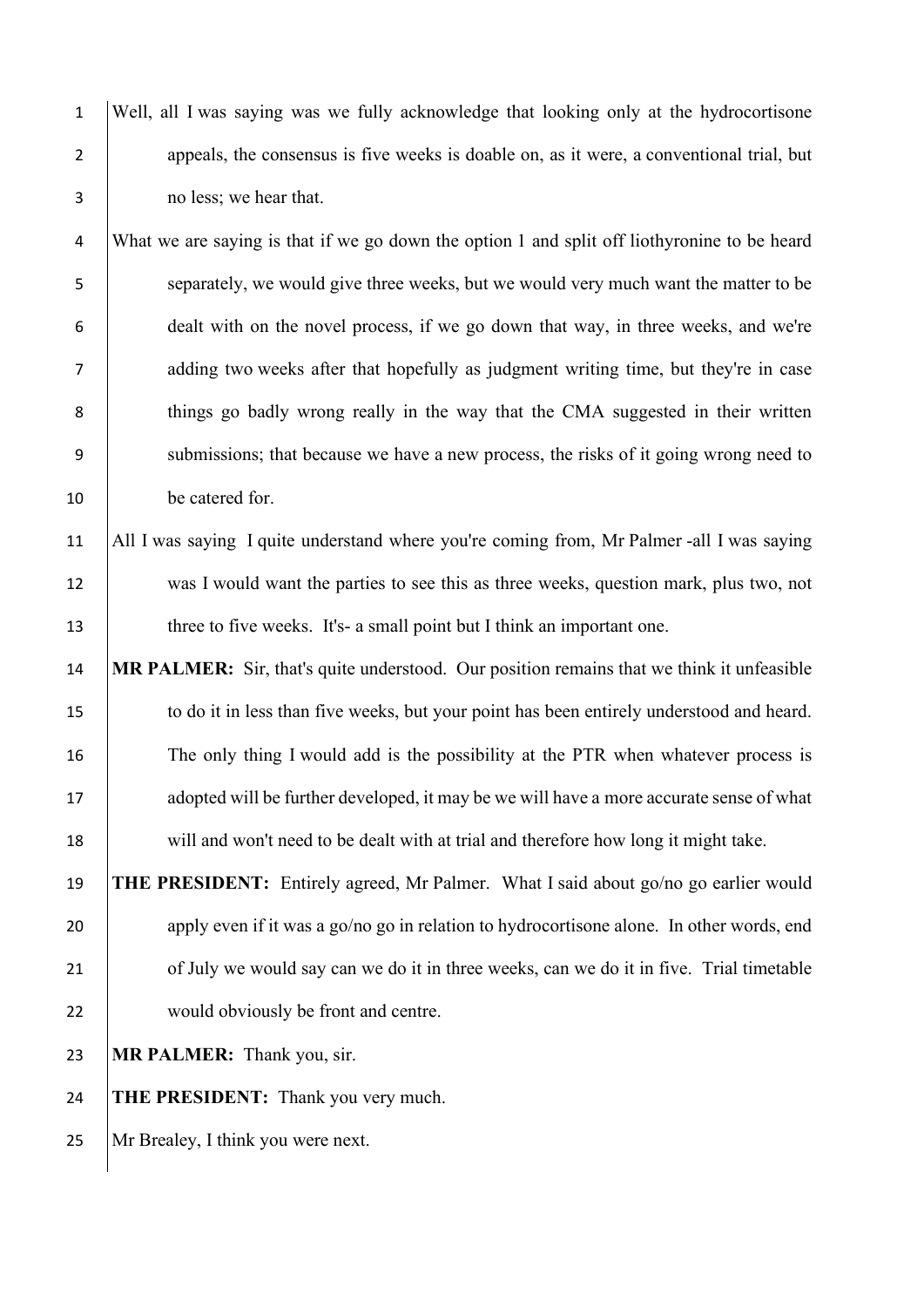Well, all I was saying was we fully acknowledge that looking only at the hydrocortisone appeals, the consensus is five weeks is doable on, as it were, a conventional trial, but no less; we hear that.

What we are saying is that if we go down the option 1 and split off liothyronine to be heard separately, we would give three weeks, but we would very much want the matter to be dealt with on the novel process, if we go down that way, in three weeks, and we're adding two weeks after that hopefully as judgment writing time, but they're in case things go badly wrong really in the way that the CMA suggested in their written submissions; that because we have a new process, the risks of it going wrong need to be catered for.

All I was saying I quite understand where you're coming from, Mr Palmer -all I was saying was I would want the parties to see this as three weeks, question mark, plus two, not three to five weeks. It's- a small point but I think an important one.

**MR PALMER:** Sir, that's quite understood. Our position remains that we think it unfeasible to do it in less than five weeks, but your point has been entirely understood and heard. The only thing I would add is the possibility at the PTR when whatever process is adopted will be further developed, it may be we will have a more accurate sense of what will and won't need to be dealt with at trial and therefore how long it might take.

**THE PRESIDENT:** Entirely agreed, Mr Palmer. What I said about go/no go earlier would apply even if it was a go/no go in relation to hydrocortisone alone. In other words, end of July we would say can we do it in three weeks, can we do it in five. Trial timetable would obviously be front and centre.

**MR PALMER:** Thank you, sir.

**THE PRESIDENT:** Thank you very much.

Mr Brealey, I think you were next.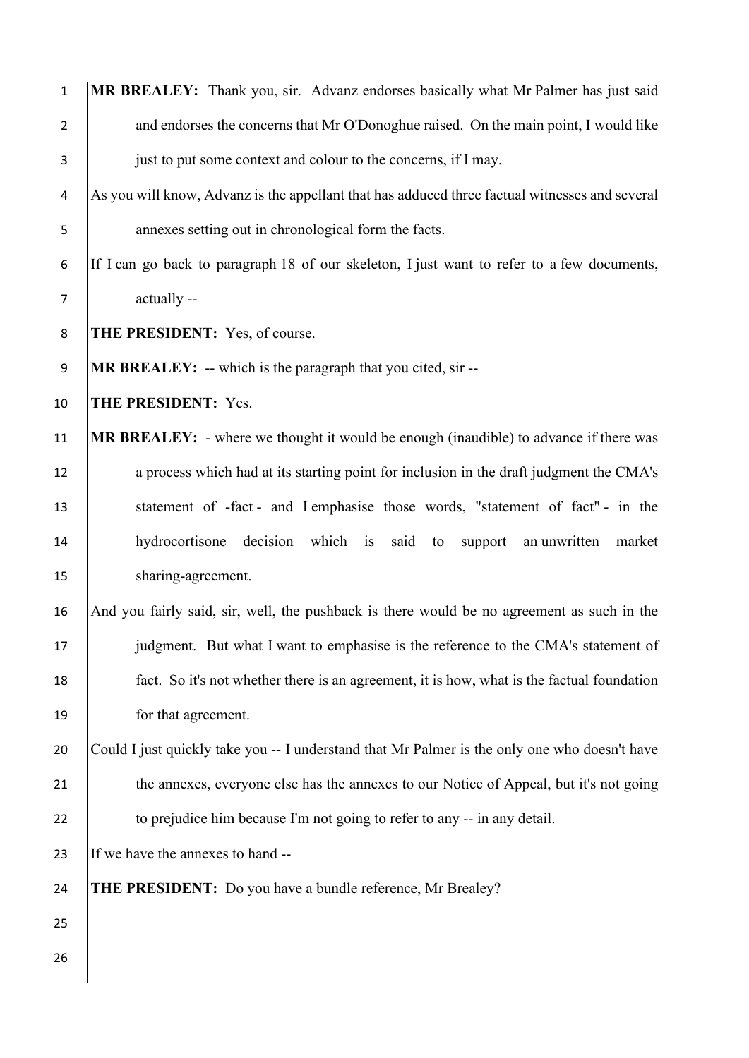**MR BREALEY:** Thank you, sir. Advanz endorses basically what Mr Palmer has just said and endorses the concerns that Mr O'Donoghue raised. On the main point, I would like just to put some context and colour to the concerns, if I may.

As you will know, Advanz is the appellant that has adduced three factual witnesses and several annexes setting out in chronological form the facts.

If I can go back to paragraph 18 of our skeleton, I just want to refer to a few documents, actually --

**THE PRESIDENT:** Yes, of course.

**MR BREALEY:** -- which is the paragraph that you cited, sir --

**THE PRESIDENT:** Yes.

**MR BREALEY:** - where we thought it would be enough (inaudible) to advance if there was a process which had at its starting point for inclusion in the draft judgment the CMA's statement of -fact - and I emphasise those words, "statement of fact" - in the hydrocortisone decision which is said to support an unwritten market sharing-agreement.

And you fairly said, sir, well, the pushback is there would be no agreement as such in the judgment. But what I want to emphasise is the reference to the CMA's statement of fact. So it's not whether there is an agreement, it is how, what is the factual foundation for that agreement.

Could I just quickly take you -- I understand that Mr Palmer is the only one who doesn't have the annexes, everyone else has the annexes to our Notice of Appeal, but it's not going to prejudice him because I'm not going to refer to any -- in any detail.

If we have the annexes to hand --

**THE PRESIDENT:** Do you have a bundle reference, Mr Brealey?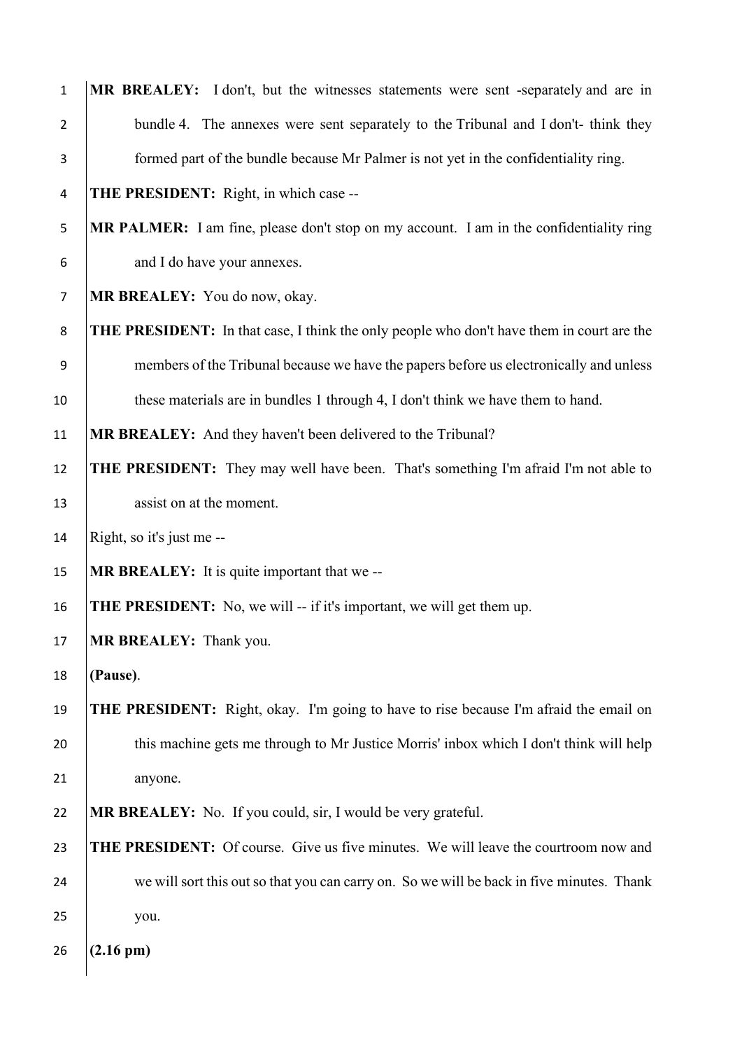**MR BREALEY:** I don't, but the witnesses statements were sent -separately and are in bundle 4. The annexes were sent separately to the Tribunal and I don't- think they formed part of the bundle because Mr Palmer is not yet in the confidentiality ring.

**THE PRESIDENT:** Right, in which case --

**MR PALMER:** I am fine, please don't stop on my account. I am in the confidentiality ring and I do have your annexes.

**MR BREALEY:** You do now, okay.

**THE PRESIDENT:** In that case, I think the only people who don't have them in court are the members of the Tribunal because we have the papers before us electronically and unless these materials are in bundles 1 through 4, I don't think we have them to hand.

**MR BREALEY:** And they haven't been delivered to the Tribunal?

**THE PRESIDENT:** They may well have been. That's something I'm afraid I'm not able to assist on at the moment.

Right, so it's just me --

**MR BREALEY:** It is quite important that we --

**THE PRESIDENT:** No, we will -- if it's important, we will get them up.

**MR BREALEY:** Thank you.

**(Pause)**.

**THE PRESIDENT:** Right, okay. I'm going to have to rise because I'm afraid the email on this machine gets me through to Mr Justice Morris' inbox which I don't think will help anyone.

**MR BREALEY:** No. If you could, sir, I would be very grateful.

**THE PRESIDENT:** Of course. Give us five minutes. We will leave the courtroom now and we will sort this out so that you can carry on. So we will be back in five minutes. Thank you.

**(2.16 pm)**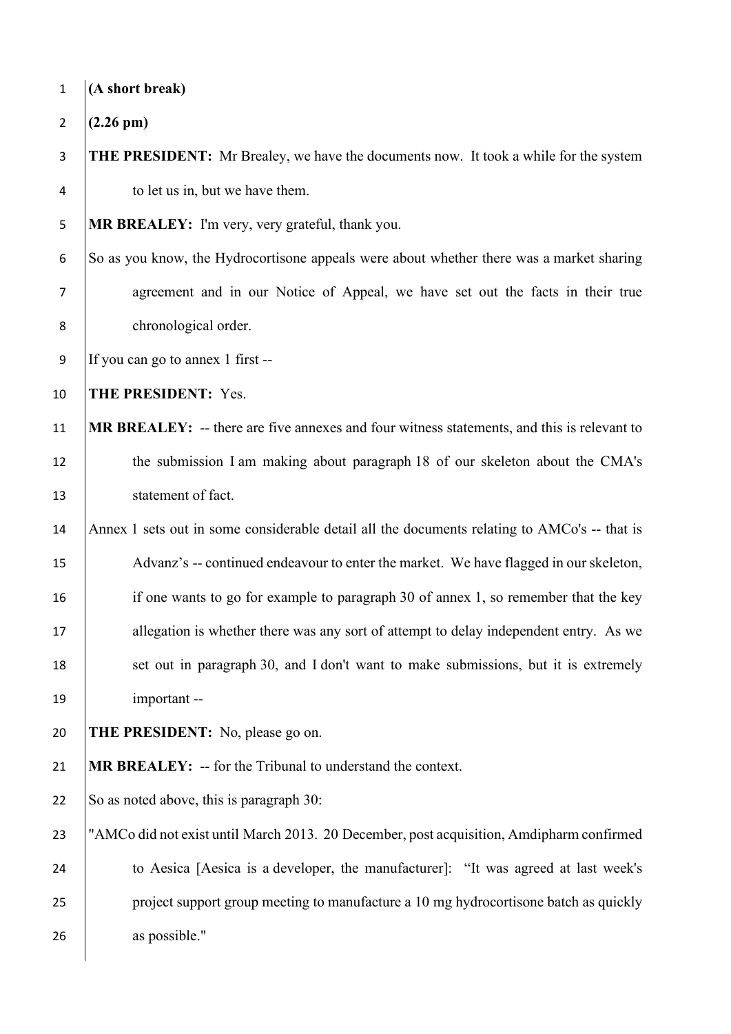**(A short break)**

**(2.26 pm)**

**THE PRESIDENT:** Mr Brealey, we have the documents now. It took a while for the system to let us in, but we have them.

**MR BREALEY:** I'm very, very grateful, thank you.

So as you know, the Hydrocortisone appeals were about whether there was a market sharing agreement and in our Notice of Appeal, we have set out the facts in their true chronological order.

If you can go to annex 1 first --

**THE PRESIDENT:** Yes.

**MR BREALEY:** -- there are five annexes and four witness statements, and this is relevant to the submission I am making about paragraph 18 of our skeleton about the CMA's statement of fact.

Annex 1 sets out in some considerable detail all the documents relating to AMCo's -- that is Advanz's -- continued endeavour to enter the market. We have flagged in our skeleton, if one wants to go for example to paragraph 30 of annex 1, so remember that the key allegation is whether there was any sort of attempt to delay independent entry. As we set out in paragraph 30, and I don't want to make submissions, but it is extremely important --

**THE PRESIDENT:** No, please go on.

**MR BREALEY:** -- for the Tribunal to understand the context.

So as noted above, this is paragraph 30:

"AMCo did not exist until March 2013. 20 December, post acquisition, Amdipharm confirmed to Aesica [Aesica is a developer, the manufacturer]: "It was agreed at last week's project support group meeting to manufacture a 10 mg hydrocortisone batch as quickly as possible."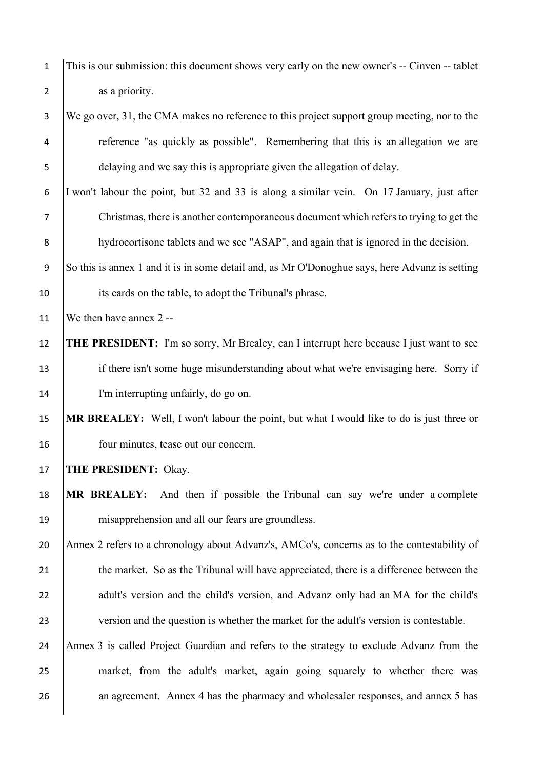This is our submission: this document shows very early on the new owner's -- Cinven -- tablet as a priority.

We go over, 31, the CMA makes no reference to this project support group meeting, nor to the reference "as quickly as possible". Remembering that this is an allegation we are delaying and we say this is appropriate given the allegation of delay.

I won't labour the point, but 32 and 33 is along a similar vein. On 17 January, just after Christmas, there is another contemporaneous document which refers to trying to get the hydrocortisone tablets and we see "ASAP", and again that is ignored in the decision.

So this is annex 1 and it is in some detail and, as Mr O'Donoghue says, here Advanz is setting its cards on the table, to adopt the Tribunal's phrase.

We then have annex 2 --

**THE PRESIDENT:** I'm so sorry, Mr Brealey, can I interrupt here because I just want to see if there isn't some huge misunderstanding about what we're envisaging here. Sorry if I'm interrupting unfairly, do go on.

**MR BREALEY:** Well, I won't labour the point, but what I would like to do is just three or four minutes, tease out our concern.

**THE PRESIDENT:** Okay.

**MR BREALEY:** And then if possible the Tribunal can say we're under a complete misapprehension and all our fears are groundless.

Annex 2 refers to a chronology about Advanz's, AMCo's, concerns as to the contestability of the market. So as the Tribunal will have appreciated, there is a difference between the adult's version and the child's version, and Advanz only had an MA for the child's version and the question is whether the market for the adult's version is contestable.

Annex 3 is called Project Guardian and refers to the strategy to exclude Advanz from the market, from the adult's market, again going squarely to whether there was an agreement. Annex 4 has the pharmacy and wholesaler responses, and annex 5 has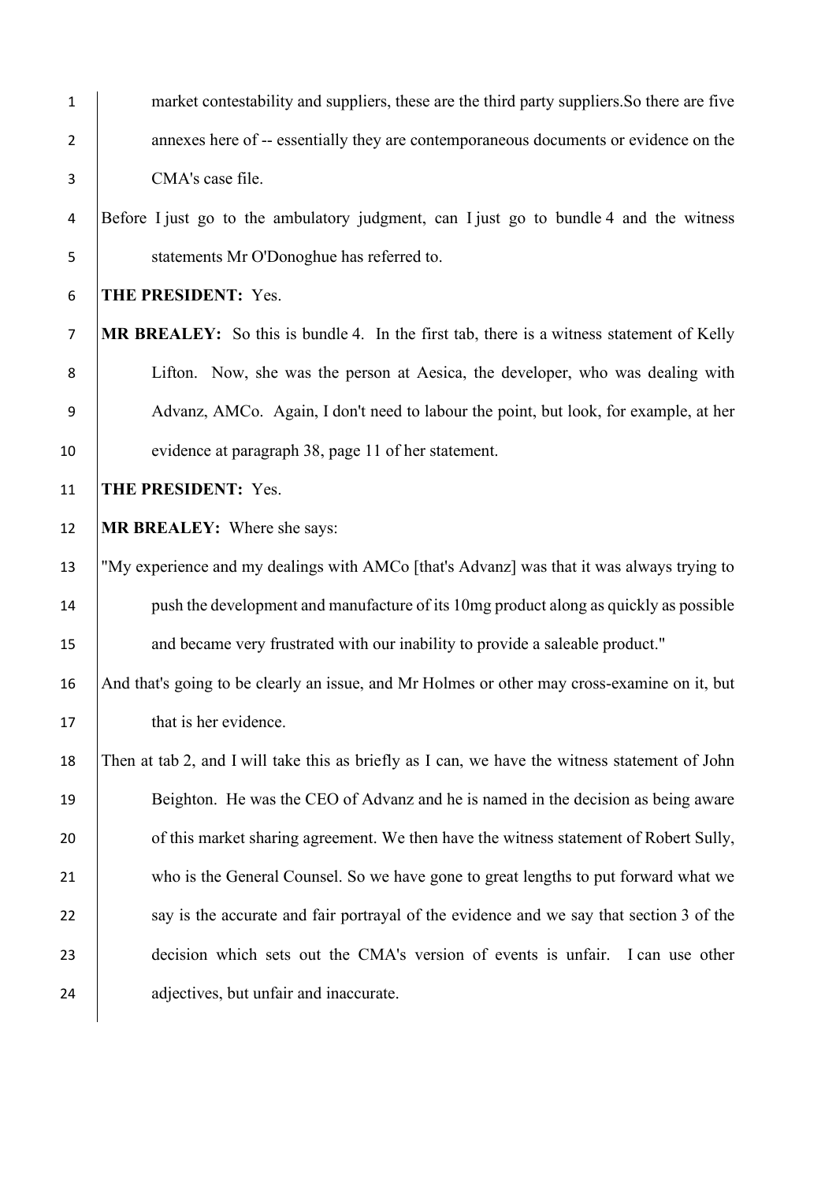market contestability and suppliers, these are the third party suppliers.So there are five annexes here of -- essentially they are contemporaneous documents or evidence on the CMA's case file.

Before I just go to the ambulatory judgment, can I just go to bundle 4 and the witness statements Mr O'Donoghue has referred to.

**THE PRESIDENT:** Yes.

**MR BREALEY:** So this is bundle 4. In the first tab, there is a witness statement of Kelly Lifton. Now, she was the person at Aesica, the developer, who was dealing with Advanz, AMCo. Again, I don't need to labour the point, but look, for example, at her evidence at paragraph 38, page 11 of her statement.

**THE PRESIDENT:** Yes.

**MR BREALEY:** Where she says:

"My experience and my dealings with AMCo [that's Advanz] was that it was always trying to push the development and manufacture of its 10mg product along as quickly as possible and became very frustrated with our inability to provide a saleable product."

And that's going to be clearly an issue, and Mr Holmes or other may cross-examine on it, but that is her evidence.

Then at tab 2, and I will take this as briefly as I can, we have the witness statement of John Beighton. He was the CEO of Advanz and he is named in the decision as being aware of this market sharing agreement. We then have the witness statement of Robert Sully, who is the General Counsel. So we have gone to great lengths to put forward what we say is the accurate and fair portrayal of the evidence and we say that section 3 of the decision which sets out the CMA's version of events is unfair. I can use other adjectives, but unfair and inaccurate.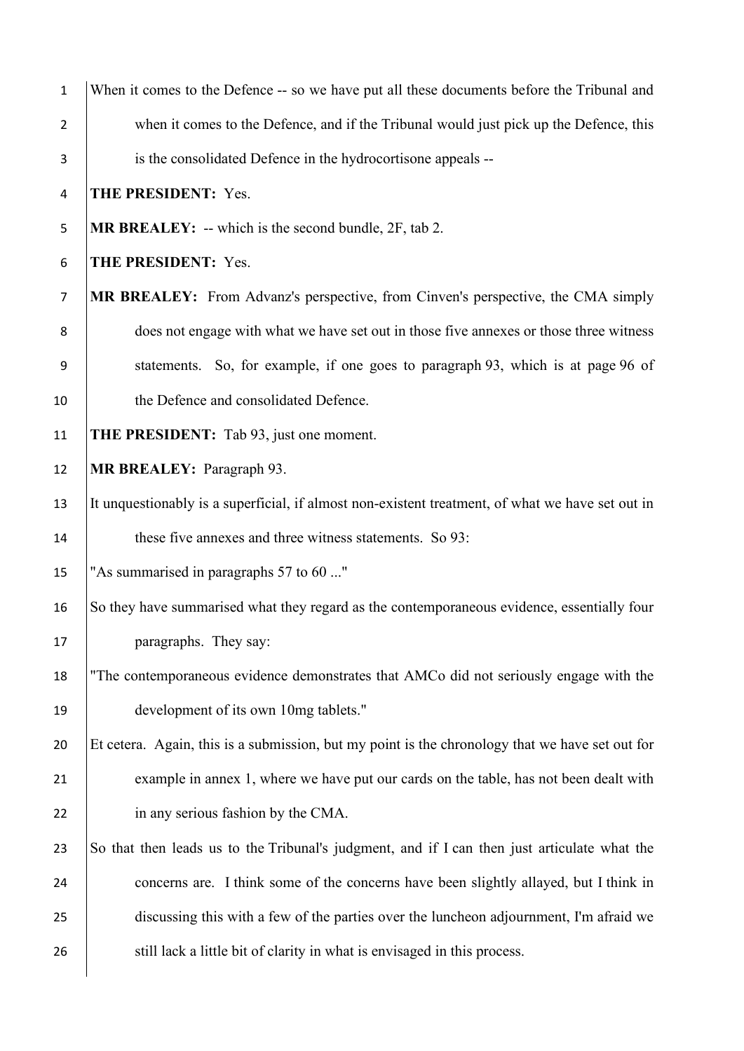When it comes to the Defence -- so we have put all these documents before the Tribunal and when it comes to the Defence, and if the Tribunal would just pick up the Defence, this is the consolidated Defence in the hydrocortisone appeals --

**THE PRESIDENT:** Yes.

**MR BREALEY:** -- which is the second bundle, 2F, tab 2.

**THE PRESIDENT:** Yes.

**MR BREALEY:** From Advanz's perspective, from Cinven's perspective, the CMA simply does not engage with what we have set out in those five annexes or those three witness statements. So, for example, if one goes to paragraph 93, which is at page 96 of the Defence and consolidated Defence.

**THE PRESIDENT:** Tab 93, just one moment.

**MR BREALEY:** Paragraph 93.

It unquestionably is a superficial, if almost non-existent treatment, of what we have set out in these five annexes and three witness statements. So 93:

"As summarised in paragraphs 57 to 60 ..."

So they have summarised what they regard as the contemporaneous evidence, essentially four paragraphs. They say:

"The contemporaneous evidence demonstrates that AMCo did not seriously engage with the development of its own 10mg tablets."

Et cetera. Again, this is a submission, but my point is the chronology that we have set out for example in annex 1, where we have put our cards on the table, has not been dealt with in any serious fashion by the CMA.

So that then leads us to the Tribunal's judgment, and if I can then just articulate what the concerns are. I think some of the concerns have been slightly allayed, but I think in discussing this with a few of the parties over the luncheon adjournment, I'm afraid we still lack a little bit of clarity in what is envisaged in this process.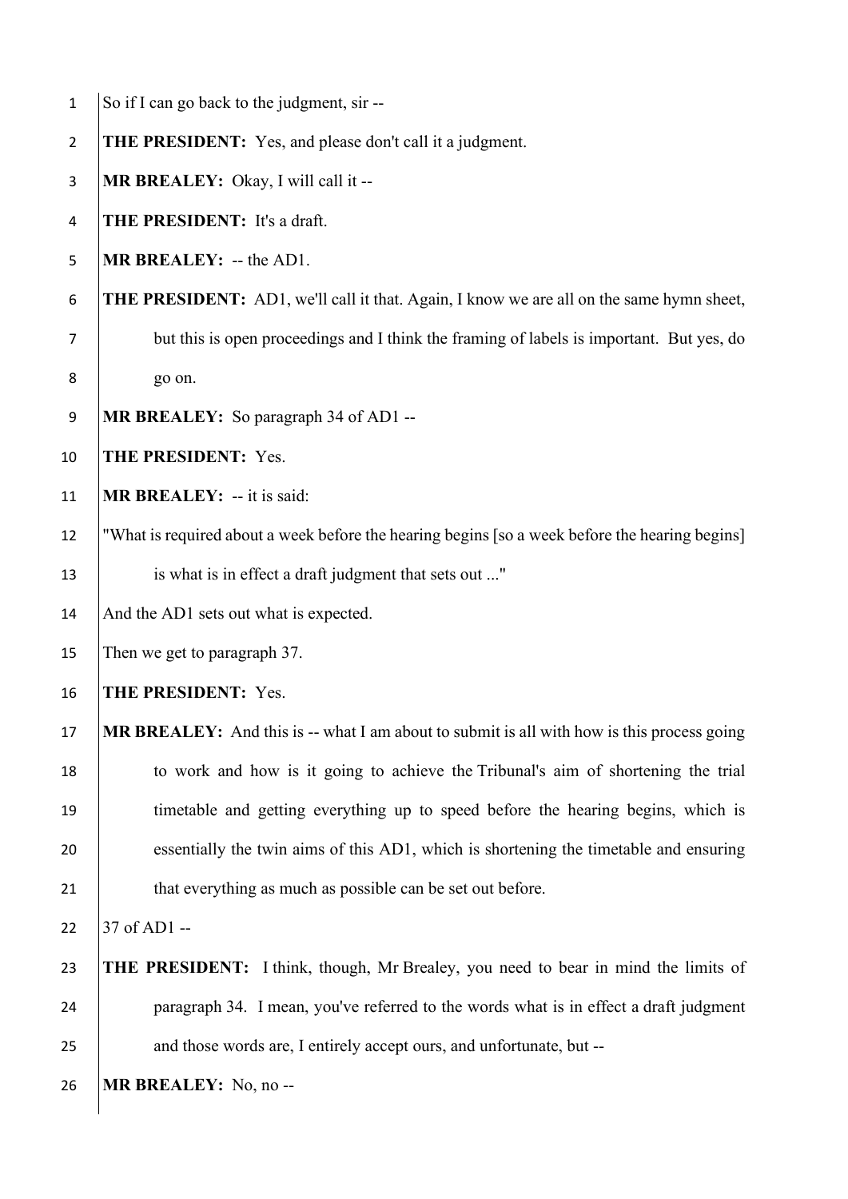So if I can go back to the judgment, sir --

**THE PRESIDENT:** Yes, and please don't call it a judgment.

**MR BREALEY:** Okay, I will call it --

**THE PRESIDENT:** It's a draft.

**MR BREALEY:** -- the AD1.

**THE PRESIDENT:** AD1, we'll call it that. Again, I know we are all on the same hymn sheet, but this is open proceedings and I think the framing of labels is important. But yes, do go on.

**MR BREALEY:** So paragraph 34 of AD1 --

**THE PRESIDENT:** Yes.

**MR BREALEY:** -- it is said:

"What is required about a week before the hearing begins [so a week before the hearing begins] is what is in effect a draft judgment that sets out ..."

And the AD1 sets out what is expected.

Then we get to paragraph 37.

**THE PRESIDENT:** Yes.

**MR BREALEY:** And this is -- what I am about to submit is all with how is this process going to work and how is it going to achieve the Tribunal's aim of shortening the trial timetable and getting everything up to speed before the hearing begins, which is essentially the twin aims of this AD1, which is shortening the timetable and ensuring that everything as much as possible can be set out before.

37 of AD1 --

**THE PRESIDENT:** I think, though, Mr Brealey, you need to bear in mind the limits of paragraph 34. I mean, you've referred to the words what is in effect a draft judgment and those words are, I entirely accept ours, and unfortunate, but --

**MR BREALEY:** No, no --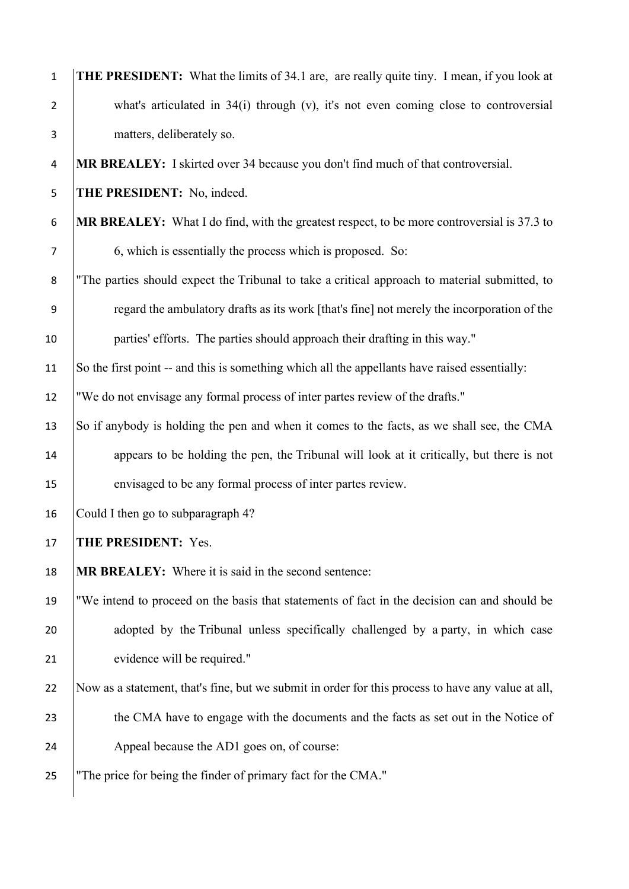**THE PRESIDENT:** What the limits of 34.1 are, are really quite tiny. I mean, if you look at what's articulated in 34(i) through (v), it's not even coming close to controversial matters, deliberately so.

**MR BREALEY:** I skirted over 34 because you don't find much of that controversial.

**THE PRESIDENT:** No, indeed.

**MR BREALEY:** What I do find, with the greatest respect, to be more controversial is 37.3 to 6, which is essentially the process which is proposed. So:

"The parties should expect the Tribunal to take a critical approach to material submitted, to regard the ambulatory drafts as its work [that's fine] not merely the incorporation of the parties' efforts. The parties should approach their drafting in this way."

So the first point -- and this is something which all the appellants have raised essentially:

"We do not envisage any formal process of inter partes review of the drafts."

So if anybody is holding the pen and when it comes to the facts, as we shall see, the CMA appears to be holding the pen, the Tribunal will look at it critically, but there is not envisaged to be any formal process of inter partes review.

Could I then go to subparagraph 4?

**THE PRESIDENT:** Yes.

**MR BREALEY:** Where it is said in the second sentence:

"We intend to proceed on the basis that statements of fact in the decision can and should be adopted by the Tribunal unless specifically challenged by a party, in which case evidence will be required."

Now as a statement, that's fine, but we submit in order for this process to have any value at all, the CMA have to engage with the documents and the facts as set out in the Notice of Appeal because the AD1 goes on, of course:

"The price for being the finder of primary fact for the CMA."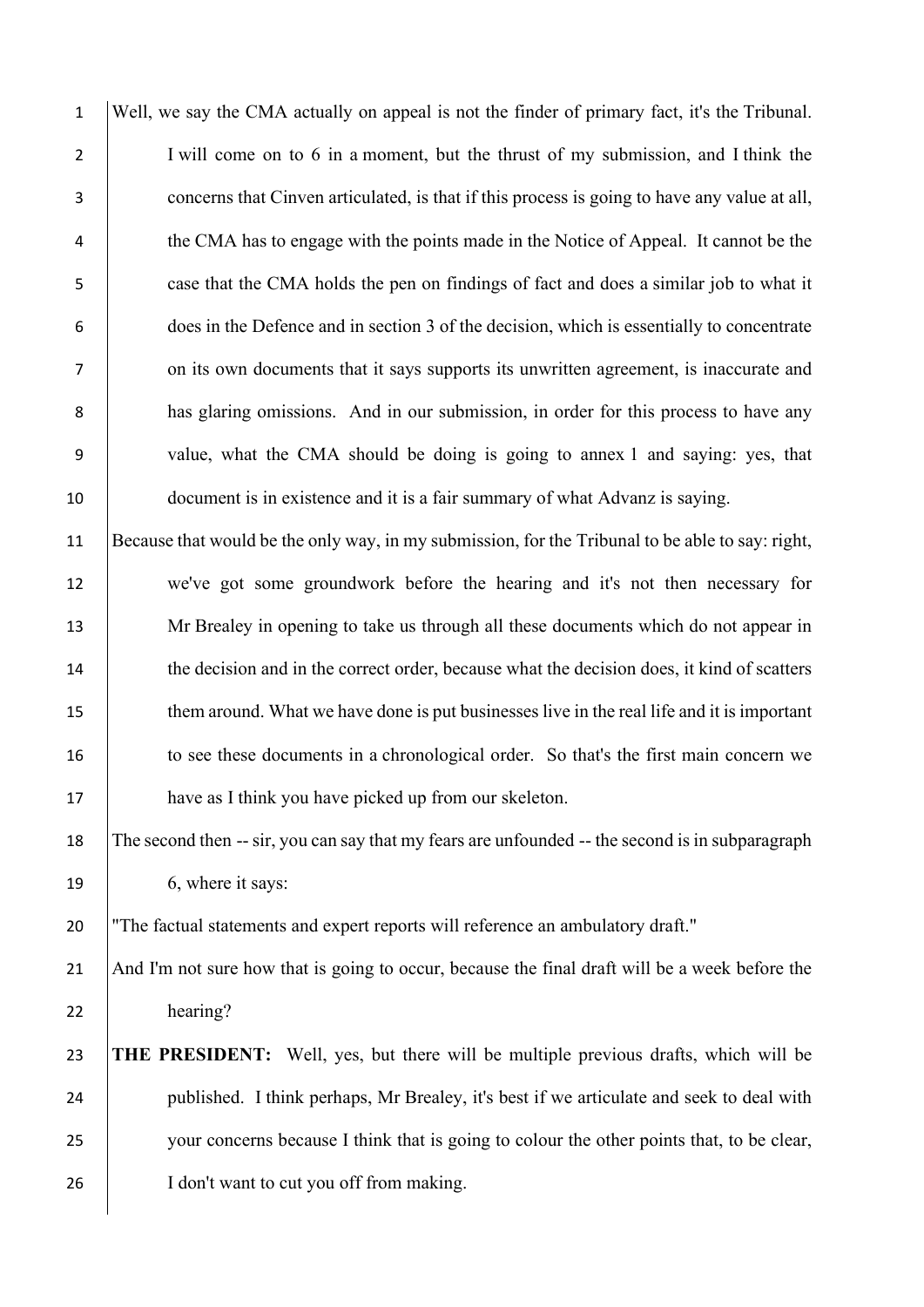Well, we say the CMA actually on appeal is not the finder of primary fact, it's the Tribunal. I will come on to 6 in a moment, but the thrust of my submission, and I think the concerns that Cinven articulated, is that if this process is going to have any value at all, the CMA has to engage with the points made in the Notice of Appeal. It cannot be the case that the CMA holds the pen on findings of fact and does a similar job to what it does in the Defence and in section 3 of the decision, which is essentially to concentrate on its own documents that it says supports its unwritten agreement, is inaccurate and has glaring omissions. And in our submission, in order for this process to have any value, what the CMA should be doing is going to annex 1 and saying: yes, that document is in existence and it is a fair summary of what Advanz is saying.

Because that would be the only way, in my submission, for the Tribunal to be able to say: right, we've got some groundwork before the hearing and it's not then necessary for Mr Brealey in opening to take us through all these documents which do not appear in the decision and in the correct order, because what the decision does, it kind of scatters them around. What we have done is put businesses live in the real life and it is important to see these documents in a chronological order. So that's the first main concern we have as I think you have picked up from our skeleton.

The second then -- sir, you can say that my fears are unfounded -- the second is in subparagraph 6, where it says:

"The factual statements and expert reports will reference an ambulatory draft."

And I'm not sure how that is going to occur, because the final draft will be a week before the hearing?

**THE PRESIDENT:** Well, yes, but there will be multiple previous drafts, which will be published. I think perhaps, Mr Brealey, it's best if we articulate and seek to deal with your concerns because I think that is going to colour the other points that, to be clear, I don't want to cut you off from making.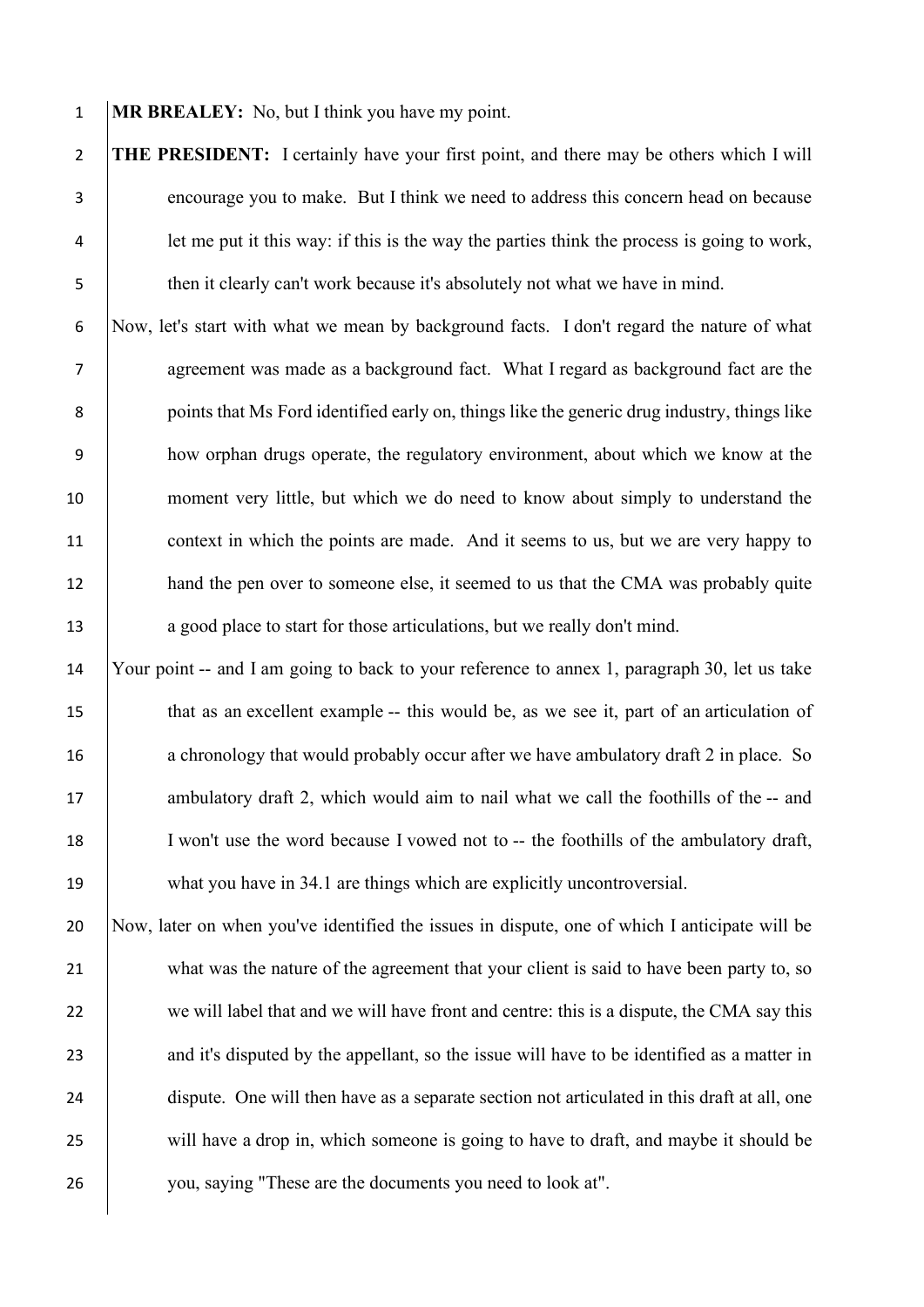**MR BREALEY:** No, but I think you have my point.

**THE PRESIDENT:** I certainly have your first point, and there may be others which I will encourage you to make. But I think we need to address this concern head on because let me put it this way: if this is the way the parties think the process is going to work, then it clearly can't work because it's absolutely not what we have in mind.

Now, let's start with what we mean by background facts. I don't regard the nature of what agreement was made as a background fact. What I regard as background fact are the points that Ms Ford identified early on, things like the generic drug industry, things like how orphan drugs operate, the regulatory environment, about which we know at the moment very little, but which we do need to know about simply to understand the context in which the points are made. And it seems to us, but we are very happy to hand the pen over to someone else, it seemed to us that the CMA was probably quite a good place to start for those articulations, but we really don't mind.

Your point -- and I am going to back to your reference to annex 1, paragraph 30, let us take that as an excellent example -- this would be, as we see it, part of an articulation of a chronology that would probably occur after we have ambulatory draft 2 in place. So ambulatory draft 2, which would aim to nail what we call the foothills of the -- and I won't use the word because I vowed not to -- the foothills of the ambulatory draft, what you have in 34.1 are things which are explicitly uncontroversial.

Now, later on when you've identified the issues in dispute, one of which I anticipate will be what was the nature of the agreement that your client is said to have been party to, so we will label that and we will have front and centre: this is a dispute, the CMA say this and it's disputed by the appellant, so the issue will have to be identified as a matter in dispute. One will then have as a separate section not articulated in this draft at all, one will have a drop in, which someone is going to have to draft, and maybe it should be you, saying "These are the documents you need to look at".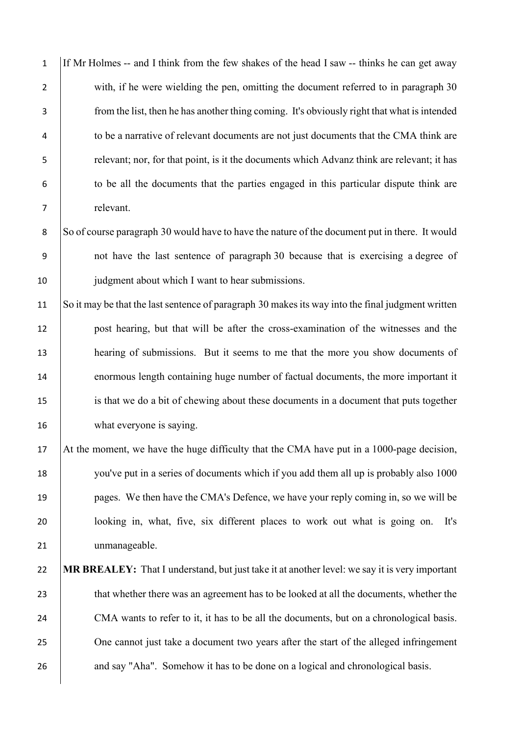If Mr Holmes -- and I think from the few shakes of the head I saw -- thinks he can get away with, if he were wielding the pen, omitting the document referred to in paragraph 30 from the list, then he has another thing coming. It's obviously right that what is intended to be a narrative of relevant documents are not just documents that the CMA think are relevant; nor, for that point, is it the documents which Advanz think are relevant; it has to be all the documents that the parties engaged in this particular dispute think are relevant.

So of course paragraph 30 would have to have the nature of the document put in there. It would not have the last sentence of paragraph 30 because that is exercising a degree of judgment about which I want to hear submissions.

So it may be that the last sentence of paragraph 30 makes its way into the final judgment written post hearing, but that will be after the cross-examination of the witnesses and the hearing of submissions. But it seems to me that the more you show documents of enormous length containing huge number of factual documents, the more important it is that we do a bit of chewing about these documents in a document that puts together what everyone is saying.

At the moment, we have the huge difficulty that the CMA have put in a 1000-page decision, you've put in a series of documents which if you add them all up is probably also 1000 pages. We then have the CMA's Defence, we have your reply coming in, so we will be looking in, what, five, six different places to work out what is going on. It's unmanageable.

**MR BREALEY:** That I understand, but just take it at another level: we say it is very important that whether there was an agreement has to be looked at all the documents, whether the CMA wants to refer to it, it has to be all the documents, but on a chronological basis. One cannot just take a document two years after the start of the alleged infringement and say "Aha". Somehow it has to be done on a logical and chronological basis.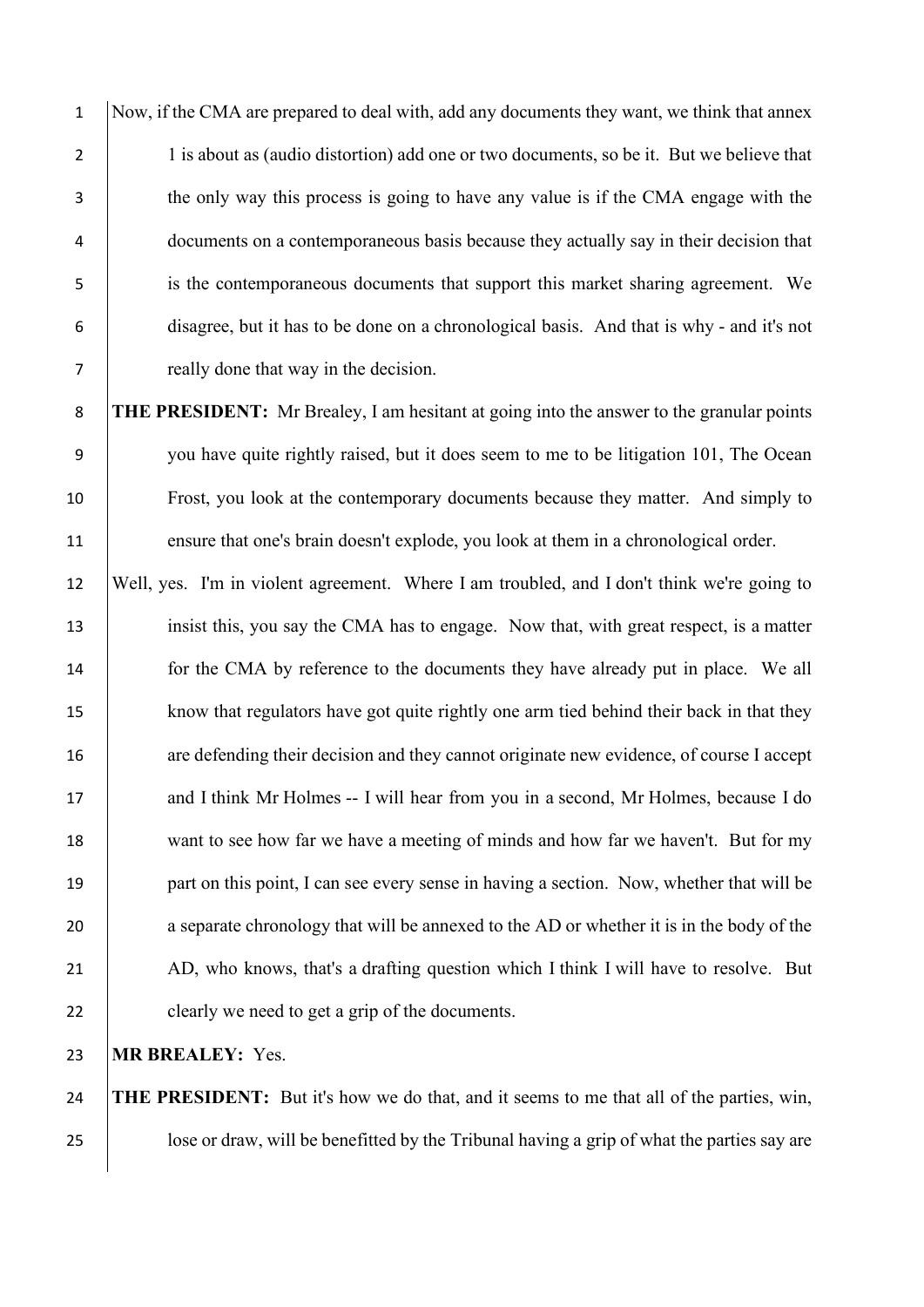Now, if the CMA are prepared to deal with, add any documents they want, we think that annex 1 is about as (audio distortion) add one or two documents, so be it. But we believe that the only way this process is going to have any value is if the CMA engage with the documents on a contemporaneous basis because they actually say in their decision that is the contemporaneous documents that support this market sharing agreement. We disagree, but it has to be done on a chronological basis. And that is why - and it's not really done that way in the decision.

**THE PRESIDENT:** Mr Brealey, I am hesitant at going into the answer to the granular points you have quite rightly raised, but it does seem to me to be litigation 101, The Ocean Frost, you look at the contemporary documents because they matter. And simply to ensure that one's brain doesn't explode, you look at them in a chronological order.

Well, yes. I'm in violent agreement. Where I am troubled, and I don't think we're going to insist this, you say the CMA has to engage. Now that, with great respect, is a matter for the CMA by reference to the documents they have already put in place. We all know that regulators have got quite rightly one arm tied behind their back in that they are defending their decision and they cannot originate new evidence, of course I accept and I think Mr Holmes -- I will hear from you in a second, Mr Holmes, because I do want to see how far we have a meeting of minds and how far we haven't. But for my part on this point, I can see every sense in having a section. Now, whether that will be a separate chronology that will be annexed to the AD or whether it is in the body of the AD, who knows, that's a drafting question which I think I will have to resolve. But clearly we need to get a grip of the documents.

**MR BREALEY:** Yes.

**THE PRESIDENT:** But it's how we do that, and it seems to me that all of the parties, win, lose or draw, will be benefitted by the Tribunal having a grip of what the parties say are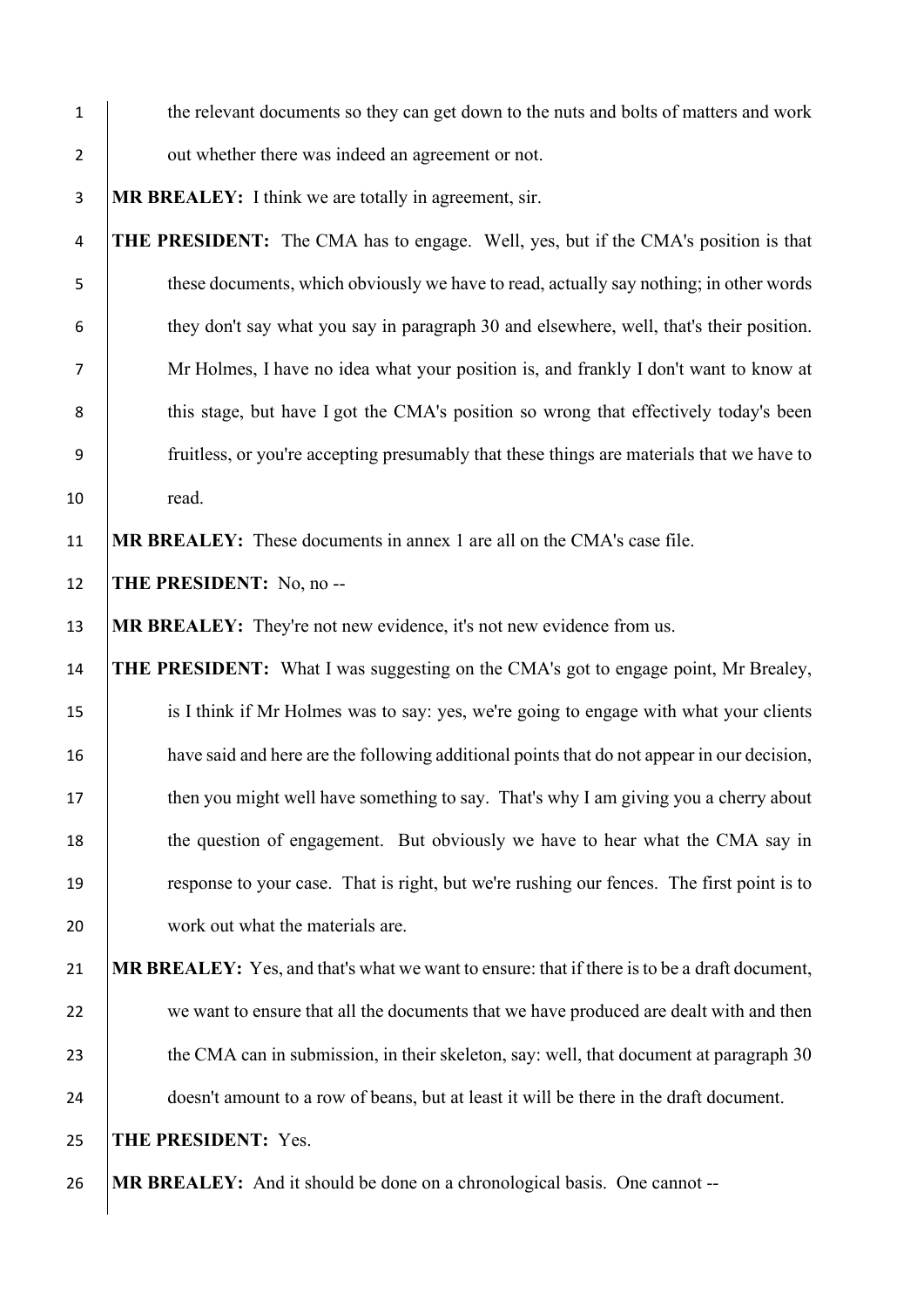the relevant documents so they can get down to the nuts and bolts of matters and work out whether there was indeed an agreement or not.

**MR BREALEY:** I think we are totally in agreement, sir.

**THE PRESIDENT:** The CMA has to engage. Well, yes, but if the CMA's position is that these documents, which obviously we have to read, actually say nothing; in other words they don't say what you say in paragraph 30 and elsewhere, well, that's their position. Mr Holmes, I have no idea what your position is, and frankly I don't want to know at this stage, but have I got the CMA's position so wrong that effectively today's been fruitless, or you're accepting presumably that these things are materials that we have to read.

**MR BREALEY:** These documents in annex 1 are all on the CMA's case file.

**THE PRESIDENT:** No, no --

**MR BREALEY:** They're not new evidence, it's not new evidence from us.

**THE PRESIDENT:** What I was suggesting on the CMA's got to engage point, Mr Brealey, is I think if Mr Holmes was to say: yes, we're going to engage with what your clients have said and here are the following additional points that do not appear in our decision, then you might well have something to say. That's why I am giving you a cherry about the question of engagement. But obviously we have to hear what the CMA say in response to your case. That is right, but we're rushing our fences. The first point is to work out what the materials are.

**MR BREALEY:** Yes, and that's what we want to ensure: that if there is to be a draft document, we want to ensure that all the documents that we have produced are dealt with and then the CMA can in submission, in their skeleton, say: well, that document at paragraph 30 doesn't amount to a row of beans, but at least it will be there in the draft document.

**THE PRESIDENT:** Yes.

**MR BREALEY:** And it should be done on a chronological basis. One cannot --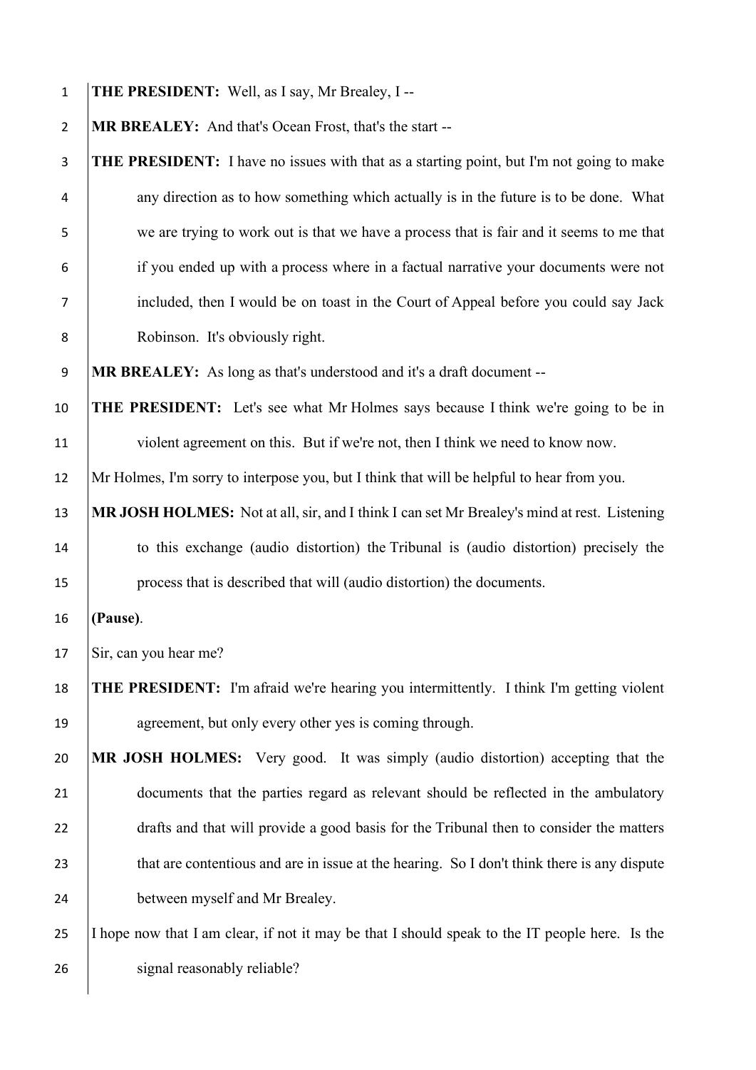**THE PRESIDENT:** Well, as I say, Mr Brealey, I --

**MR BREALEY:** And that's Ocean Frost, that's the start --

**THE PRESIDENT:** I have no issues with that as a starting point, but I'm not going to make any direction as to how something which actually is in the future is to be done. What we are trying to work out is that we have a process that is fair and it seems to me that if you ended up with a process where in a factual narrative your documents were not included, then I would be on toast in the Court of Appeal before you could say Jack Robinson. It's obviously right.

**MR BREALEY:** As long as that's understood and it's a draft document --

**THE PRESIDENT:** Let's see what Mr Holmes says because I think we're going to be in violent agreement on this. But if we're not, then I think we need to know now.

Mr Holmes, I'm sorry to interpose you, but I think that will be helpful to hear from you.

**MR JOSH HOLMES:** Not at all, sir, and I think I can set Mr Brealey's mind at rest. Listening to this exchange (audio distortion) the Tribunal is (audio distortion) precisely the process that is described that will (audio distortion) the documents.

**(Pause)**.

Sir, can you hear me?

**THE PRESIDENT:** I'm afraid we're hearing you intermittently. I think I'm getting violent agreement, but only every other yes is coming through.

**MR JOSH HOLMES:** Very good. It was simply (audio distortion) accepting that the documents that the parties regard as relevant should be reflected in the ambulatory drafts and that will provide a good basis for the Tribunal then to consider the matters that are contentious and are in issue at the hearing. So I don't think there is any dispute between myself and Mr Brealey.

I hope now that I am clear, if not it may be that I should speak to the IT people here. Is the signal reasonably reliable?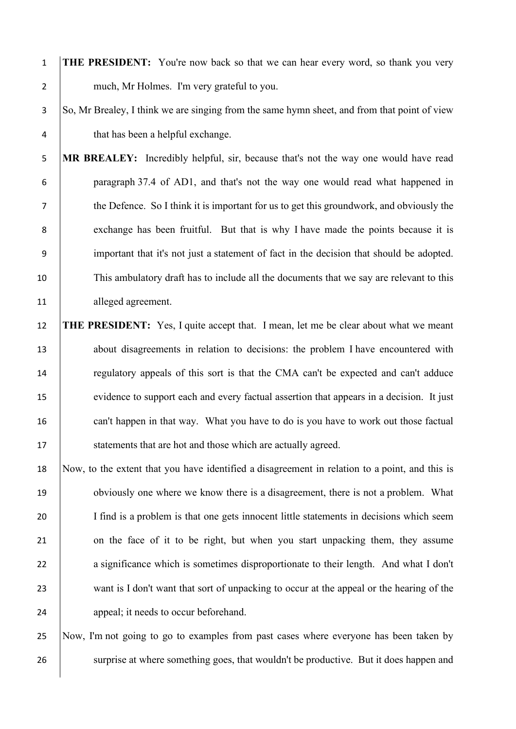**THE PRESIDENT:** You're now back so that we can hear every word, so thank you very much, Mr Holmes. I'm very grateful to you.

So, Mr Brealey, I think we are singing from the same hymn sheet, and from that point of view that has been a helpful exchange.

**MR BREALEY:** Incredibly helpful, sir, because that's not the way one would have read paragraph 37.4 of AD1, and that's not the way one would read what happened in the Defence. So I think it is important for us to get this groundwork, and obviously the exchange has been fruitful. But that is why I have made the points because it is important that it's not just a statement of fact in the decision that should be adopted. This ambulatory draft has to include all the documents that we say are relevant to this alleged agreement.

**THE PRESIDENT:** Yes, I quite accept that. I mean, let me be clear about what we meant about disagreements in relation to decisions: the problem I have encountered with regulatory appeals of this sort is that the CMA can't be expected and can't adduce evidence to support each and every factual assertion that appears in a decision. It just can't happen in that way. What you have to do is you have to work out those factual statements that are hot and those which are actually agreed.

Now, to the extent that you have identified a disagreement in relation to a point, and this is obviously one where we know there is a disagreement, there is not a problem. What I find is a problem is that one gets innocent little statements in decisions which seem on the face of it to be right, but when you start unpacking them, they assume a significance which is sometimes disproportionate to their length. And what I don't want is I don't want that sort of unpacking to occur at the appeal or the hearing of the appeal; it needs to occur beforehand.

Now, I'm not going to go to examples from past cases where everyone has been taken by surprise at where something goes, that wouldn't be productive. But it does happen and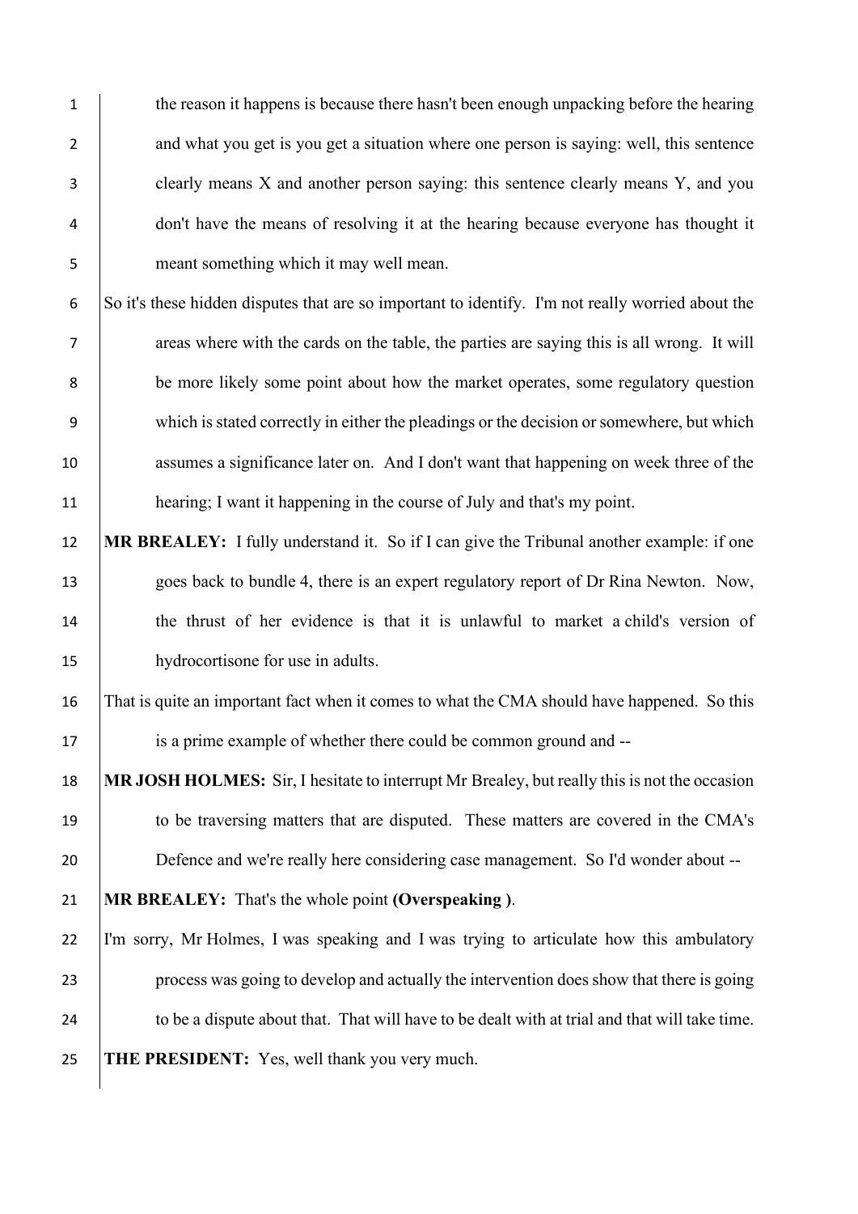the reason it happens is because there hasn't been enough unpacking before the hearing and what you get is you get a situation where one person is saying: well, this sentence clearly means X and another person saying: this sentence clearly means Y, and you don't have the means of resolving it at the hearing because everyone has thought it meant something which it may well mean.

So it's these hidden disputes that are so important to identify. I'm not really worried about the areas where with the cards on the table, the parties are saying this is all wrong. It will be more likely some point about how the market operates, some regulatory question which is stated correctly in either the pleadings or the decision or somewhere, but which assumes a significance later on. And I don't want that happening on week three of the hearing; I want it happening in the course of July and that's my point.

**MR BREALEY:** I fully understand it. So if I can give the Tribunal another example: if one goes back to bundle 4, there is an expert regulatory report of Dr Rina Newton. Now, the thrust of her evidence is that it is unlawful to market a child's version of hydrocortisone for use in adults.

That is quite an important fact when it comes to what the CMA should have happened. So this is a prime example of whether there could be common ground and --

**MR JOSH HOLMES:** Sir, I hesitate to interrupt Mr Brealey, but really this is not the occasion to be traversing matters that are disputed. These matters are covered in the CMA's Defence and we're really here considering case management. So I'd wonder about --

**MR BREALEY:** That's the whole point **(Overspeaking )**.

I'm sorry, Mr Holmes, I was speaking and I was trying to articulate how this ambulatory process was going to develop and actually the intervention does show that there is going to be a dispute about that. That will have to be dealt with at trial and that will take time.

**THE PRESIDENT:** Yes, well thank you very much.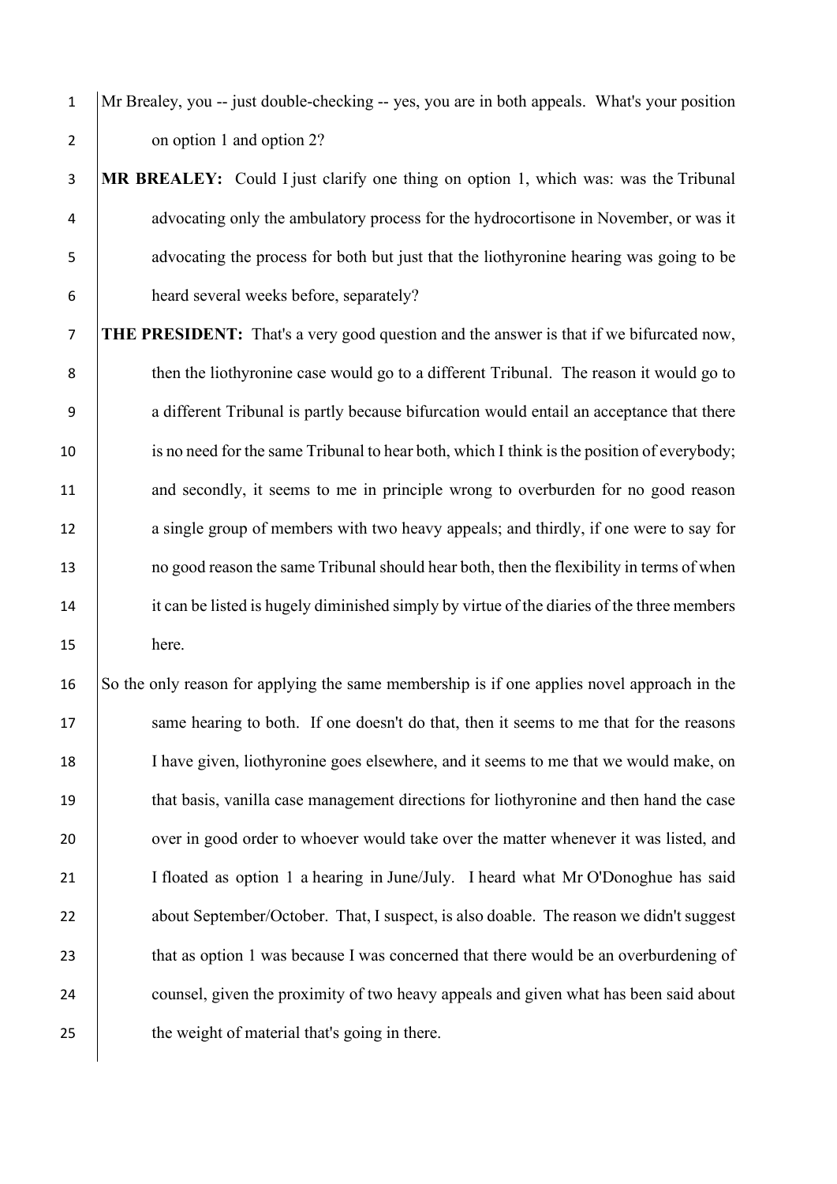Mr Brealey, you -- just double-checking -- yes, you are in both appeals. What's your position on option 1 and option 2?

**MR BREALEY:** Could I just clarify one thing on option 1, which was: was the Tribunal advocating only the ambulatory process for the hydrocortisone in November, or was it advocating the process for both but just that the liothyronine hearing was going to be heard several weeks before, separately?

**THE PRESIDENT:** That's a very good question and the answer is that if we bifurcated now, then the liothyronine case would go to a different Tribunal. The reason it would go to a different Tribunal is partly because bifurcation would entail an acceptance that there is no need for the same Tribunal to hear both, which I think is the position of everybody; and secondly, it seems to me in principle wrong to overburden for no good reason a single group of members with two heavy appeals; and thirdly, if one were to say for no good reason the same Tribunal should hear both, then the flexibility in terms of when it can be listed is hugely diminished simply by virtue of the diaries of the three members here.

So the only reason for applying the same membership is if one applies novel approach in the same hearing to both. If one doesn't do that, then it seems to me that for the reasons I have given, liothyronine goes elsewhere, and it seems to me that we would make, on that basis, vanilla case management directions for liothyronine and then hand the case over in good order to whoever would take over the matter whenever it was listed, and I floated as option 1 a hearing in June/July. I heard what Mr O'Donoghue has said about September/October. That, I suspect, is also doable. The reason we didn't suggest that as option 1 was because I was concerned that there would be an overburdening of counsel, given the proximity of two heavy appeals and given what has been said about the weight of material that's going in there.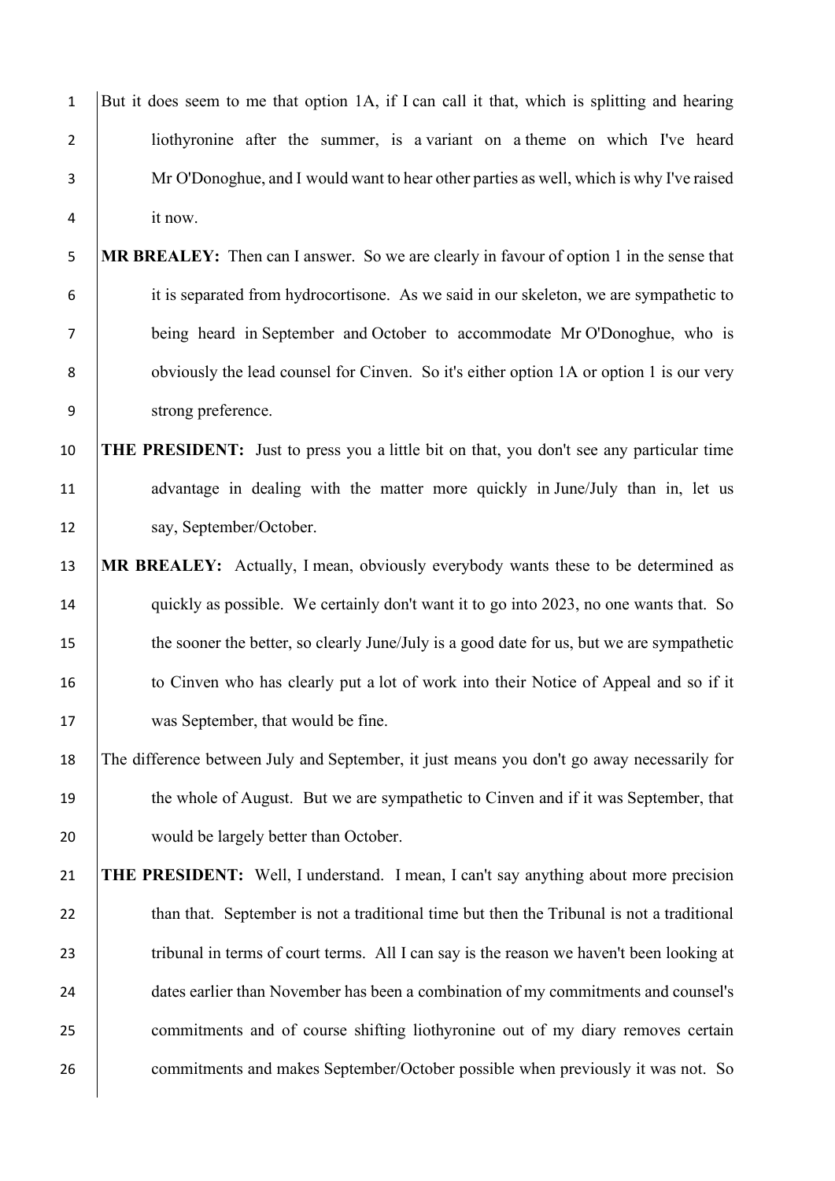But it does seem to me that option 1A, if I can call it that, which is splitting and hearing liothyronine after the summer, is a variant on a theme on which I've heard Mr O'Donoghue, and I would want to hear other parties as well, which is why I've raised it now.

**MR BREALEY:** Then can I answer. So we are clearly in favour of option 1 in the sense that it is separated from hydrocortisone. As we said in our skeleton, we are sympathetic to being heard in September and October to accommodate Mr O'Donoghue, who is obviously the lead counsel for Cinven. So it's either option 1A or option 1 is our very strong preference.

**THE PRESIDENT:** Just to press you a little bit on that, you don't see any particular time advantage in dealing with the matter more quickly in June/July than in, let us say, September/October.

**MR BREALEY:** Actually, I mean, obviously everybody wants these to be determined as quickly as possible. We certainly don't want it to go into 2023, no one wants that. So the sooner the better, so clearly June/July is a good date for us, but we are sympathetic to Cinven who has clearly put a lot of work into their Notice of Appeal and so if it was September, that would be fine.

The difference between July and September, it just means you don't go away necessarily for the whole of August. But we are sympathetic to Cinven and if it was September, that would be largely better than October.

**THE PRESIDENT:** Well, I understand. I mean, I can't say anything about more precision than that. September is not a traditional time but then the Tribunal is not a traditional tribunal in terms of court terms. All I can say is the reason we haven't been looking at dates earlier than November has been a combination of my commitments and counsel's commitments and of course shifting liothyronine out of my diary removes certain commitments and makes September/October possible when previously it was not. So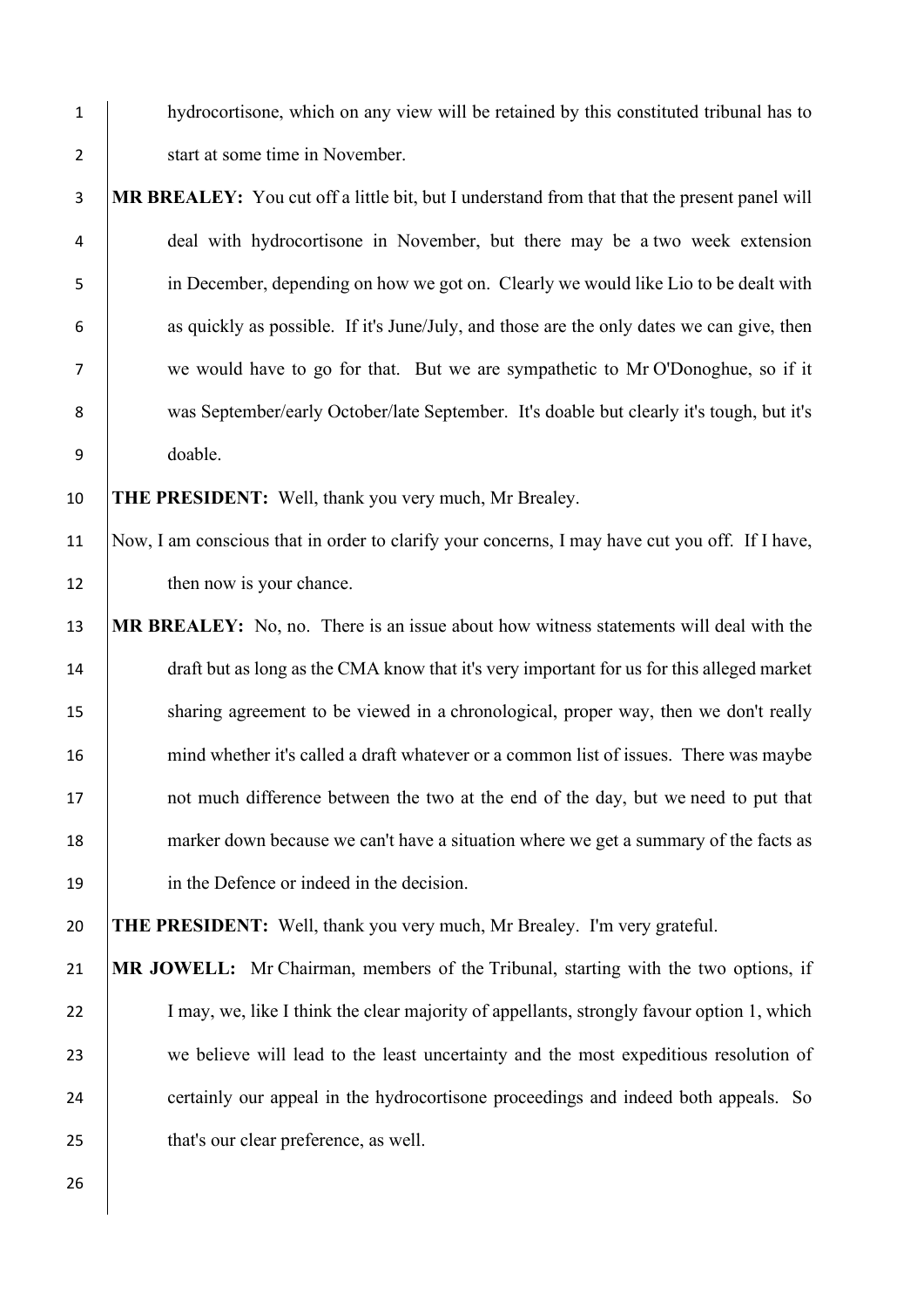hydrocortisone, which on any view will be retained by this constituted tribunal has to start at some time in November.

**MR BREALEY:** You cut off a little bit, but I understand from that that the present panel will deal with hydrocortisone in November, but there may be a two week extension in December, depending on how we got on. Clearly we would like Lio to be dealt with as quickly as possible. If it's June/July, and those are the only dates we can give, then we would have to go for that. But we are sympathetic to Mr O'Donoghue, so if it was September/early October/late September. It's doable but clearly it's tough, but it's doable.

**THE PRESIDENT:** Well, thank you very much, Mr Brealey.

Now, I am conscious that in order to clarify your concerns, I may have cut you off. If I have, then now is your chance.

**MR BREALEY:** No, no. There is an issue about how witness statements will deal with the draft but as long as the CMA know that it's very important for us for this alleged market sharing agreement to be viewed in a chronological, proper way, then we don't really mind whether it's called a draft whatever or a common list of issues. There was maybe not much difference between the two at the end of the day, but we need to put that marker down because we can't have a situation where we get a summary of the facts as in the Defence or indeed in the decision.

**THE PRESIDENT:** Well, thank you very much, Mr Brealey. I'm very grateful.

**MR JOWELL:** Mr Chairman, members of the Tribunal, starting with the two options, if I may, we, like I think the clear majority of appellants, strongly favour option 1, which we believe will lead to the least uncertainty and the most expeditious resolution of certainly our appeal in the hydrocortisone proceedings and indeed both appeals. So that's our clear preference, as well.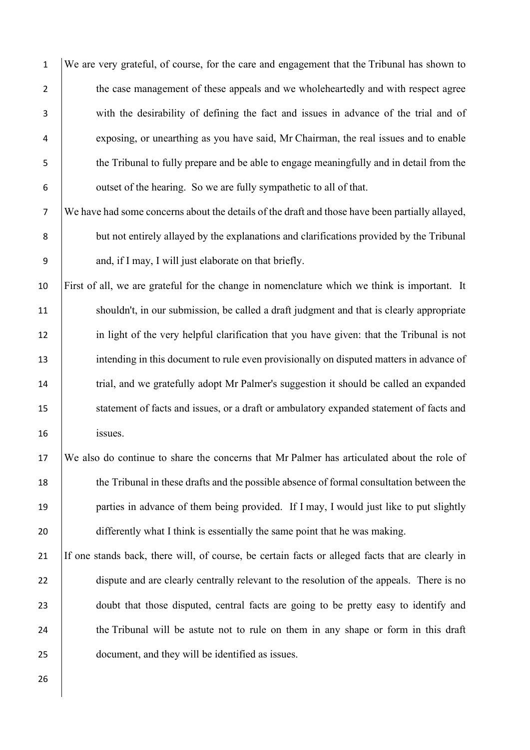We are very grateful, of course, for the care and engagement that the Tribunal has shown to the case management of these appeals and we wholeheartedly and with respect agree with the desirability of defining the fact and issues in advance of the trial and of exposing, or unearthing as you have said, Mr Chairman, the real issues and to enable the Tribunal to fully prepare and be able to engage meaningfully and in detail from the outset of the hearing. So we are fully sympathetic to all of that.

We have had some concerns about the details of the draft and those have been partially allayed, but not entirely allayed by the explanations and clarifications provided by the Tribunal and, if I may, I will just elaborate on that briefly.

First of all, we are grateful for the change in nomenclature which we think is important. It shouldn't, in our submission, be called a draft judgment and that is clearly appropriate in light of the very helpful clarification that you have given: that the Tribunal is not intending in this document to rule even provisionally on disputed matters in advance of trial, and we gratefully adopt Mr Palmer's suggestion it should be called an expanded statement of facts and issues, or a draft or ambulatory expanded statement of facts and issues.

We also do continue to share the concerns that Mr Palmer has articulated about the role of the Tribunal in these drafts and the possible absence of formal consultation between the parties in advance of them being provided. If I may, I would just like to put slightly differently what I think is essentially the same point that he was making.

If one stands back, there will, of course, be certain facts or alleged facts that are clearly in dispute and are clearly centrally relevant to the resolution of the appeals. There is no doubt that those disputed, central facts are going to be pretty easy to identify and the Tribunal will be astute not to rule on them in any shape or form in this draft document, and they will be identified as issues.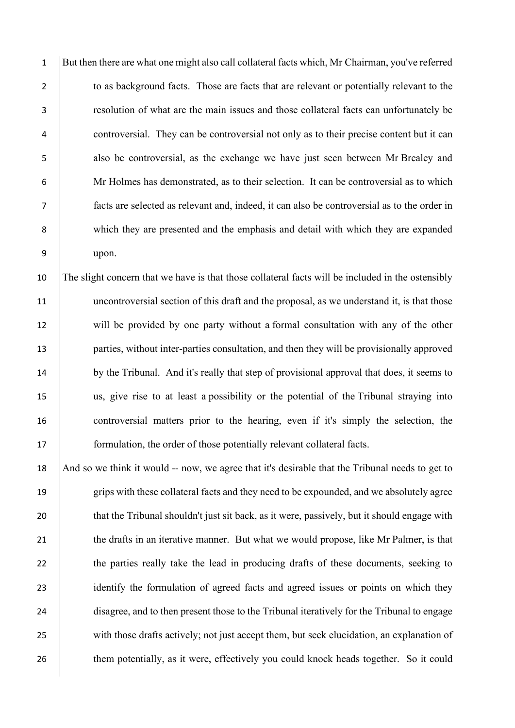But then there are what one might also call collateral facts which, Mr Chairman, you've referred to as background facts. Those are facts that are relevant or potentially relevant to the resolution of what are the main issues and those collateral facts can unfortunately be controversial. They can be controversial not only as to their precise content but it can also be controversial, as the exchange we have just seen between Mr Brealey and Mr Holmes has demonstrated, as to their selection. It can be controversial as to which facts are selected as relevant and, indeed, it can also be controversial as to the order in which they are presented and the emphasis and detail with which they are expanded upon.

The slight concern that we have is that those collateral facts will be included in the ostensibly uncontroversial section of this draft and the proposal, as we understand it, is that those will be provided by one party without a formal consultation with any of the other parties, without inter-parties consultation, and then they will be provisionally approved by the Tribunal. And it's really that step of provisional approval that does, it seems to us, give rise to at least a possibility or the potential of the Tribunal straying into controversial matters prior to the hearing, even if it's simply the selection, the formulation, the order of those potentially relevant collateral facts.

And so we think it would -- now, we agree that it's desirable that the Tribunal needs to get to grips with these collateral facts and they need to be expounded, and we absolutely agree that the Tribunal shouldn't just sit back, as it were, passively, but it should engage with the drafts in an iterative manner. But what we would propose, like Mr Palmer, is that the parties really take the lead in producing drafts of these documents, seeking to identify the formulation of agreed facts and agreed issues or points on which they disagree, and to then present those to the Tribunal iteratively for the Tribunal to engage with those drafts actively; not just accept them, but seek elucidation, an explanation of them potentially, as it were, effectively you could knock heads together. So it could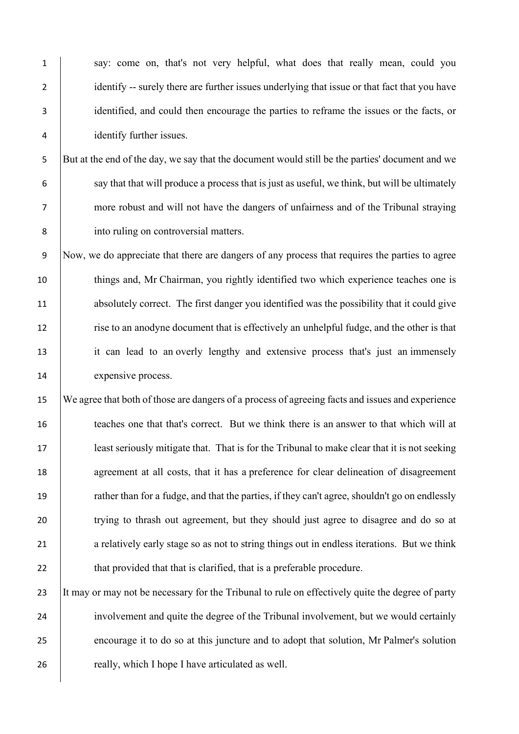say: come on, that's not very helpful, what does that really mean, could you identify -- surely there are further issues underlying that issue or that fact that you have identified, and could then encourage the parties to reframe the issues or the facts, or identify further issues.

But at the end of the day, we say that the document would still be the parties' document and we say that that will produce a process that is just as useful, we think, but will be ultimately more robust and will not have the dangers of unfairness and of the Tribunal straying into ruling on controversial matters.

Now, we do appreciate that there are dangers of any process that requires the parties to agree things and, Mr Chairman, you rightly identified two which experience teaches one is absolutely correct. The first danger you identified was the possibility that it could give rise to an anodyne document that is effectively an unhelpful fudge, and the other is that it can lead to an overly lengthy and extensive process that's just an immensely expensive process.

We agree that both of those are dangers of a process of agreeing facts and issues and experience teaches one that that's correct. But we think there is an answer to that which will at least seriously mitigate that. That is for the Tribunal to make clear that it is not seeking agreement at all costs, that it has a preference for clear delineation of disagreement rather than for a fudge, and that the parties, if they can't agree, shouldn't go on endlessly trying to thrash out agreement, but they should just agree to disagree and do so at a relatively early stage so as not to string things out in endless iterations. But we think that provided that that is clarified, that is a preferable procedure.

It may or may not be necessary for the Tribunal to rule on effectively quite the degree of party involvement and quite the degree of the Tribunal involvement, but we would certainly encourage it to do so at this juncture and to adopt that solution, Mr Palmer's solution really, which I hope I have articulated as well.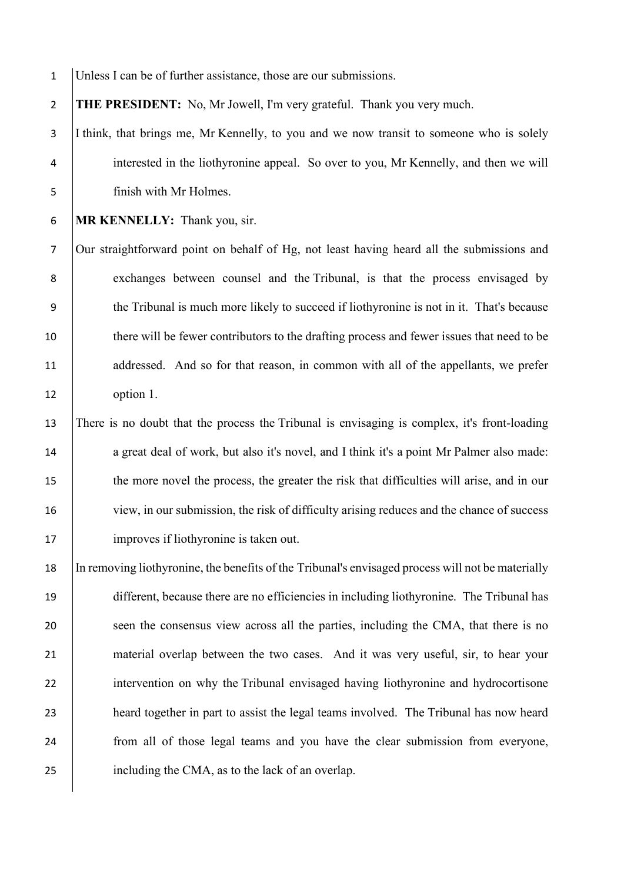Unless I can be of further assistance, those are our submissions.

**THE PRESIDENT:** No, Mr Jowell, I'm very grateful. Thank you very much.

I think, that brings me, Mr Kennelly, to you and we now transit to someone who is solely interested in the liothyronine appeal. So over to you, Mr Kennelly, and then we will finish with Mr Holmes.

**MR KENNELLY:** Thank you, sir.

Our straightforward point on behalf of Hg, not least having heard all the submissions and exchanges between counsel and the Tribunal, is that the process envisaged by the Tribunal is much more likely to succeed if liothyronine is not in it. That's because there will be fewer contributors to the drafting process and fewer issues that need to be addressed. And so for that reason, in common with all of the appellants, we prefer option 1.

There is no doubt that the process the Tribunal is envisaging is complex, it's front-loading a great deal of work, but also it's novel, and I think it's a point Mr Palmer also made: the more novel the process, the greater the risk that difficulties will arise, and in our view, in our submission, the risk of difficulty arising reduces and the chance of success improves if liothyronine is taken out.

In removing liothyronine, the benefits of the Tribunal's envisaged process will not be materially different, because there are no efficiencies in including liothyronine. The Tribunal has seen the consensus view across all the parties, including the CMA, that there is no material overlap between the two cases. And it was very useful, sir, to hear your intervention on why the Tribunal envisaged having liothyronine and hydrocortisone heard together in part to assist the legal teams involved. The Tribunal has now heard from all of those legal teams and you have the clear submission from everyone, including the CMA, as to the lack of an overlap.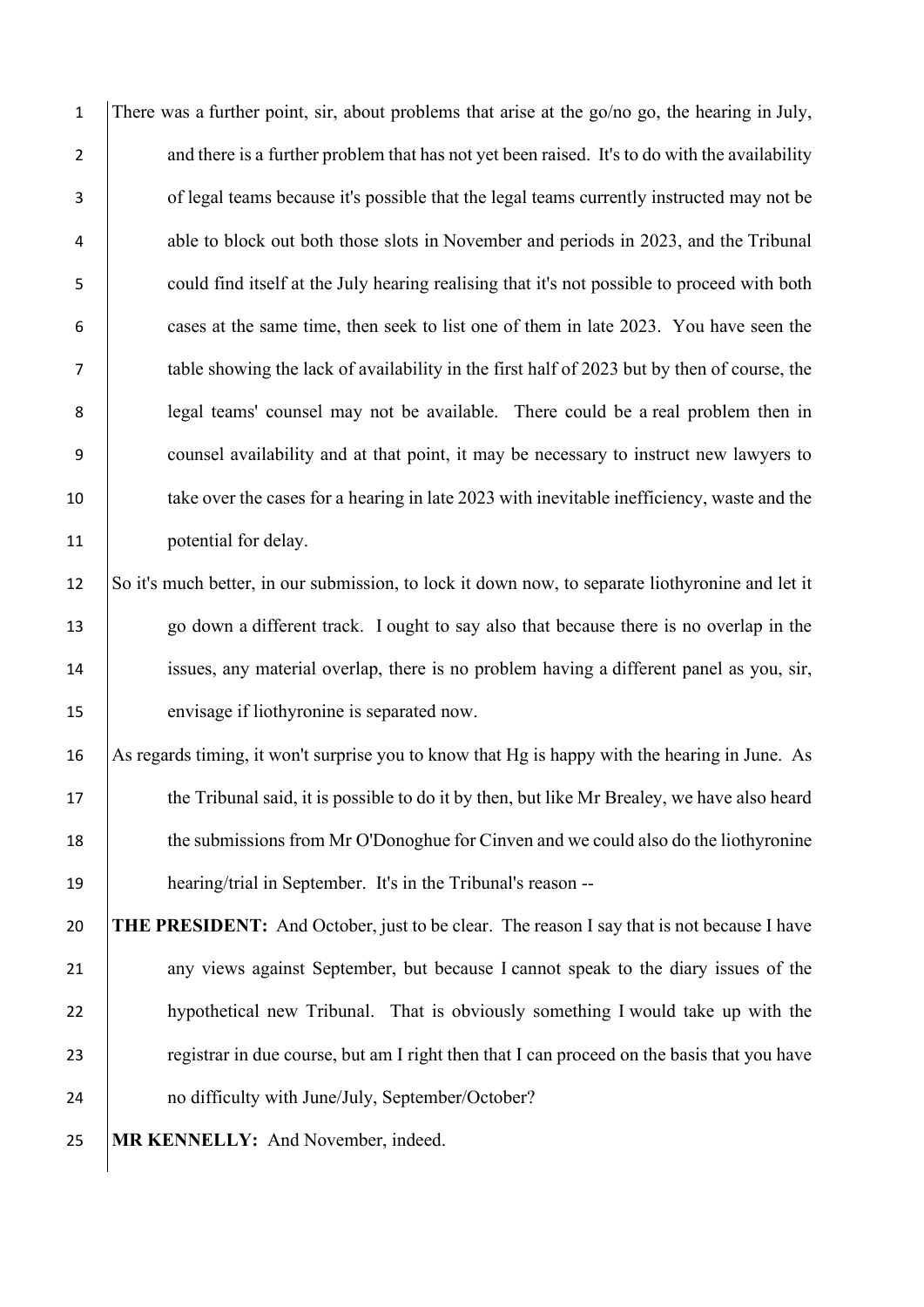There was a further point, sir, about problems that arise at the go/no go, the hearing in July, and there is a further problem that has not yet been raised. It's to do with the availability of legal teams because it's possible that the legal teams currently instructed may not be able to block out both those slots in November and periods in 2023, and the Tribunal could find itself at the July hearing realising that it's not possible to proceed with both cases at the same time, then seek to list one of them in late 2023. You have seen the table showing the lack of availability in the first half of 2023 but by then of course, the legal teams' counsel may not be available. There could be a real problem then in counsel availability and at that point, it may be necessary to instruct new lawyers to take over the cases for a hearing in late 2023 with inevitable inefficiency, waste and the potential for delay.

So it's much better, in our submission, to lock it down now, to separate liothyronine and let it go down a different track. I ought to say also that because there is no overlap in the issues, any material overlap, there is no problem having a different panel as you, sir, envisage if liothyronine is separated now.

As regards timing, it won't surprise you to know that Hg is happy with the hearing in June. As the Tribunal said, it is possible to do it by then, but like Mr Brealey, we have also heard the submissions from Mr O'Donoghue for Cinven and we could also do the liothyronine hearing/trial in September. It's in the Tribunal's reason --

**THE PRESIDENT:** And October, just to be clear. The reason I say that is not because I have any views against September, but because I cannot speak to the diary issues of the hypothetical new Tribunal. That is obviously something I would take up with the registrar in due course, but am I right then that I can proceed on the basis that you have no difficulty with June/July, September/October?

**MR KENNELLY:** And November, indeed.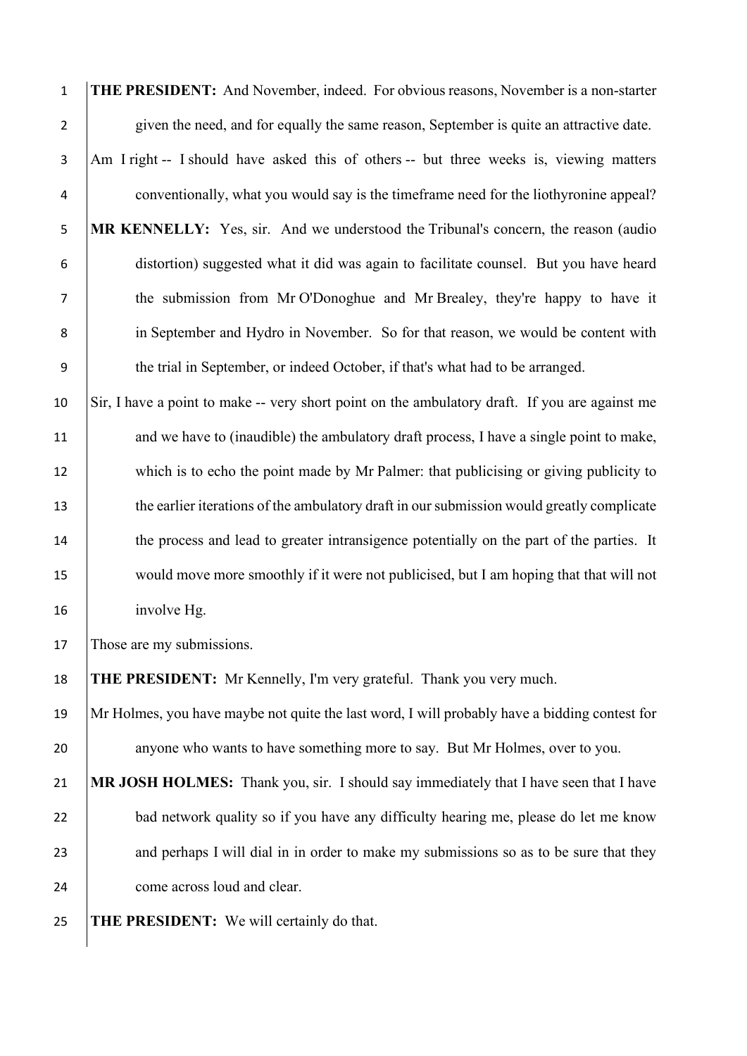**THE PRESIDENT:** And November, indeed. For obvious reasons, November is a non-starter given the need, and for equally the same reason, September is quite an attractive date.

Am I right -- I should have asked this of others -- but three weeks is, viewing matters conventionally, what you would say is the timeframe need for the liothyronine appeal?

**MR KENNELLY:** Yes, sir. And we understood the Tribunal's concern, the reason (audio distortion) suggested what it did was again to facilitate counsel. But you have heard the submission from Mr O'Donoghue and Mr Brealey, they're happy to have it in September and Hydro in November. So for that reason, we would be content with the trial in September, or indeed October, if that's what had to be arranged.

Sir, I have a point to make -- very short point on the ambulatory draft. If you are against me and we have to (inaudible) the ambulatory draft process, I have a single point to make, which is to echo the point made by Mr Palmer: that publicising or giving publicity to the earlier iterations of the ambulatory draft in our submission would greatly complicate the process and lead to greater intransigence potentially on the part of the parties. It would move more smoothly if it were not publicised, but I am hoping that that will not involve Hg.

Those are my submissions.

**THE PRESIDENT:** Mr Kennelly, I'm very grateful. Thank you very much.

Mr Holmes, you have maybe not quite the last word, I will probably have a bidding contest for anyone who wants to have something more to say. But Mr Holmes, over to you.

**MR JOSH HOLMES:** Thank you, sir. I should say immediately that I have seen that I have bad network quality so if you have any difficulty hearing me, please do let me know and perhaps I will dial in in order to make my submissions so as to be sure that they come across loud and clear.

**THE PRESIDENT:** We will certainly do that.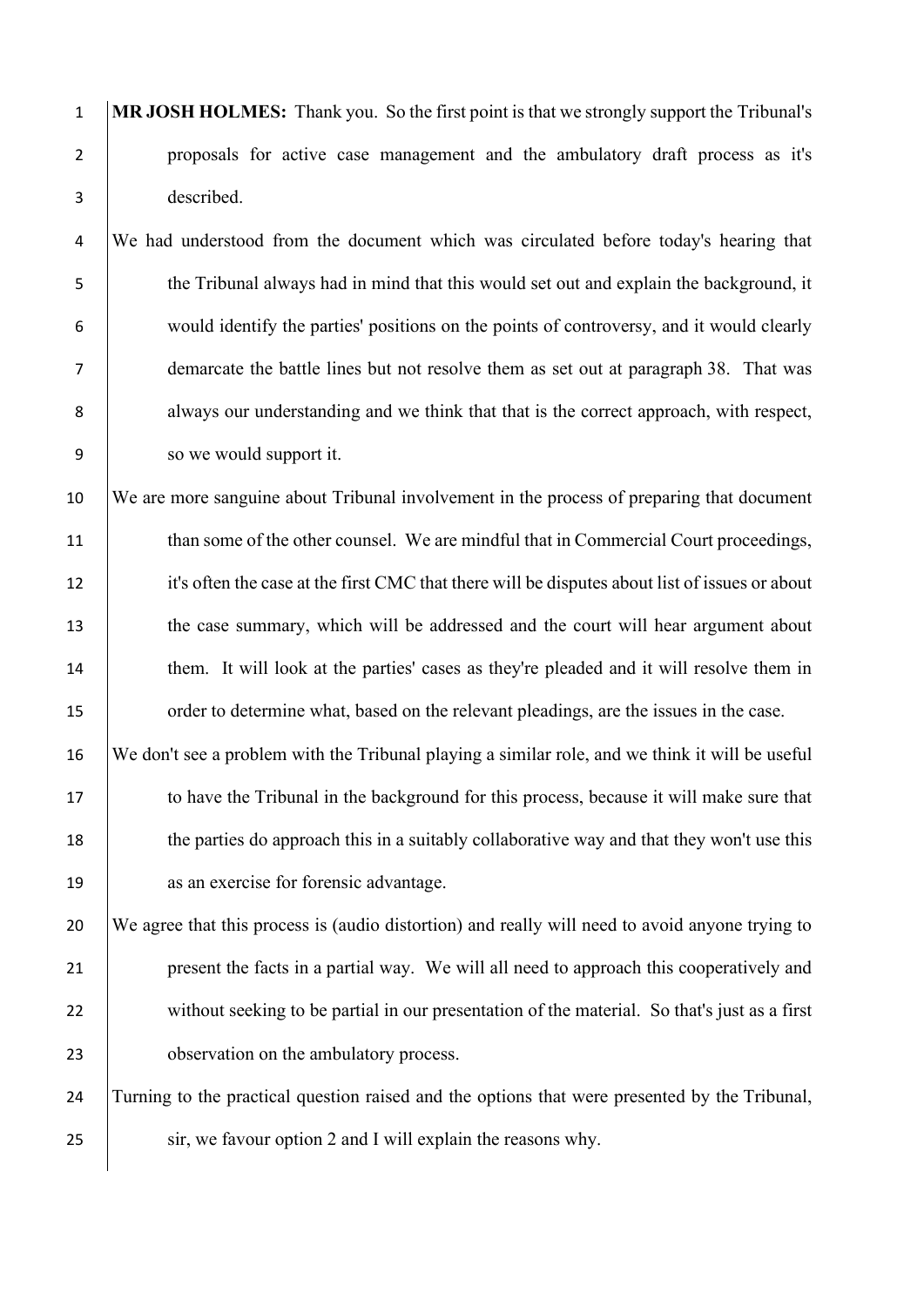**MR JOSH HOLMES:** Thank you. So the first point is that we strongly support the Tribunal's proposals for active case management and the ambulatory draft process as it's described.

We had understood from the document which was circulated before today's hearing that the Tribunal always had in mind that this would set out and explain the background, it would identify the parties' positions on the points of controversy, and it would clearly demarcate the battle lines but not resolve them as set out at paragraph 38. That was always our understanding and we think that that is the correct approach, with respect, so we would support it.

We are more sanguine about Tribunal involvement in the process of preparing that document than some of the other counsel. We are mindful that in Commercial Court proceedings, it's often the case at the first CMC that there will be disputes about list of issues or about the case summary, which will be addressed and the court will hear argument about them. It will look at the parties' cases as they're pleaded and it will resolve them in order to determine what, based on the relevant pleadings, are the issues in the case.

We don't see a problem with the Tribunal playing a similar role, and we think it will be useful to have the Tribunal in the background for this process, because it will make sure that the parties do approach this in a suitably collaborative way and that they won't use this as an exercise for forensic advantage.

We agree that this process is (audio distortion) and really will need to avoid anyone trying to present the facts in a partial way. We will all need to approach this cooperatively and without seeking to be partial in our presentation of the material. So that's just as a first observation on the ambulatory process.

Turning to the practical question raised and the options that were presented by the Tribunal, sir, we favour option 2 and I will explain the reasons why.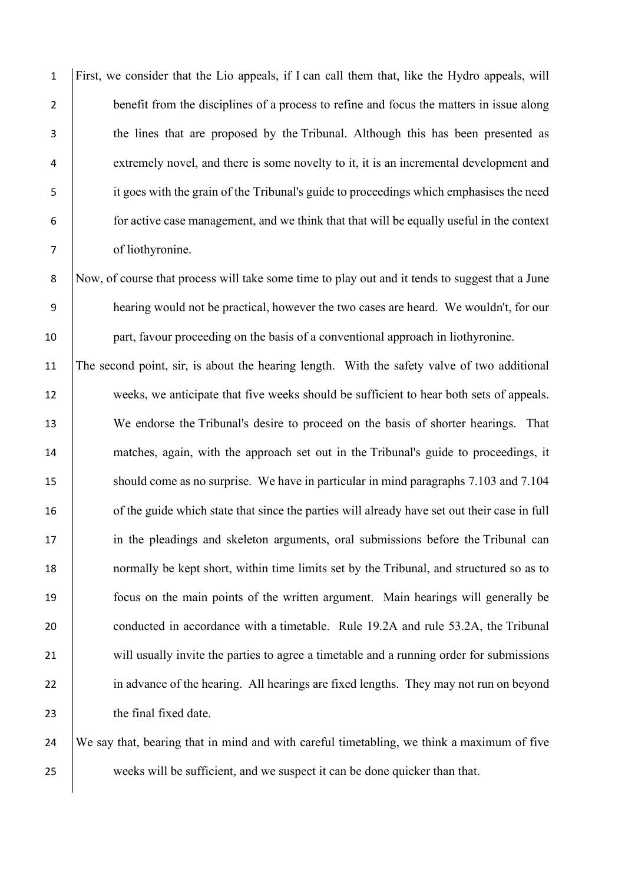First, we consider that the Lio appeals, if I can call them that, like the Hydro appeals, will benefit from the disciplines of a process to refine and focus the matters in issue along the lines that are proposed by the Tribunal. Although this has been presented as extremely novel, and there is some novelty to it, it is an incremental development and it goes with the grain of the Tribunal's guide to proceedings which emphasises the need for active case management, and we think that that will be equally useful in the context of liothyronine.

Now, of course that process will take some time to play out and it tends to suggest that a June hearing would not be practical, however the two cases are heard. We wouldn't, for our part, favour proceeding on the basis of a conventional approach in liothyronine.

The second point, sir, is about the hearing length. With the safety valve of two additional weeks, we anticipate that five weeks should be sufficient to hear both sets of appeals. We endorse the Tribunal's desire to proceed on the basis of shorter hearings. That matches, again, with the approach set out in the Tribunal's guide to proceedings, it should come as no surprise. We have in particular in mind paragraphs 7.103 and 7.104 of the guide which state that since the parties will already have set out their case in full in the pleadings and skeleton arguments, oral submissions before the Tribunal can normally be kept short, within time limits set by the Tribunal, and structured so as to focus on the main points of the written argument. Main hearings will generally be conducted in accordance with a timetable. Rule 19.2A and rule 53.2A, the Tribunal will usually invite the parties to agree a timetable and a running order for submissions in advance of the hearing. All hearings are fixed lengths. They may not run on beyond the final fixed date.

We say that, bearing that in mind and with careful timetabling, we think a maximum of five weeks will be sufficient, and we suspect it can be done quicker than that.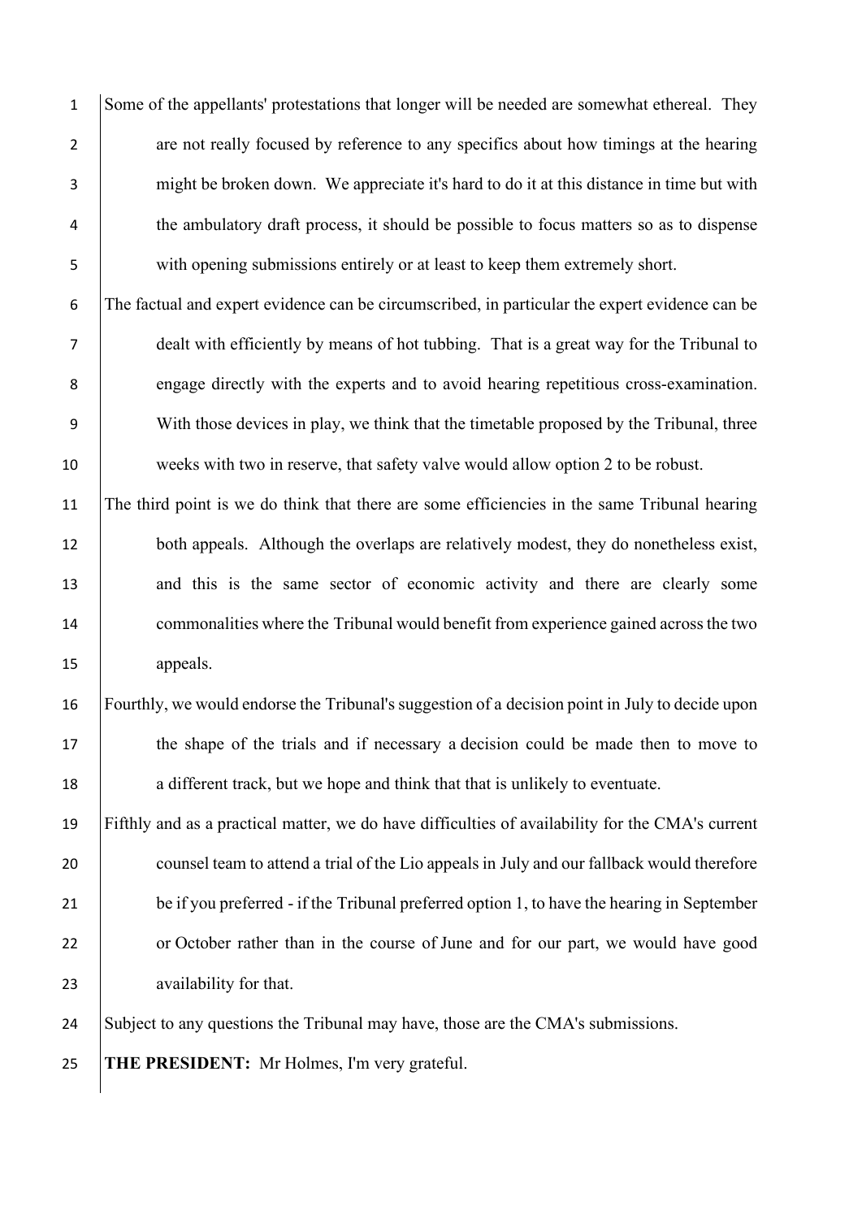Some of the appellants' protestations that longer will be needed are somewhat ethereal. They are not really focused by reference to any specifics about how timings at the hearing might be broken down. We appreciate it's hard to do it at this distance in time but with the ambulatory draft process, it should be possible to focus matters so as to dispense with opening submissions entirely or at least to keep them extremely short.

The factual and expert evidence can be circumscribed, in particular the expert evidence can be dealt with efficiently by means of hot tubbing. That is a great way for the Tribunal to engage directly with the experts and to avoid hearing repetitious cross-examination. With those devices in play, we think that the timetable proposed by the Tribunal, three weeks with two in reserve, that safety valve would allow option 2 to be robust.

The third point is we do think that there are some efficiencies in the same Tribunal hearing both appeals. Although the overlaps are relatively modest, they do nonetheless exist, and this is the same sector of economic activity and there are clearly some commonalities where the Tribunal would benefit from experience gained across the two appeals.

Fourthly, we would endorse the Tribunal's suggestion of a decision point in July to decide upon the shape of the trials and if necessary a decision could be made then to move to a different track, but we hope and think that that is unlikely to eventuate.

Fifthly and as a practical matter, we do have difficulties of availability for the CMA's current counsel team to attend a trial of the Lio appeals in July and our fallback would therefore be if you preferred - if the Tribunal preferred option 1, to have the hearing in September or October rather than in the course of June and for our part, we would have good availability for that.

Subject to any questions the Tribunal may have, those are the CMA's submissions.

**THE PRESIDENT:** Mr Holmes, I'm very grateful.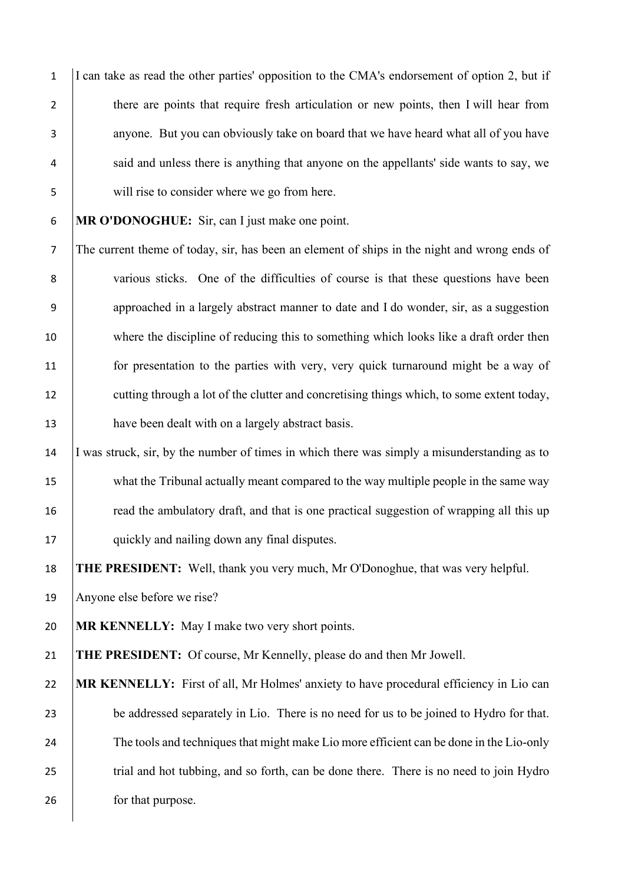I can take as read the other parties' opposition to the CMA's endorsement of option 2, but if there are points that require fresh articulation or new points, then I will hear from anyone. But you can obviously take on board that we have heard what all of you have said and unless there is anything that anyone on the appellants' side wants to say, we will rise to consider where we go from here.

**MR O'DONOGHUE:** Sir, can I just make one point.

The current theme of today, sir, has been an element of ships in the night and wrong ends of various sticks. One of the difficulties of course is that these questions have been approached in a largely abstract manner to date and I do wonder, sir, as a suggestion where the discipline of reducing this to something which looks like a draft order then for presentation to the parties with very, very quick turnaround might be a way of cutting through a lot of the clutter and concretising things which, to some extent today, have been dealt with on a largely abstract basis.

I was struck, sir, by the number of times in which there was simply a misunderstanding as to what the Tribunal actually meant compared to the way multiple people in the same way read the ambulatory draft, and that is one practical suggestion of wrapping all this up quickly and nailing down any final disputes.

**THE PRESIDENT:** Well, thank you very much, Mr O'Donoghue, that was very helpful.

Anyone else before we rise?

**MR KENNELLY:** May I make two very short points.

**THE PRESIDENT:** Of course, Mr Kennelly, please do and then Mr Jowell.

**MR KENNELLY:** First of all, Mr Holmes' anxiety to have procedural efficiency in Lio can be addressed separately in Lio. There is no need for us to be joined to Hydro for that. The tools and techniques that might make Lio more efficient can be done in the Lio-only trial and hot tubbing, and so forth, can be done there. There is no need to join Hydro for that purpose.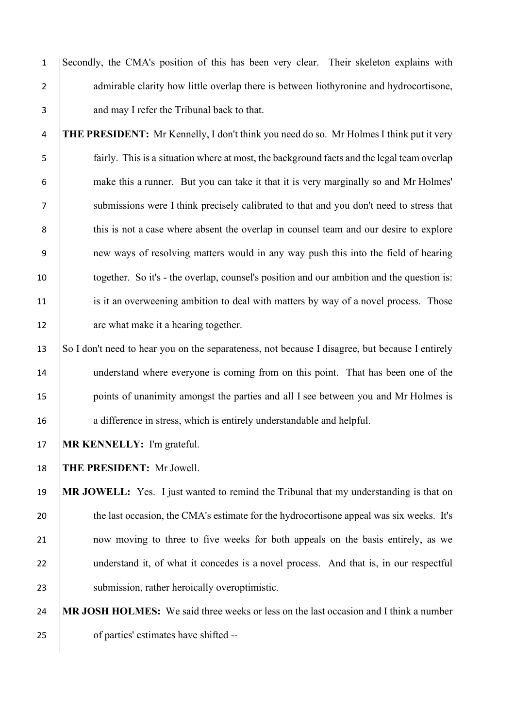Secondly, the CMA's position of this has been very clear. Their skeleton explains with admirable clarity how little overlap there is between liothyronine and hydrocortisone, and may I refer the Tribunal back to that.

**THE PRESIDENT:** Mr Kennelly, I don't think you need do so. Mr Holmes I think put it very fairly. This is a situation where at most, the background facts and the legal team overlap make this a runner. But you can take it that it is very marginally so and Mr Holmes' submissions were I think precisely calibrated to that and you don't need to stress that this is not a case where absent the overlap in counsel team and our desire to explore new ways of resolving matters would in any way push this into the field of hearing together. So it's - the overlap, counsel's position and our ambition and the question is: is it an overweening ambition to deal with matters by way of a novel process. Those are what make it a hearing together.

So I don't need to hear you on the separateness, not because I disagree, but because I entirely understand where everyone is coming from on this point. That has been one of the points of unanimity amongst the parties and all I see between you and Mr Holmes is a difference in stress, which is entirely understandable and helpful.

**MR KENNELLY:** I'm grateful.

**THE PRESIDENT:** Mr Jowell.

**MR JOWELL:** Yes. I just wanted to remind the Tribunal that my understanding is that on the last occasion, the CMA's estimate for the hydrocortisone appeal was six weeks. It's now moving to three to five weeks for both appeals on the basis entirely, as we understand it, of what it concedes is a novel process. And that is, in our respectful submission, rather heroically overoptimistic.

**MR JOSH HOLMES:** We said three weeks or less on the last occasion and I think a number of parties' estimates have shifted --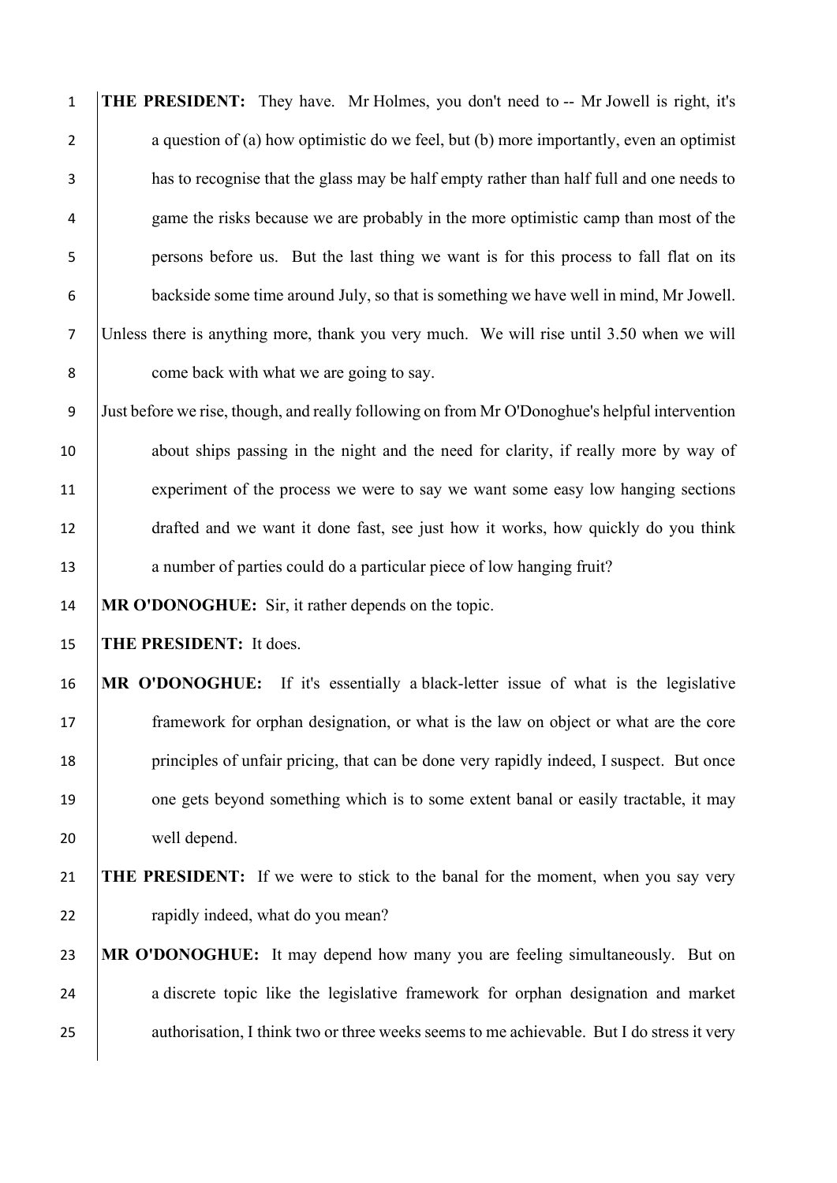**THE PRESIDENT:** They have. Mr Holmes, you don't need to -- Mr Jowell is right, it's a question of (a) how optimistic do we feel, but (b) more importantly, even an optimist has to recognise that the glass may be half empty rather than half full and one needs to game the risks because we are probably in the more optimistic camp than most of the persons before us. But the last thing we want is for this process to fall flat on its backside some time around July, so that is something we have well in mind, Mr Jowell.

Unless there is anything more, thank you very much. We will rise until 3.50 when we will come back with what we are going to say.

Just before we rise, though, and really following on from Mr O'Donoghue's helpful intervention about ships passing in the night and the need for clarity, if really more by way of experiment of the process we were to say we want some easy low hanging sections drafted and we want it done fast, see just how it works, how quickly do you think a number of parties could do a particular piece of low hanging fruit?

**MR O'DONOGHUE:** Sir, it rather depends on the topic.

**THE PRESIDENT:** It does.

**MR O'DONOGHUE:** If it's essentially a black-letter issue of what is the legislative framework for orphan designation, or what is the law on object or what are the core principles of unfair pricing, that can be done very rapidly indeed, I suspect. But once one gets beyond something which is to some extent banal or easily tractable, it may well depend.

**THE PRESIDENT:** If we were to stick to the banal for the moment, when you say very rapidly indeed, what do you mean?

**MR O'DONOGHUE:** It may depend how many you are feeling simultaneously. But on a discrete topic like the legislative framework for orphan designation and market authorisation, I think two or three weeks seems to me achievable. But I do stress it very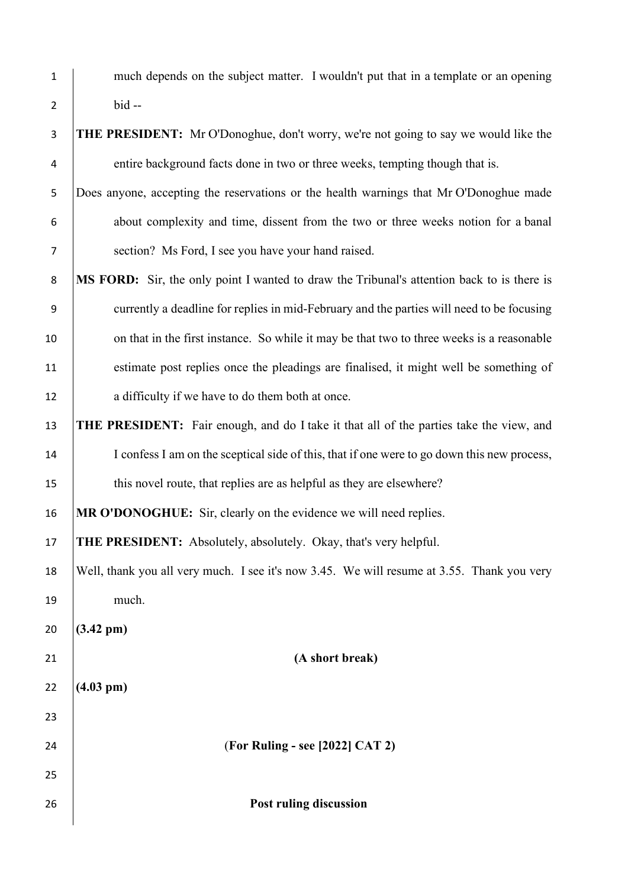much depends on the subject matter. I wouldn't put that in a template or an opening bid --

**THE PRESIDENT:** Mr O'Donoghue, don't worry, we're not going to say we would like the entire background facts done in two or three weeks, tempting though that is.

Does anyone, accepting the reservations or the health warnings that Mr O'Donoghue made about complexity and time, dissent from the two or three weeks notion for a banal section? Ms Ford, I see you have your hand raised.

**MS FORD:** Sir, the only point I wanted to draw the Tribunal's attention back to is there is currently a deadline for replies in mid-February and the parties will need to be focusing on that in the first instance. So while it may be that two to three weeks is a reasonable estimate post replies once the pleadings are finalised, it might well be something of a difficulty if we have to do them both at once.

**THE PRESIDENT:** Fair enough, and do I take it that all of the parties take the view, and I confess I am on the sceptical side of this, that if one were to go down this new process, this novel route, that replies are as helpful as they are elsewhere?

**MR O'DONOGHUE:** Sir, clearly on the evidence we will need replies.

**THE PRESIDENT:** Absolutely, absolutely. Okay, that's very helpful.

Well, thank you all very much. I see it's now 3.45. We will resume at 3.55. Thank you very much.

**(3.42 pm)**

**(A short break)**

**(4.03 pm)**

(**For Ruling - see [2022] CAT 2)**

**Post ruling discussion**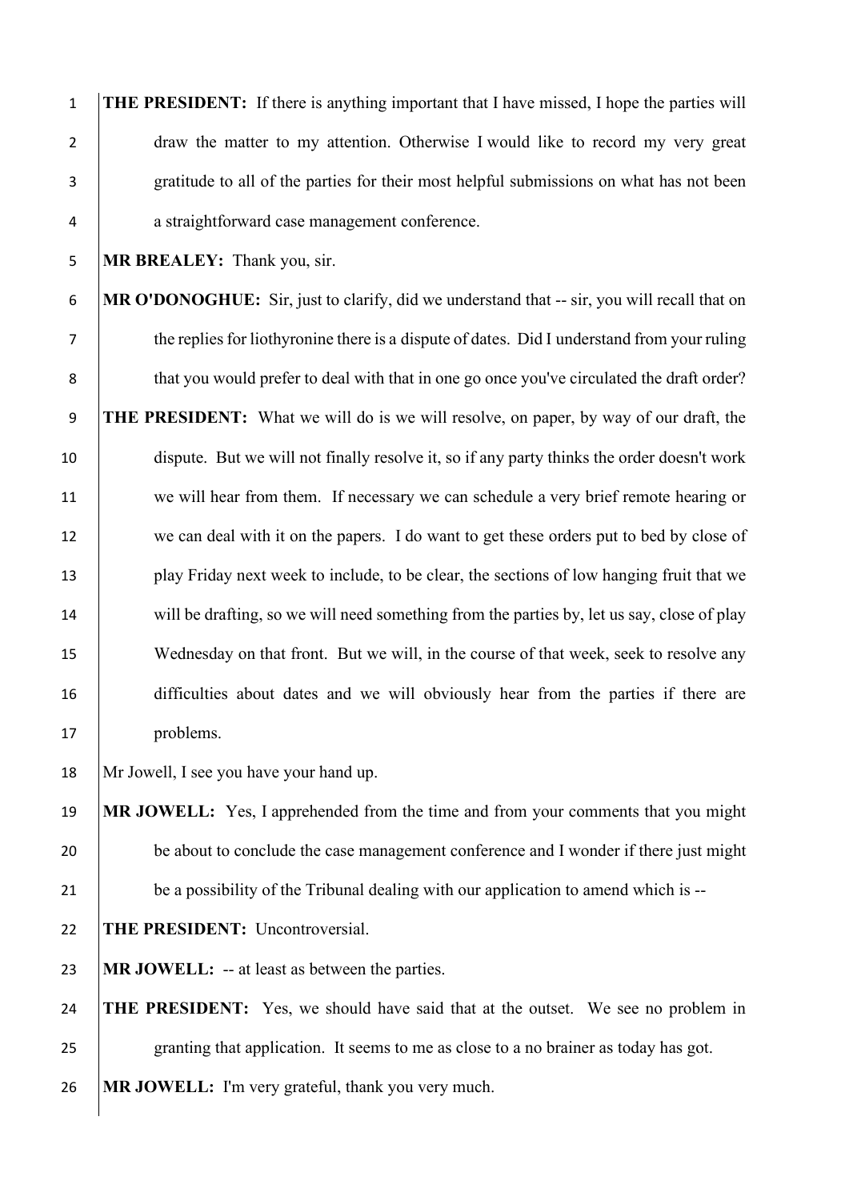**THE PRESIDENT:** If there is anything important that I have missed, I hope the parties will draw the matter to my attention. Otherwise I would like to record my very great gratitude to all of the parties for their most helpful submissions on what has not been a straightforward case management conference.

**MR BREALEY:** Thank you, sir.

**MR O'DONOGHUE:** Sir, just to clarify, did we understand that -- sir, you will recall that on the replies for liothyronine there is a dispute of dates. Did I understand from your ruling that you would prefer to deal with that in one go once you've circulated the draft order?

**THE PRESIDENT:** What we will do is we will resolve, on paper, by way of our draft, the dispute. But we will not finally resolve it, so if any party thinks the order doesn't work we will hear from them. If necessary we can schedule a very brief remote hearing or we can deal with it on the papers. I do want to get these orders put to bed by close of play Friday next week to include, to be clear, the sections of low hanging fruit that we will be drafting, so we will need something from the parties by, let us say, close of play Wednesday on that front. But we will, in the course of that week, seek to resolve any difficulties about dates and we will obviously hear from the parties if there are problems.

Mr Jowell, I see you have your hand up.

**MR JOWELL:** Yes, I apprehended from the time and from your comments that you might be about to conclude the case management conference and I wonder if there just might be a possibility of the Tribunal dealing with our application to amend which is --

**THE PRESIDENT:** Uncontroversial.

**MR JOWELL:** -- at least as between the parties.

**THE PRESIDENT:** Yes, we should have said that at the outset. We see no problem in granting that application. It seems to me as close to a no brainer as today has got.

**MR JOWELL:** I'm very grateful, thank you very much.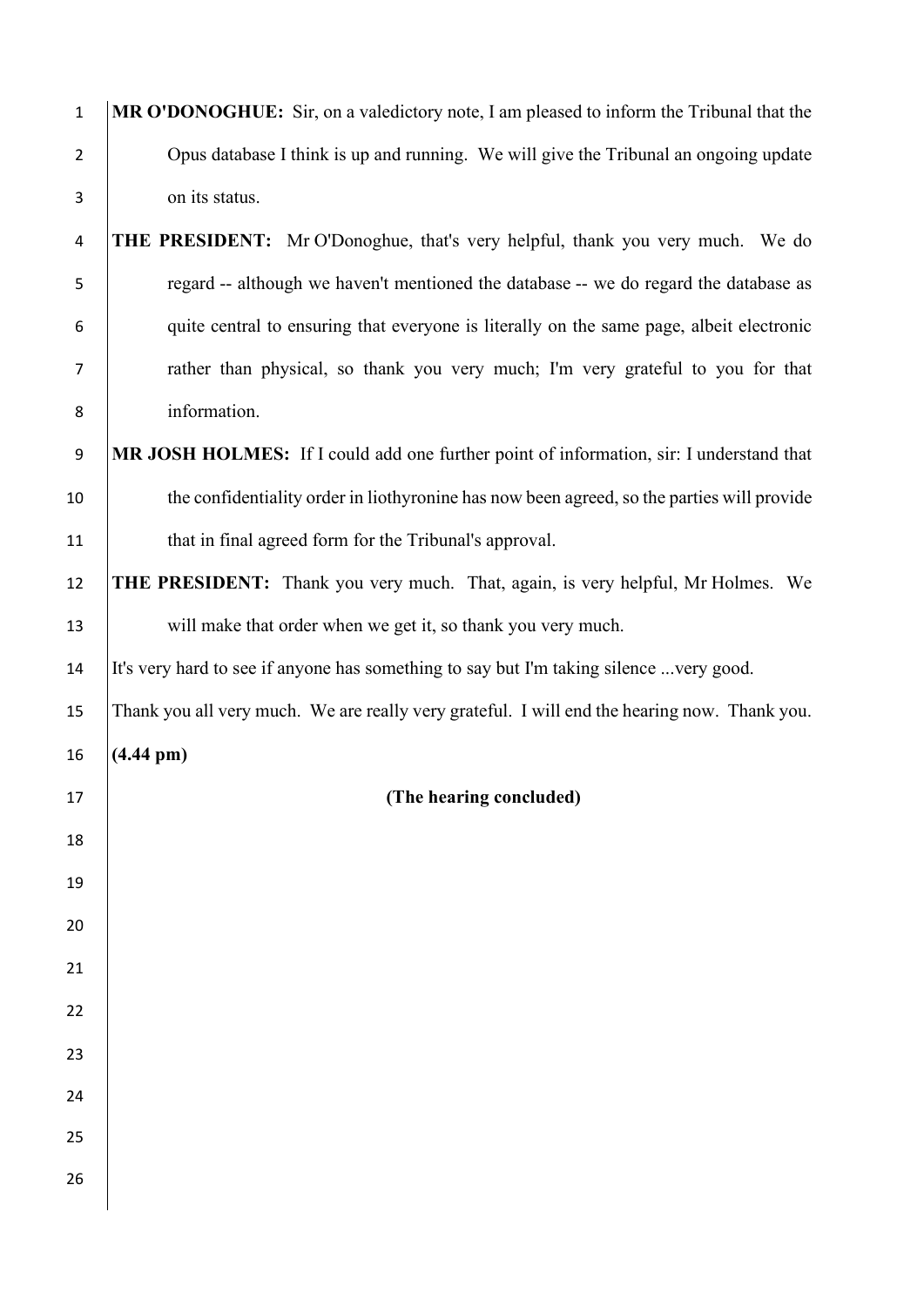**MR O'DONOGHUE:** Sir, on a valedictory note, I am pleased to inform the Tribunal that the Opus database I think is up and running. We will give the Tribunal an ongoing update on its status.

**THE PRESIDENT:** Mr O'Donoghue, that's very helpful, thank you very much. We do regard -- although we haven't mentioned the database -- we do regard the database as quite central to ensuring that everyone is literally on the same page, albeit electronic rather than physical, so thank you very much; I'm very grateful to you for that information.

**MR JOSH HOLMES:** If I could add one further point of information, sir: I understand that the confidentiality order in liothyronine has now been agreed, so the parties will provide that in final agreed form for the Tribunal's approval.

**THE PRESIDENT:** Thank you very much. That, again, is very helpful, Mr Holmes. We will make that order when we get it, so thank you very much.

It's very hard to see if anyone has something to say but I'm taking silence ...very good.

Thank you all very much. We are really very grateful. I will end the hearing now. Thank you.

**(4.44 pm)**

**(The hearing concluded)**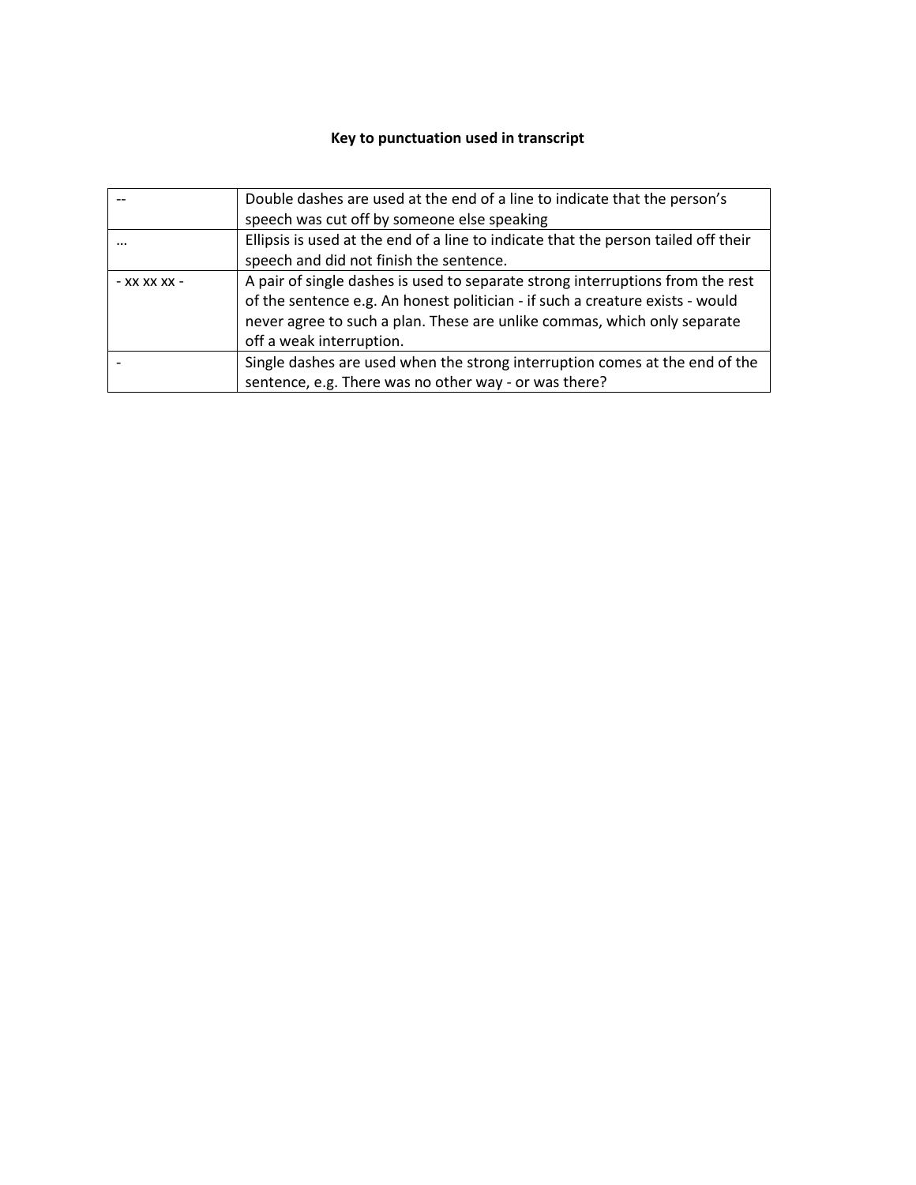**Key to punctuation used in transcript**

| | |
|---|---|
| -- | Double dashes are used at the end of a line to indicate that the person's speech was cut off by someone else speaking |
| … | Ellipsis is used at the end of a line to indicate that the person tailed off their speech and did not finish the sentence. |
| - xx xx xx - | A pair of single dashes is used to separate strong interruptions from the rest of the sentence e.g. An honest politician - if such a creature exists - would never agree to such a plan. These are unlike commas, which only separate off a weak interruption. |
| - | Single dashes are used when the strong interruption comes at the end of the sentence, e.g. There was no other way - or was there? |